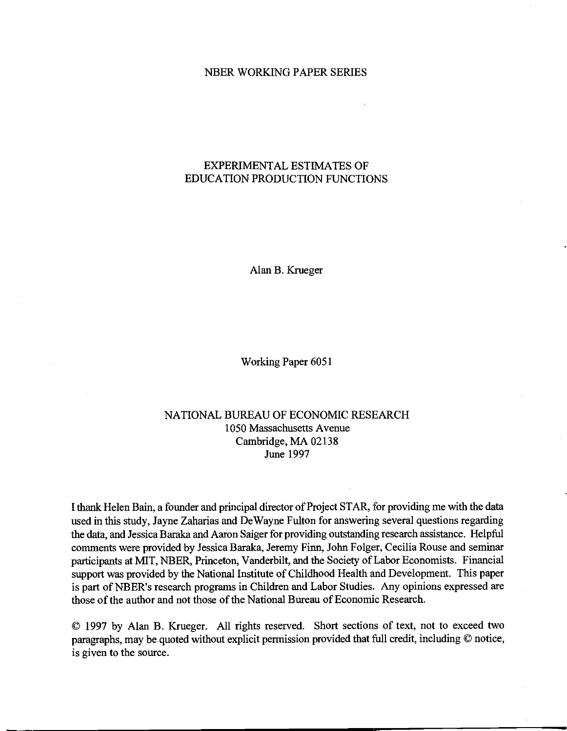NBER WORKING PAPER SERIES

# EXPERIMENTAL ESTIMATES OF EDUCATION PRODUCTION FUNCTIONS

Alan B. Krueger

Working Paper 6051

NATIONAL BUREAU OF ECONOMIC RESEARCH
1050 Massachusetts Avenue
Cambridge, MA 02138
June 1997

I thank Helen Bain, a founder and principal director of Project STAR, for providing me with the data used in this study, Jayne Zaharias and DeWayne Fulton for answering several questions regarding the data, and Jessica Baraka and Aaron Saiger for providing outstanding research assistance. Helpful comments were provided by Jessica Baraka, Jeremy Finn, John Folger, Cecilia Rouse and seminar participants at MIT, NBER, Princeton, Vanderbilt, and the Society of Labor Economists. Financial support was provided by the National Institute of Childhood Health and Development. This paper is part of NBER's research programs in Children and Labor Studies. Any opinions expressed are those of the author and not those of the National Bureau of Economic Research.

© 1997 by Alan B. Krueger. All rights reserved. Short sections of text, not to exceed two paragraphs, may be quoted without explicit permission provided that full credit, including © notice, is given to the source.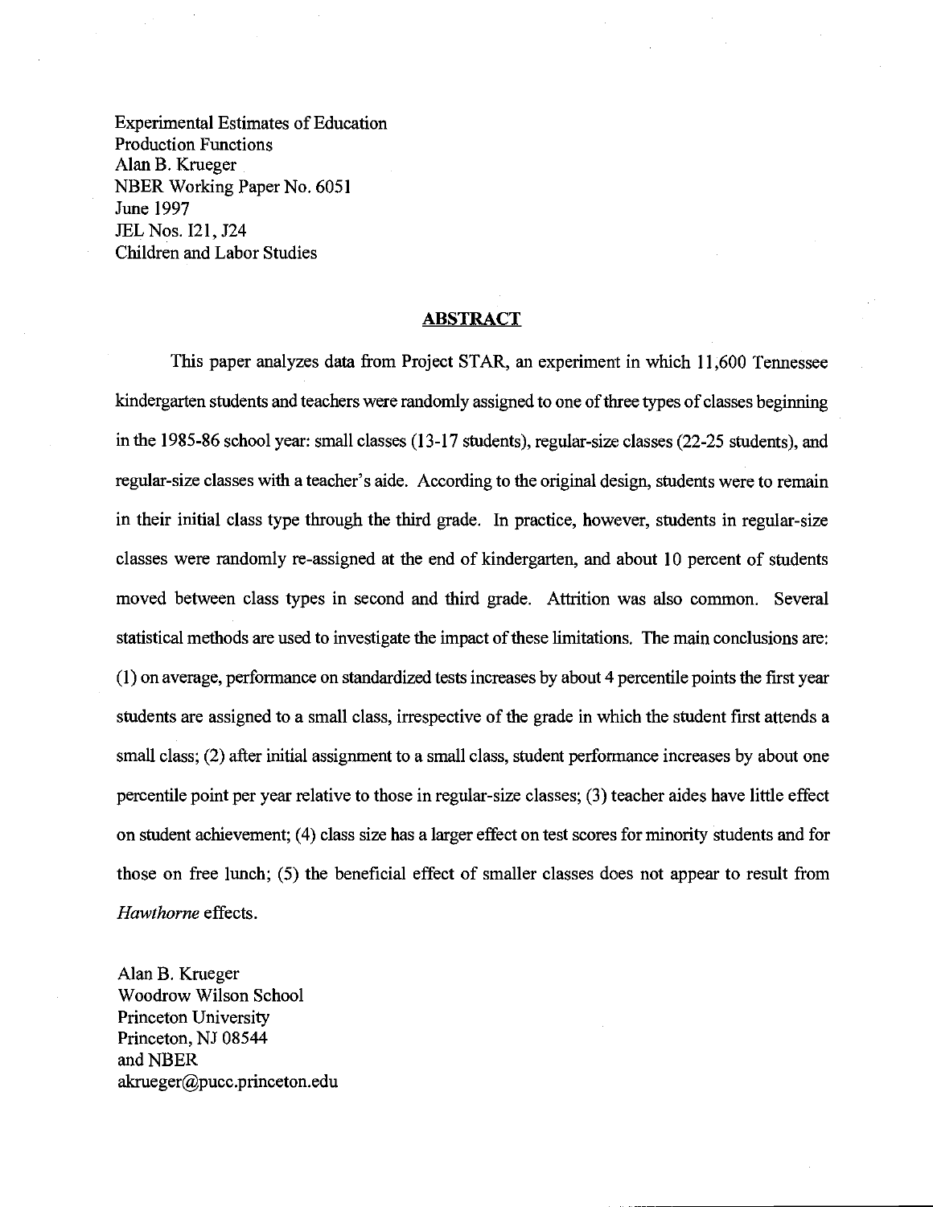Experimental Estimates of Education
Production Functions
Alan B. Krueger
NBER Working Paper No. 6051
June 1997
JEL Nos. I21, J24
Children and Labor Studies

## ABSTRACT

This paper analyzes data from Project STAR, an experiment in which 11,600 Tennessee kindergarten students and teachers were randomly assigned to one of three types of classes beginning in the 1985-86 school year: small classes (13-17 students), regular-size classes (22-25 students), and regular-size classes with a teacher's aide. According to the original design, students were to remain in their initial class type through the third grade. In practice, however, students in regular-size classes were randomly re-assigned at the end of kindergarten, and about 10 percent of students moved between class types in second and third grade. Attrition was also common. Several statistical methods are used to investigate the impact of these limitations. The main conclusions are: (1) on average, performance on standardized tests increases by about 4 percentile points the first year students are assigned to a small class, irrespective of the grade in which the student first attends a small class; (2) after initial assignment to a small class, student performance increases by about one percentile point per year relative to those in regular-size classes; (3) teacher aides have little effect on student achievement; (4) class size has a larger effect on test scores for minority students and for those on free lunch; (5) the beneficial effect of smaller classes does not appear to result from *Hawthorne* effects.

Alan B. Krueger
Woodrow Wilson School
Princeton University
Princeton, NJ 08544
and NBER
akrueger@pucc.princeton.edu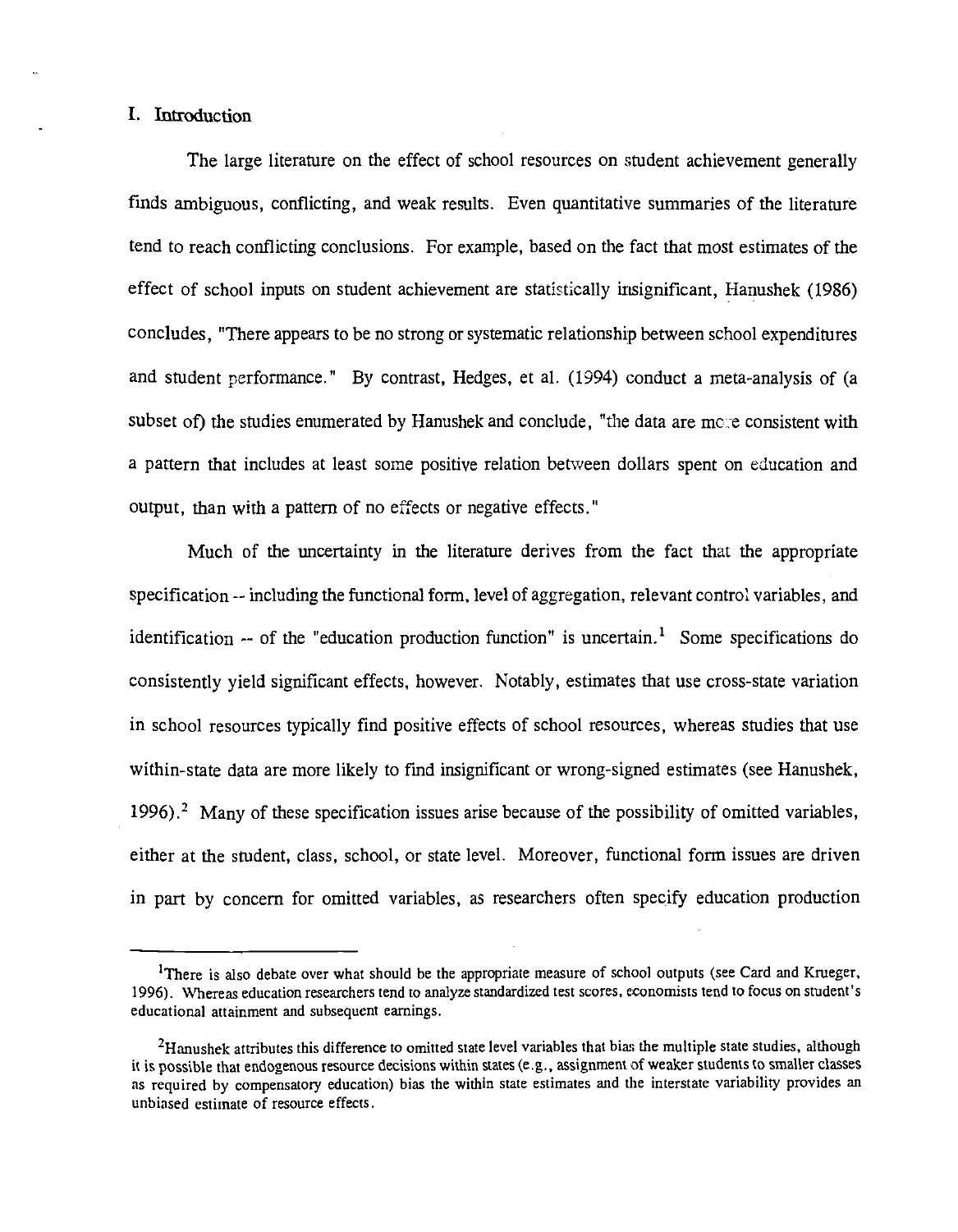## I. Introduction

The large literature on the effect of school resources on student achievement generally finds ambiguous, conflicting, and weak results. Even quantitative summaries of the literature tend to reach conflicting conclusions. For example, based on the fact that most estimates of the effect of school inputs on student achievement are statistically insignificant, Hanushek (1986) concludes, "There appears to be no strong or systematic relationship between school expenditures and student performance." By contrast, Hedges, et al. (1994) conduct a meta-analysis of (a subset of) the studies enumerated by Hanushek and conclude, "the data are more consistent with a pattern that includes at least some positive relation between dollars spent on education and output, than with a pattern of no effects or negative effects."

Much of the uncertainty in the literature derives from the fact that the appropriate specification -- including the functional form, level of aggregation, relevant control variables, and identification -- of the "education production function" is uncertain.[1] Some specifications do consistently yield significant effects, however. Notably, estimates that use cross-state variation in school resources typically find positive effects of school resources, whereas studies that use within-state data are more likely to find insignificant or wrong-signed estimates (see Hanushek, 1996).[2] Many of these specification issues arise because of the possibility of omitted variables, either at the student, class, school, or state level. Moreover, functional form issues are driven in part by concern for omitted variables, as researchers often specify education production

---

[1] There is also debate over what should be the appropriate measure of school outputs (see Card and Krueger, 1996). Whereas education researchers tend to analyze standardized test scores, economists tend to focus on student's educational attainment and subsequent earnings.

[2] Hanushek attributes this difference to omitted state level variables that bias the multiple state studies, although it is possible that endogenous resource decisions within states (e.g., assignment of weaker students to smaller classes as required by compensatory education) bias the within state estimates and the interstate variability provides an unbiased estimate of resource effects.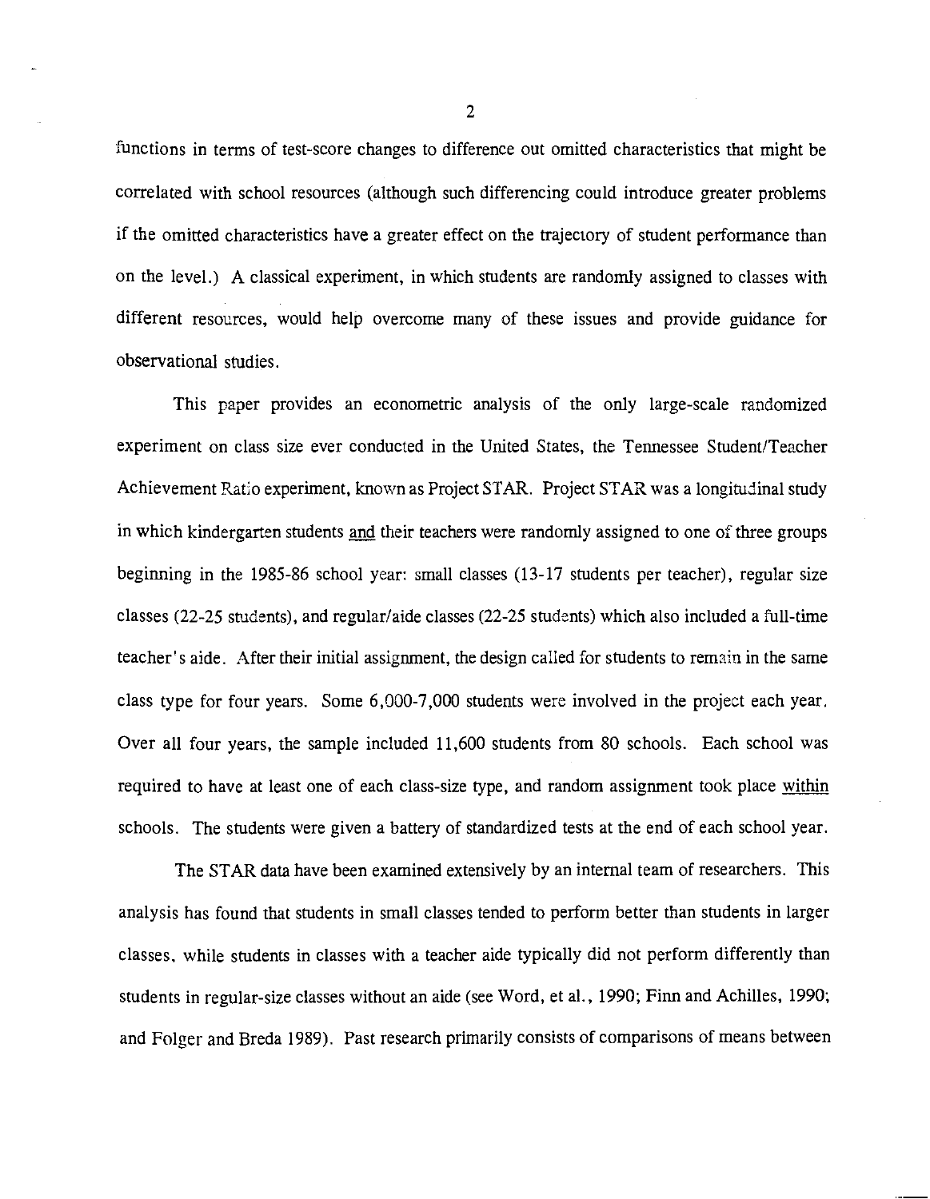functions in terms of test-score changes to difference out omitted characteristics that might be correlated with school resources (although such differencing could introduce greater problems if the omitted characteristics have a greater effect on the trajectory of student performance than on the level.) A classical experiment, in which students are randomly assigned to classes with different resources, would help overcome many of these issues and provide guidance for observational studies.

This paper provides an econometric analysis of the only large-scale randomized experiment on class size ever conducted in the United States, the Tennessee Student/Teacher Achievement Ratio experiment, known as Project STAR. Project STAR was a longitudinal study in which kindergarten students <u>and</u> their teachers were randomly assigned to one of three groups beginning in the 1985-86 school year: small classes (13-17 students per teacher), regular size classes (22-25 students), and regular/aide classes (22-25 students) which also included a full-time teacher's aide. After their initial assignment, the design called for students to remain in the same class type for four years. Some 6,000-7,000 students were involved in the project each year. Over all four years, the sample included 11,600 students from 80 schools. Each school was required to have at least one of each class-size type, and random assignment took place <u>within</u> schools. The students were given a battery of standardized tests at the end of each school year.

The STAR data have been examined extensively by an internal team of researchers. This analysis has found that students in small classes tended to perform better than students in larger classes, while students in classes with a teacher aide typically did not perform differently than students in regular-size classes without an aide (see Word, et al., 1990; Finn and Achilles, 1990; and Folger and Breda 1989). Past research primarily consists of comparisons of means between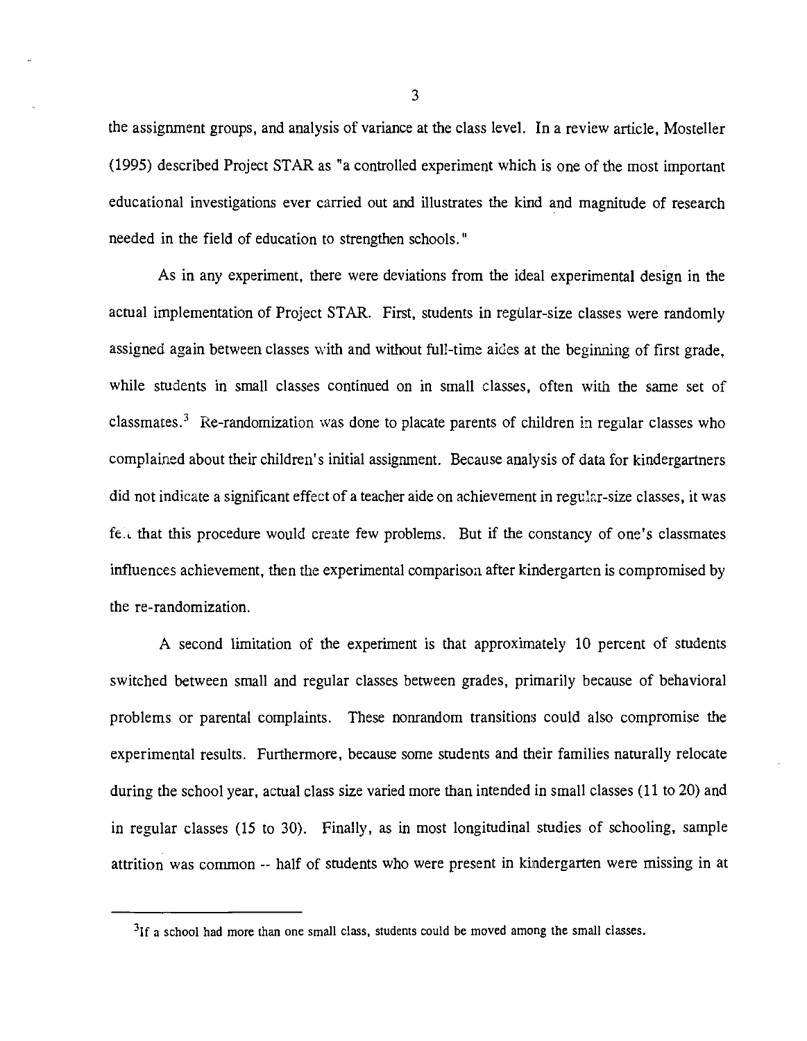the assignment groups, and analysis of variance at the class level. In a review article, Mosteller (1995) described Project STAR as "a controlled experiment which is one of the most important educational investigations ever carried out and illustrates the kind and magnitude of research needed in the field of education to strengthen schools."

As in any experiment, there were deviations from the ideal experimental design in the actual implementation of Project STAR. First, students in regular-size classes were randomly assigned again between classes with and without full-time aides at the beginning of first grade, while students in small classes continued on in small classes, often with the same set of classmates.[3] Re-randomization was done to placate parents of children in regular classes who complained about their children's initial assignment. Because analysis of data for kindergartners did not indicate a significant effect of a teacher aide on achievement in regular-size classes, it was felt that this procedure would create few problems. But if the constancy of one's classmates influences achievement, then the experimental comparison after kindergarten is compromised by the re-randomization.

A second limitation of the experiment is that approximately 10 percent of students switched between small and regular classes between grades, primarily because of behavioral problems or parental complaints. These nonrandom transitions could also compromise the experimental results. Furthermore, because some students and their families naturally relocate during the school year, actual class size varied more than intended in small classes (11 to 20) and in regular classes (15 to 30). Finally, as in most longitudinal studies of schooling, sample attrition was common -- half of students who were present in kindergarten were missing in at

[3] If a school had more than one small class, students could be moved among the small classes.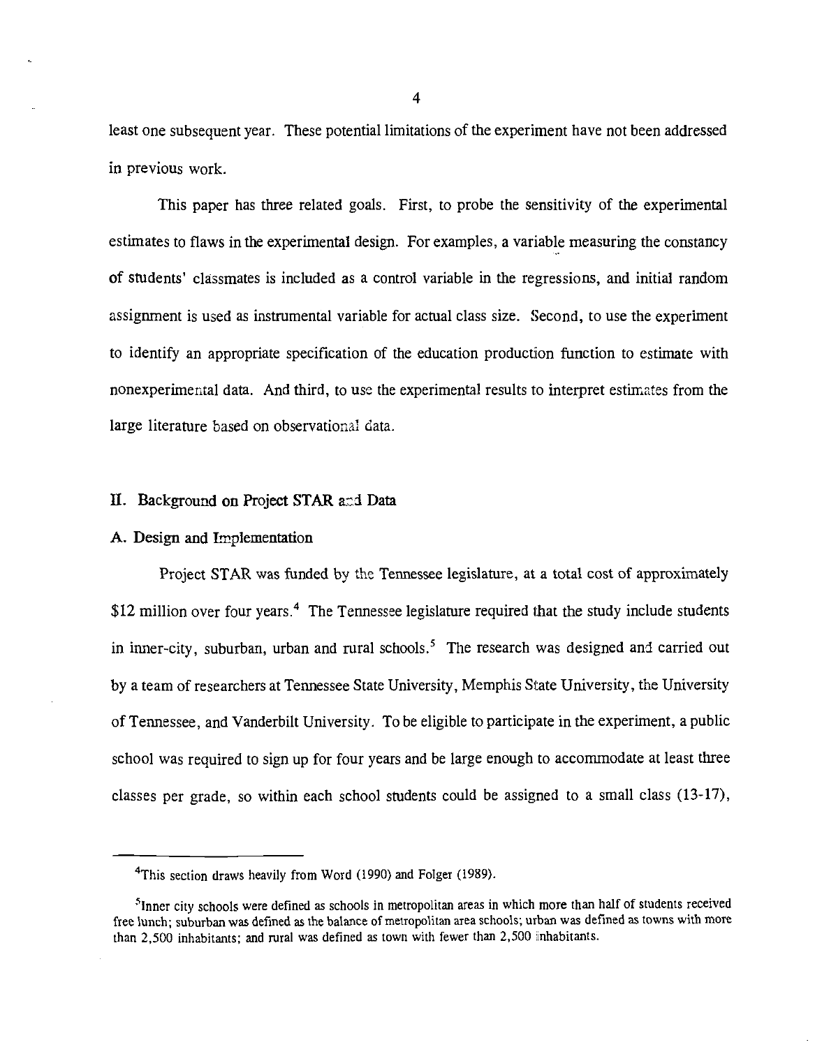least one subsequent year. These potential limitations of the experiment have not been addressed in previous work.

This paper has three related goals. First, to probe the sensitivity of the experimental estimates to flaws in the experimental design. For examples, a variable measuring the constancy of students' classmates is included as a control variable in the regressions, and initial random assignment is used as instrumental variable for actual class size. Second, to use the experiment to identify an appropriate specification of the education production function to estimate with nonexperimental data. And third, to use the experimental results to interpret estimates from the large literature based on observational data.

## II. Background on Project STAR and Data

### A. Design and Implementation

Project STAR was funded by the Tennessee legislature, at a total cost of approximately $12 million over four years.[4] The Tennessee legislature required that the study include students in inner-city, suburban, urban and rural schools.[5] The research was designed and carried out by a team of researchers at Tennessee State University, Memphis State University, the University of Tennessee, and Vanderbilt University. To be eligible to participate in the experiment, a public school was required to sign up for four years and be large enough to accommodate at least three classes per grade, so within each school students could be assigned to a small class (13-17),

[4]This section draws heavily from Word (1990) and Folger (1989).

[5]Inner city schools were defined as schools in metropolitan areas in which more than half of students received free lunch; suburban was defined as the balance of metropolitan area schools; urban was defined as towns with more than 2,500 inhabitants; and rural was defined as town with fewer than 2,500 inhabitants.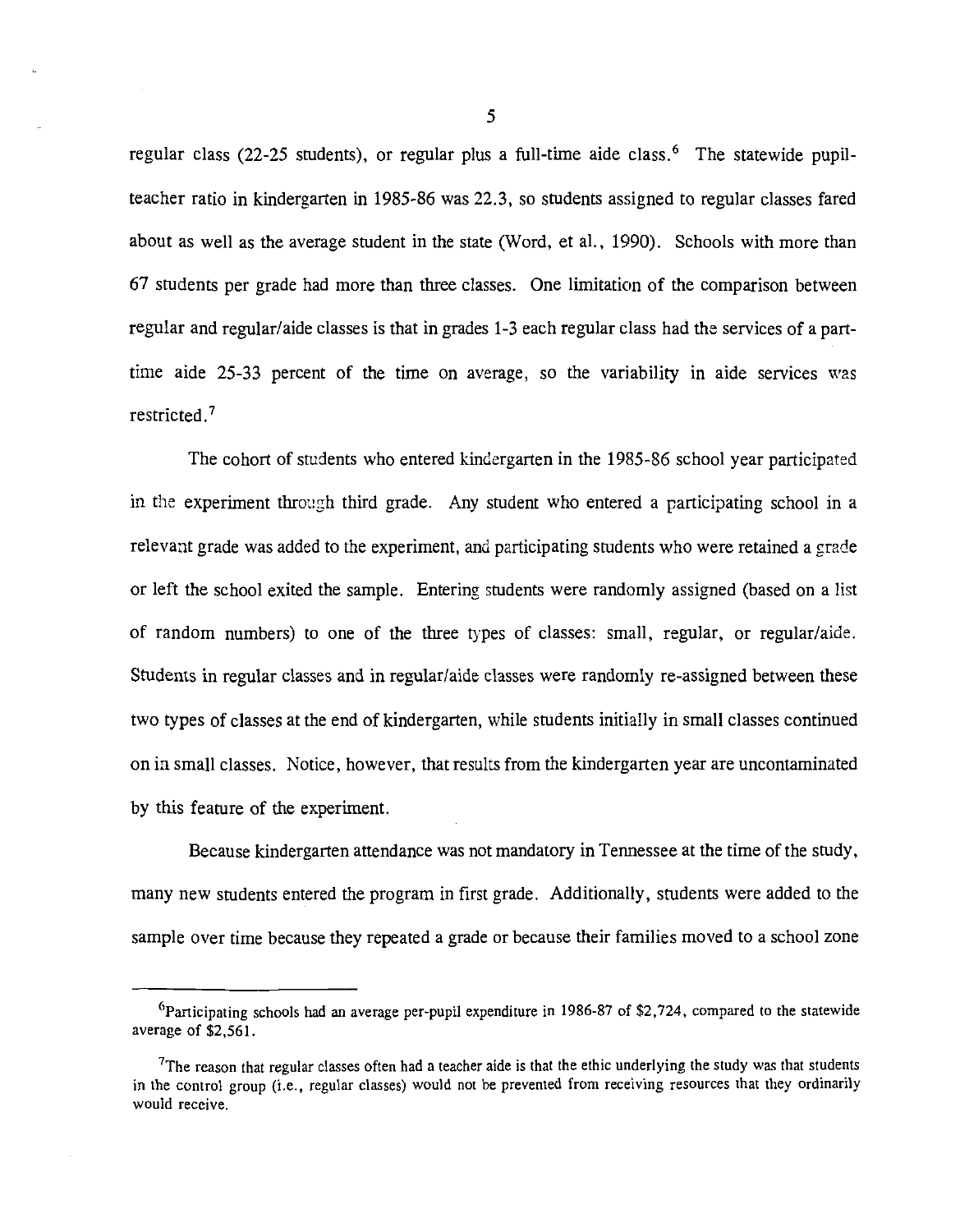regular class (22-25 students), or regular plus a full-time aide class.[6] The statewide pupil-teacher ratio in kindergarten in 1985-86 was 22.3, so students assigned to regular classes fared about as well as the average student in the state (Word, et al., 1990). Schools with more than 67 students per grade had more than three classes. One limitation of the comparison between regular and regular/aide classes is that in grades 1-3 each regular class had the services of a part-time aide 25-33 percent of the time on average, so the variability in aide services was restricted.[7]

The cohort of students who entered kindergarten in the 1985-86 school year participated in the experiment through third grade. Any student who entered a participating school in a relevant grade was added to the experiment, and participating students who were retained a grade or left the school exited the sample. Entering students were randomly assigned (based on a list of random numbers) to one of the three types of classes: small, regular, or regular/aide. Students in regular classes and in regular/aide classes were randomly re-assigned between these two types of classes at the end of kindergarten, while students initially in small classes continued on in small classes. Notice, however, that results from the kindergarten year are uncontaminated by this feature of the experiment.

Because kindergarten attendance was not mandatory in Tennessee at the time of the study, many new students entered the program in first grade. Additionally, students were added to the sample over time because they repeated a grade or because their families moved to a school zone

[6] Participating schools had an average per-pupil expenditure in 1986-87 of $2,724, compared to the statewide average of $2,561.

[7] The reason that regular classes often had a teacher aide is that the ethic underlying the study was that students in the control group (i.e., regular classes) would not be prevented from receiving resources that they ordinarily would receive.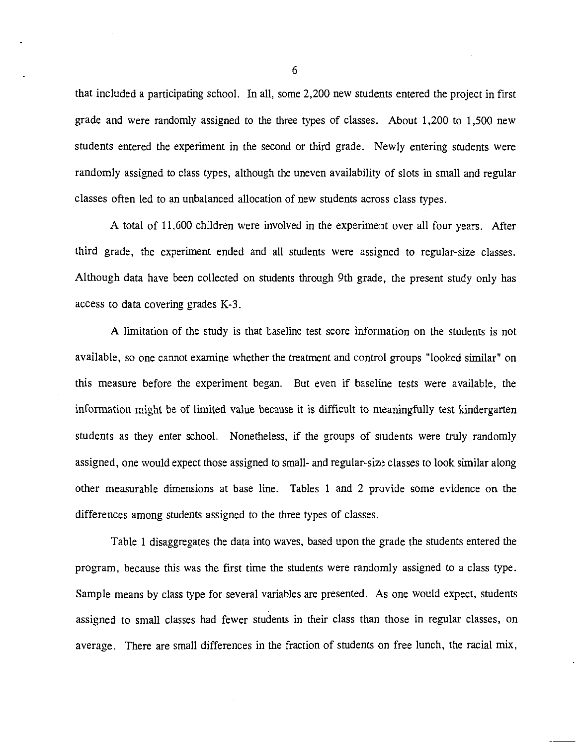that included a participating school. In all, some 2,200 new students entered the project in first grade and were randomly assigned to the three types of classes. About 1,200 to 1,500 new students entered the experiment in the second or third grade. Newly entering students were randomly assigned to class types, although the uneven availability of slots in small and regular classes often led to an unbalanced allocation of new students across class types.

A total of 11,600 children were involved in the experiment over all four years. After third grade, the experiment ended and all students were assigned to regular-size classes. Although data have been collected on students through 9th grade, the present study only has access to data covering grades K-3.

A limitation of the study is that baseline test score information on the students is not available, so one cannot examine whether the treatment and control groups "looked similar" on this measure before the experiment began. But even if baseline tests were available, the information might be of limited value because it is difficult to meaningfully test kindergarten students as they enter school. Nonetheless, if the groups of students were truly randomly assigned, one would expect those assigned to small- and regular-size classes to look similar along other measurable dimensions at base line. Tables 1 and 2 provide some evidence on the differences among students assigned to the three types of classes.

Table 1 disaggregates the data into waves, based upon the grade the students entered the program, because this was the first time the students were randomly assigned to a class type. Sample means by class type for several variables are presented. As one would expect, students assigned to small classes had fewer students in their class than those in regular classes, on average. There are small differences in the fraction of students on free lunch, the racial mix,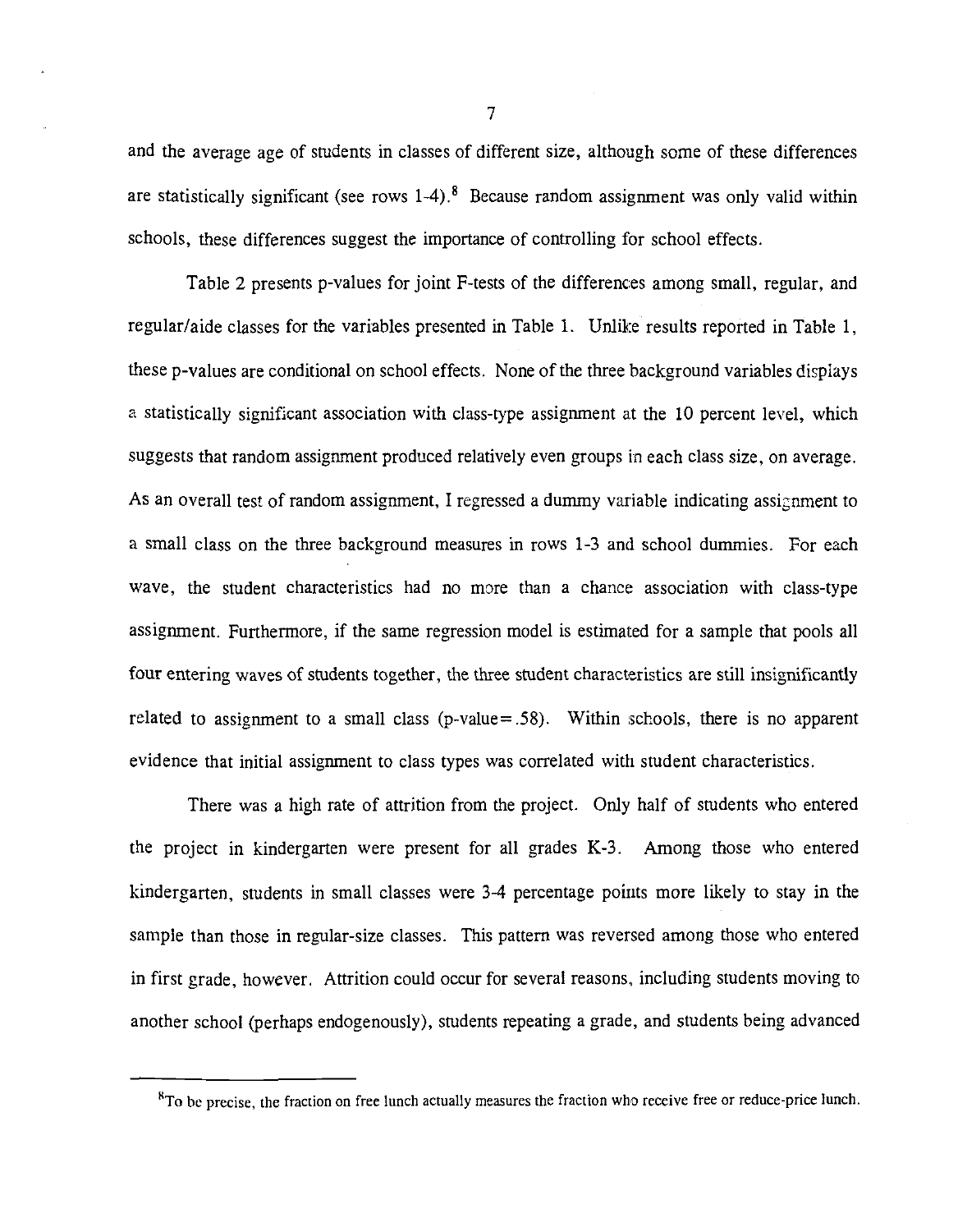and the average age of students in classes of different size, although some of these differences are statistically significant (see rows 1-4).[8] Because random assignment was only valid within schools, these differences suggest the importance of controlling for school effects.

Table 2 presents p-values for joint F-tests of the differences among small, regular, and regular/aide classes for the variables presented in Table 1. Unlike results reported in Table 1, these p-values are conditional on school effects. None of the three background variables displays a statistically significant association with class-type assignment at the 10 percent level, which suggests that random assignment produced relatively even groups in each class size, on average. As an overall test of random assignment, I regressed a dummy variable indicating assignment to a small class on the three background measures in rows 1-3 and school dummies. For each wave, the student characteristics had no more than a chance association with class-type assignment. Furthermore, if the same regression model is estimated for a sample that pools all four entering waves of students together, the three student characteristics are still insignificantly related to assignment to a small class (p-value=.58). Within schools, there is no apparent evidence that initial assignment to class types was correlated with student characteristics.

There was a high rate of attrition from the project. Only half of students who entered the project in kindergarten were present for all grades K-3. Among those who entered kindergarten, students in small classes were 3-4 percentage points more likely to stay in the sample than those in regular-size classes. This pattern was reversed among those who entered in first grade, however. Attrition could occur for several reasons, including students moving to another school (perhaps endogenously), students repeating a grade, and students being advanced

[8] To be precise, the fraction on free lunch actually measures the fraction who receive free or reduce-price lunch.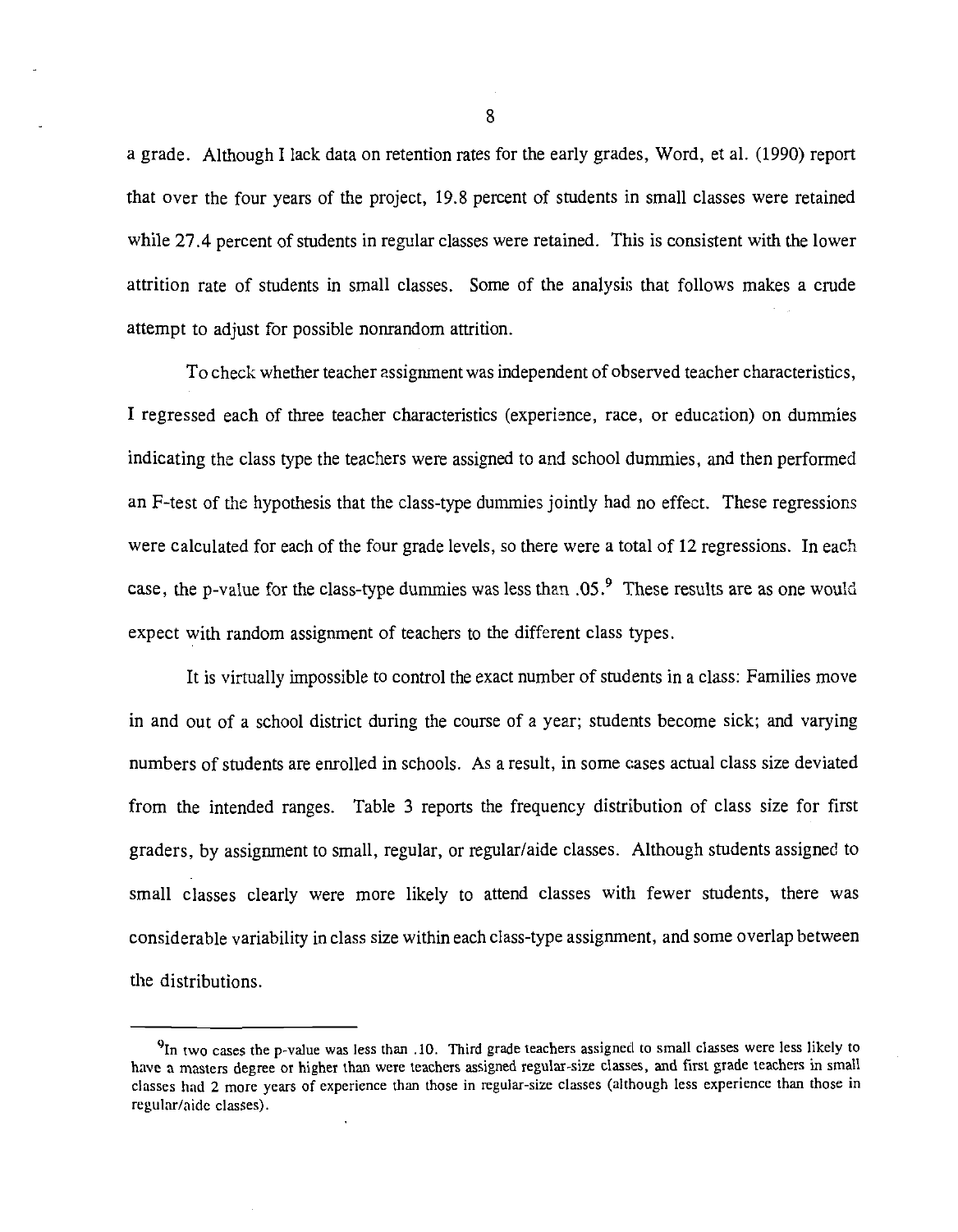a grade. Although I lack data on retention rates for the early grades, Word, et al. (1990) report that over the four years of the project, 19.8 percent of students in small classes were retained while 27.4 percent of students in regular classes were retained. This is consistent with the lower attrition rate of students in small classes. Some of the analysis that follows makes a crude attempt to adjust for possible nonrandom attrition.

To check whether teacher assignment was independent of observed teacher characteristics, I regressed each of three teacher characteristics (experience, race, or education) on dummies indicating the class type the teachers were assigned to and school dummies, and then performed an F-test of the hypothesis that the class-type dummies jointly had no effect. These regressions were calculated for each of the four grade levels, so there were a total of 12 regressions. In each case, the p-value for the class-type dummies was less than .05.[9] These results are as one would expect with random assignment of teachers to the different class types.

It is virtually impossible to control the exact number of students in a class: Families move in and out of a school district during the course of a year; students become sick; and varying numbers of students are enrolled in schools. As a result, in some cases actual class size deviated from the intended ranges. Table 3 reports the frequency distribution of class size for first graders, by assignment to small, regular, or regular/aide classes. Although students assigned to small classes clearly were more likely to attend classes with fewer students, there was considerable variability in class size within each class-type assignment, and some overlap between the distributions.

---

[9] In two cases the p-value was less than .10. Third grade teachers assigned to small classes were less likely to have a masters degree or higher than were teachers assigned regular-size classes, and first grade teachers in small classes had 2 more years of experience than those in regular-size classes (although less experience than those in regular/aide classes).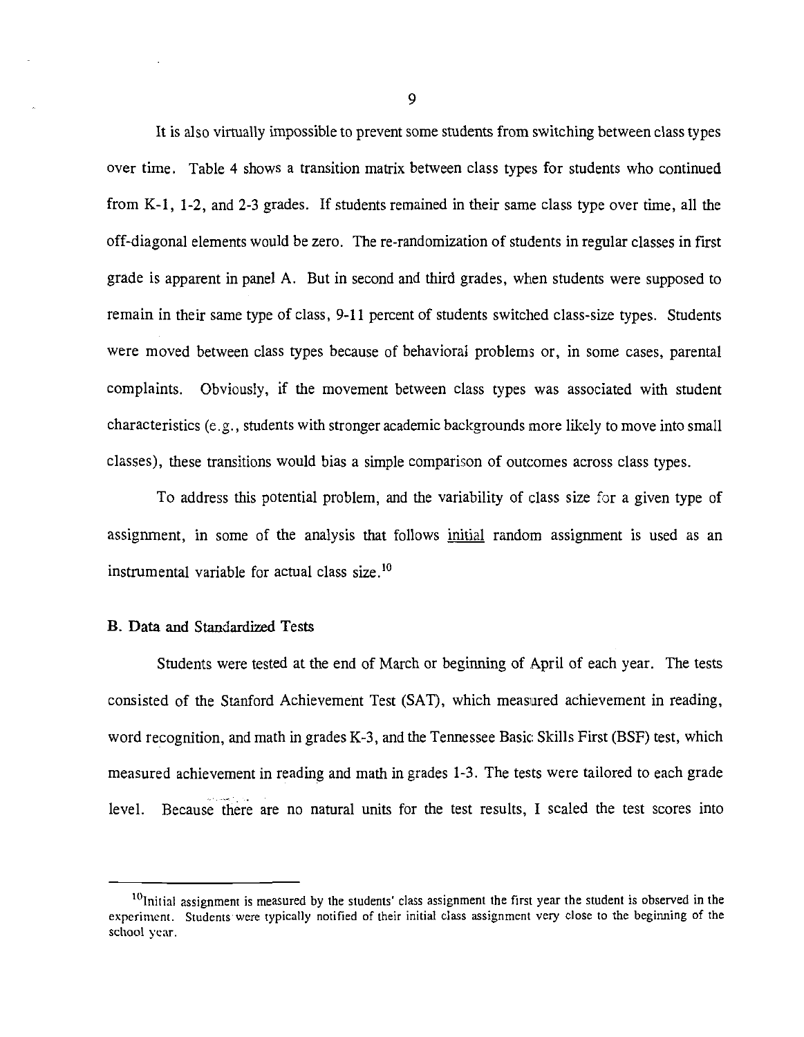It is also virtually impossible to prevent some students from switching between class types over time. Table 4 shows a transition matrix between class types for students who continued from K-1, 1-2, and 2-3 grades. If students remained in their same class type over time, all the off-diagonal elements would be zero. The re-randomization of students in regular classes in first grade is apparent in panel A. But in second and third grades, when students were supposed to remain in their same type of class, 9-11 percent of students switched class-size types. Students were moved between class types because of behavioral problems or, in some cases, parental complaints. Obviously, if the movement between class types was associated with student characteristics (e.g., students with stronger academic backgrounds more likely to move into small classes), these transitions would bias a simple comparison of outcomes across class types.

To address this potential problem, and the variability of class size for a given type of assignment, in some of the analysis that follows <u>initial</u> random assignment is used as an instrumental variable for actual class size.[10]

### B. Data and Standardized Tests

Students were tested at the end of March or beginning of April of each year. The tests consisted of the Stanford Achievement Test (SAT), which measured achievement in reading, word recognition, and math in grades K-3, and the Tennessee Basic Skills First (BSF) test, which measured achievement in reading and math in grades 1-3. The tests were tailored to each grade level. Because there are no natural units for the test results, I scaled the test scores into

[10] Initial assignment is measured by the students' class assignment the first year the student is observed in the experiment. Students were typically notified of their initial class assignment very close to the beginning of the school year.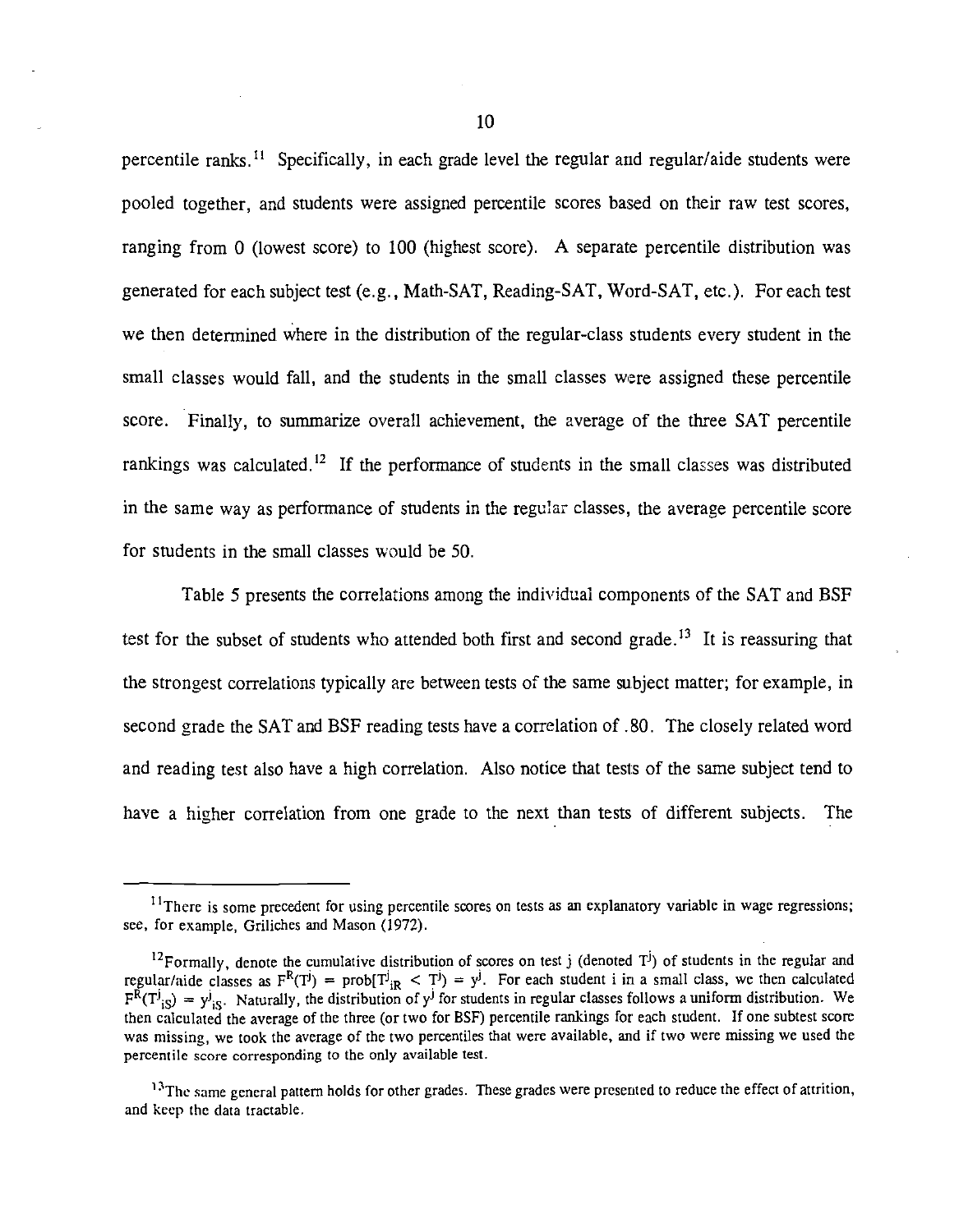percentile ranks.[11] Specifically, in each grade level the regular and regular/aide students were pooled together, and students were assigned percentile scores based on their raw test scores, ranging from 0 (lowest score) to 100 (highest score). A separate percentile distribution was generated for each subject test (e.g., Math-SAT, Reading-SAT, Word-SAT, etc.). For each test we then determined where in the distribution of the regular-class students every student in the small classes would fall, and the students in the small classes were assigned these percentile score. Finally, to summarize overall achievement, the average of the three SAT percentile rankings was calculated.[12] If the performance of students in the small classes was distributed in the same way as performance of students in the regular classes, the average percentile score for students in the small classes would be 50.

Table 5 presents the correlations among the individual components of the SAT and BSF test for the subset of students who attended both first and second grade.[13] It is reassuring that the strongest correlations typically are between tests of the same subject matter; for example, in second grade the SAT and BSF reading tests have a correlation of .80. The closely related word and reading test also have a high correlation. Also notice that tests of the same subject tend to have a higher correlation from one grade to the next than tests of different subjects. The

---

[11] There is some precedent for using percentile scores on tests as an explanatory variable in wage regressions; see, for example, Griliches and Mason (1972).

[12] Formally, denote the cumulative distribution of scores on test j (denoted $T^j$) of students in the regular and regular/aide classes as $F^R(T^j) = \text{prob}[T^j_{iR} < T^j) = y^j$. For each student i in a small class, we then calculated $F^R(T^j_{iS}) = y^j_{iS}$. Naturally, the distribution of $y^j$ for students in regular classes follows a uniform distribution. We then calculated the average of the three (or two for BSF) percentile rankings for each student. If one subtest score was missing, we took the average of the two percentiles that were available, and if two were missing we used the percentile score corresponding to the only available test.

[13] The same general pattern holds for other grades. These grades were presented to reduce the effect of attrition, and keep the data tractable.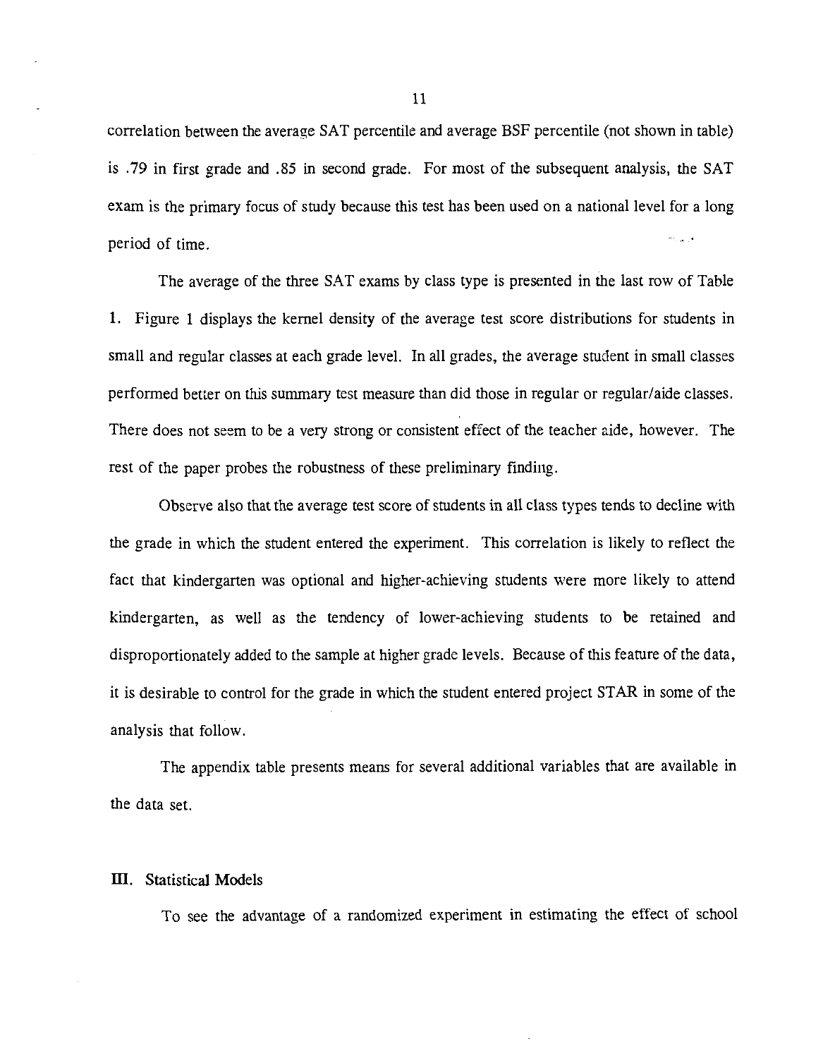correlation between the average SAT percentile and average BSF percentile (not shown in table) is .79 in first grade and .85 in second grade. For most of the subsequent analysis, the SAT exam is the primary focus of study because this test has been used on a national level for a long period of time.

The average of the three SAT exams by class type is presented in the last row of Table 1. Figure 1 displays the kernel density of the average test score distributions for students in small and regular classes at each grade level. In all grades, the average student in small classes performed better on this summary test measure than did those in regular or regular/aide classes. There does not seem to be a very strong or consistent effect of the teacher aide, however. The rest of the paper probes the robustness of these preliminary finding.

Observe also that the average test score of students in all class types tends to decline with the grade in which the student entered the experiment. This correlation is likely to reflect the fact that kindergarten was optional and higher-achieving students were more likely to attend kindergarten, as well as the tendency of lower-achieving students to be retained and disproportionately added to the sample at higher grade levels. Because of this feature of the data, it is desirable to control for the grade in which the student entered project STAR in some of the analysis that follow.

The appendix table presents means for several additional variables that are available in the data set.

## III. Statistical Models

To see the advantage of a randomized experiment in estimating the effect of school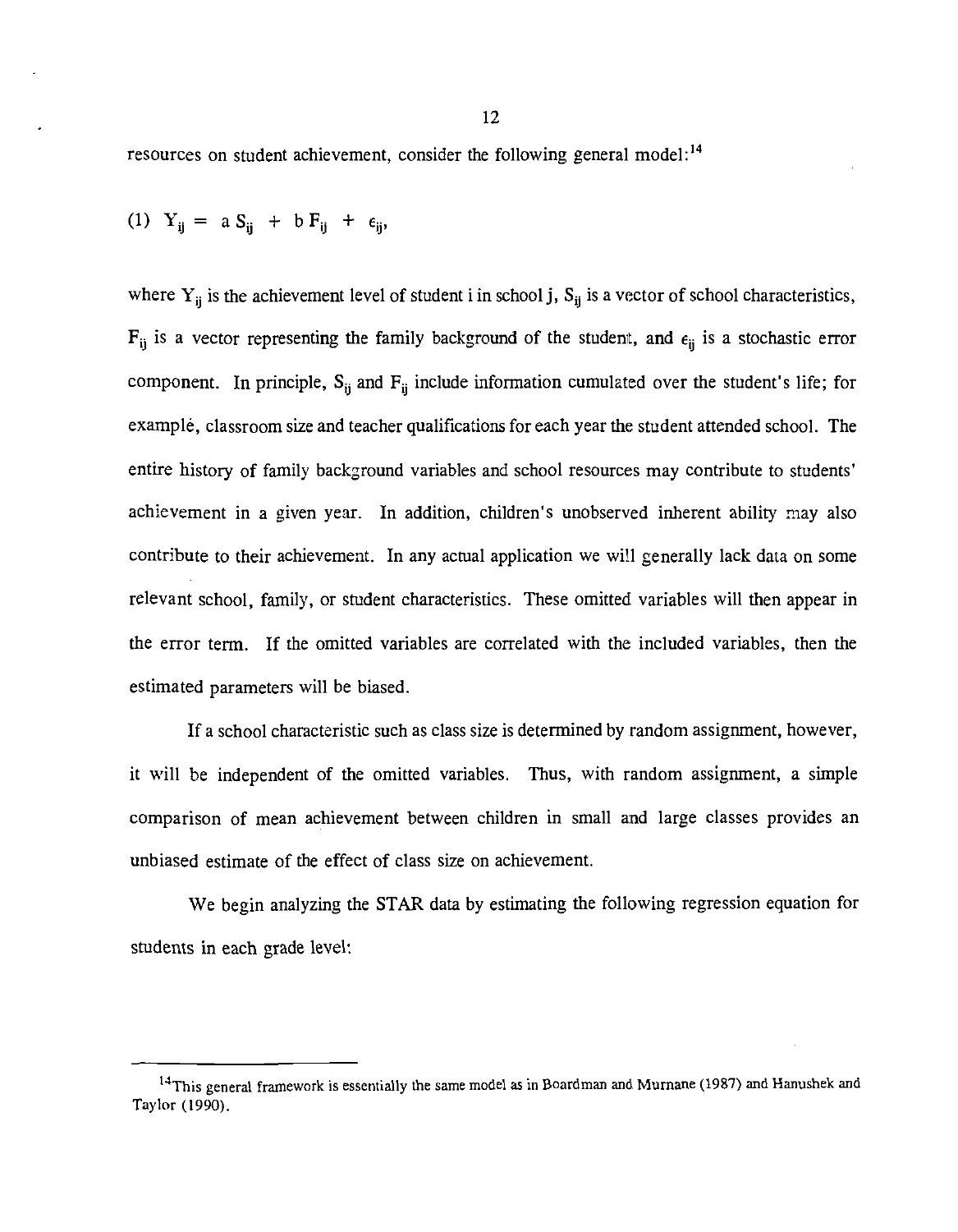resources on student achievement, consider the following general model:[14]

$$(1) \quad Y_{ij} = a\, S_{ij} + b\, F_{ij} + \epsilon_{ij},$$

where $Y_{ij}$ is the achievement level of student i in school j, $S_{ij}$ is a vector of school characteristics, $F_{ij}$ is a vector representing the family background of the student, and $\epsilon_{ij}$ is a stochastic error component. In principle, $S_{ij}$ and $F_{ij}$ include information cumulated over the student's life; for example, classroom size and teacher qualifications for each year the student attended school. The entire history of family background variables and school resources may contribute to students' achievement in a given year. In addition, children's unobserved inherent ability may also contribute to their achievement. In any actual application we will generally lack data on some relevant school, family, or student characteristics. These omitted variables will then appear in the error term. If the omitted variables are correlated with the included variables, then the estimated parameters will be biased.

If a school characteristic such as class size is determined by random assignment, however, it will be independent of the omitted variables. Thus, with random assignment, a simple comparison of mean achievement between children in small and large classes provides an unbiased estimate of the effect of class size on achievement.

We begin analyzing the STAR data by estimating the following regression equation for students in each grade level:

---

[14] This general framework is essentially the same model as in Boardman and Murnane (1987) and Hanushek and Taylor (1990).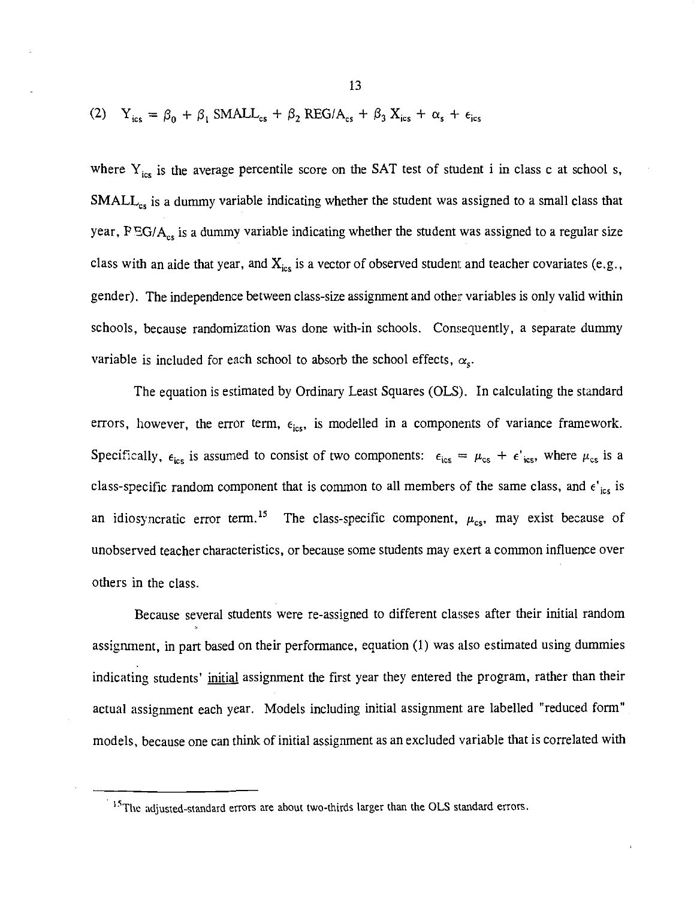$$(2) \quad Y_{ics} = \beta_0 + \beta_1 \, \text{SMALL}_{cs} + \beta_2 \, \text{REG/A}_{cs} + \beta_3 \, X_{ics} + \alpha_s + \epsilon_{ics}$$

where $Y_{ics}$ is the average percentile score on the SAT test of student i in class c at school s, $\text{SMALL}_{cs}$ is a dummy variable indicating whether the student was assigned to a small class that year, $\text{REG/A}_{cs}$ is a dummy variable indicating whether the student was assigned to a regular size class with an aide that year, and $X_{ics}$ is a vector of observed student and teacher covariates (e.g., gender). The independence between class-size assignment and other variables is only valid within schools, because randomization was done with-in schools. Consequently, a separate dummy variable is included for each school to absorb the school effects, $\alpha_s$.

The equation is estimated by Ordinary Least Squares (OLS). In calculating the standard errors, however, the error term, $\epsilon_{ics}$, is modelled in a components of variance framework. Specifically, $\epsilon_{ics}$ is assumed to consist of two components: $\epsilon_{ics} = \mu_{cs} + \epsilon'_{ics}$, where $\mu_{cs}$ is a class-specific random component that is common to all members of the same class, and $\epsilon'_{ics}$ is an idiosyncratic error term.[15] The class-specific component, $\mu_{cs}$, may exist because of unobserved teacher characteristics, or because some students may exert a common influence over others in the class.

Because several students were re-assigned to different classes after their initial random assignment, in part based on their performance, equation (1) was also estimated using dummies indicating students' initial assignment the first year they entered the program, rather than their actual assignment each year. Models including initial assignment are labelled "reduced form" models, because one can think of initial assignment as an excluded variable that is correlated with

---

[15] The adjusted-standard errors are about two-thirds larger than the OLS standard errors.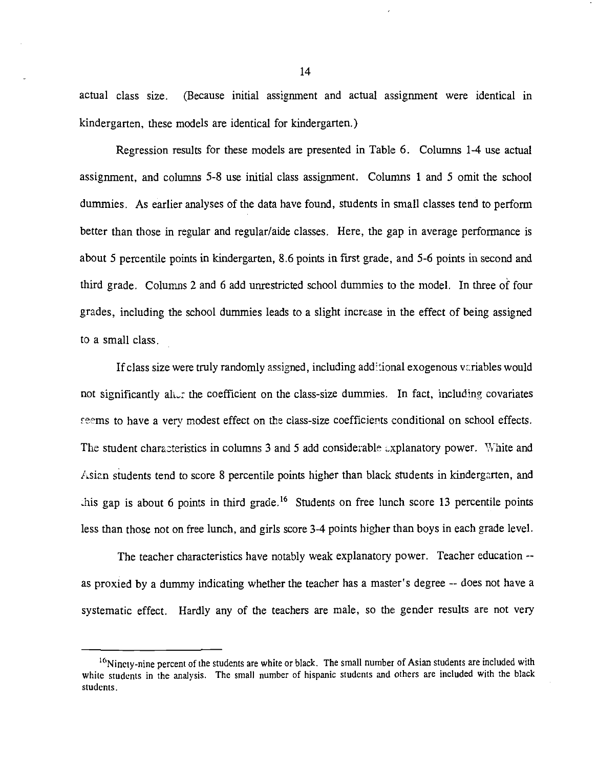actual class size. (Because initial assignment and actual assignment were identical in kindergarten, these models are identical for kindergarten.)

Regression results for these models are presented in Table 6. Columns 1-4 use actual assignment, and columns 5-8 use initial class assignment. Columns 1 and 5 omit the school dummies. As earlier analyses of the data have found, students in small classes tend to perform better than those in regular and regular/aide classes. Here, the gap in average performance is about 5 percentile points in kindergarten, 8.6 points in first grade, and 5-6 points in second and third grade. Columns 2 and 6 add unrestricted school dummies to the model. In three of four grades, including the school dummies leads to a slight increase in the effect of being assigned to a small class.

If class size were truly randomly assigned, including additional exogenous variables would not significantly alter the coefficient on the class-size dummies. In fact, including covariates seems to have a very modest effect on the class-size coefficients conditional on school effects. The student characteristics in columns 3 and 5 add considerable explanatory power. White and Asian students tend to score 8 percentile points higher than black students in kindergarten, and this gap is about 6 points in third grade.[16] Students on free lunch score 13 percentile points less than those not on free lunch, and girls score 3-4 points higher than boys in each grade level.

The teacher characteristics have notably weak explanatory power. Teacher education -- as proxied by a dummy indicating whether the teacher has a master's degree -- does not have a systematic effect. Hardly any of the teachers are male, so the gender results are not very

---

[16] Ninety-nine percent of the students are white or black. The small number of Asian students are included with white students in the analysis. The small number of hispanic students and others are included with the black students.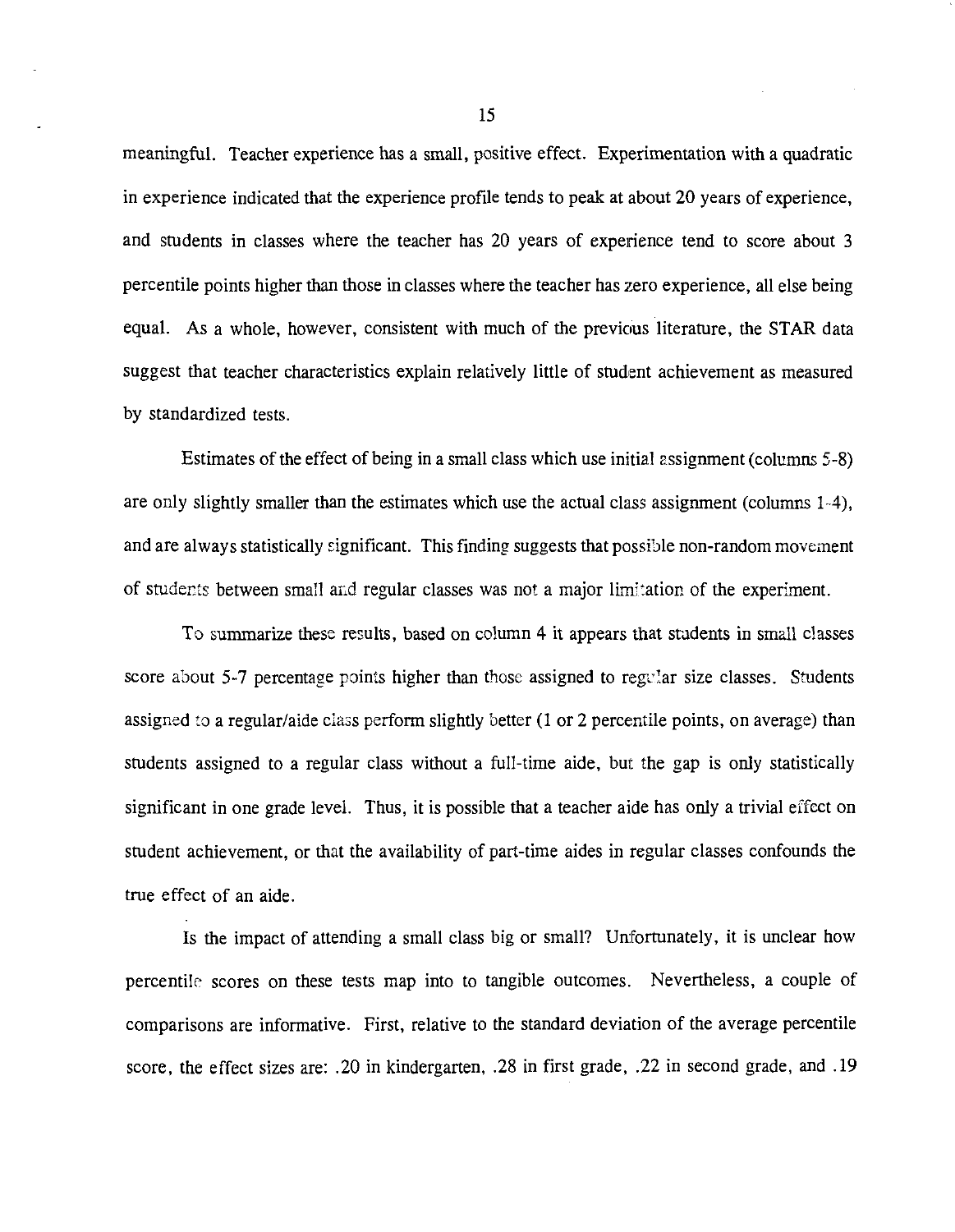meaningful. Teacher experience has a small, positive effect. Experimentation with a quadratic in experience indicated that the experience profile tends to peak at about 20 years of experience, and students in classes where the teacher has 20 years of experience tend to score about 3 percentile points higher than those in classes where the teacher has zero experience, all else being equal. As a whole, however, consistent with much of the previous literature, the STAR data suggest that teacher characteristics explain relatively little of student achievement as measured by standardized tests.

Estimates of the effect of being in a small class which use initial assignment (columns 5-8) are only slightly smaller than the estimates which use the actual class assignment (columns 1-4), and are always statistically significant. This finding suggests that possible non-random movement of students between small and regular classes was not a major limitation of the experiment.

To summarize these results, based on column 4 it appears that students in small classes score about 5-7 percentage points higher than those assigned to regular size classes. Students assigned to a regular/aide class perform slightly better (1 or 2 percentile points, on average) than students assigned to a regular class without a full-time aide, but the gap is only statistically significant in one grade level. Thus, it is possible that a teacher aide has only a trivial effect on student achievement, or that the availability of part-time aides in regular classes confounds the true effect of an aide.

Is the impact of attending a small class big or small? Unfortunately, it is unclear how percentile scores on these tests map into to tangible outcomes. Nevertheless, a couple of comparisons are informative. First, relative to the standard deviation of the average percentile score, the effect sizes are: .20 in kindergarten, .28 in first grade, .22 in second grade, and .19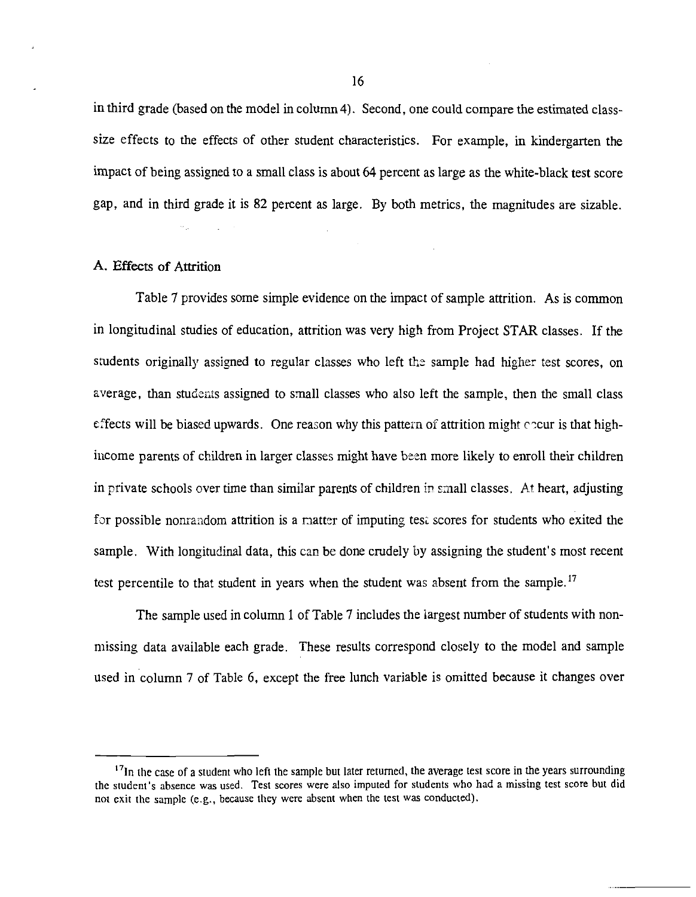in third grade (based on the model in column 4). Second, one could compare the estimated class-size effects to the effects of other student characteristics. For example, in kindergarten the impact of being assigned to a small class is about 64 percent as large as the white-black test score gap, and in third grade it is 82 percent as large. By both metrics, the magnitudes are sizable.

### A. Effects of Attrition

Table 7 provides some simple evidence on the impact of sample attrition. As is common in longitudinal studies of education, attrition was very high from Project STAR classes. If the students originally assigned to regular classes who left the sample had higher test scores, on average, than students assigned to small classes who also left the sample, then the small class effects will be biased upwards. One reason why this pattern of attrition might occur is that high-income parents of children in larger classes might have been more likely to enroll their children in private schools over time than similar parents of children in small classes. At heart, adjusting for possible nonrandom attrition is a matter of imputing test scores for students who exited the sample. With longitudinal data, this can be done crudely by assigning the student's most recent test percentile to that student in years when the student was absent from the sample.[17]

The sample used in column 1 of Table 7 includes the largest number of students with non-missing data available each grade. These results correspond closely to the model and sample used in column 7 of Table 6, except the free lunch variable is omitted because it changes over

[17] In the case of a student who left the sample but later returned, the average test score in the years surrounding the student's absence was used. Test scores were also imputed for students who had a missing test score but did not exit the sample (e.g., because they were absent when the test was conducted).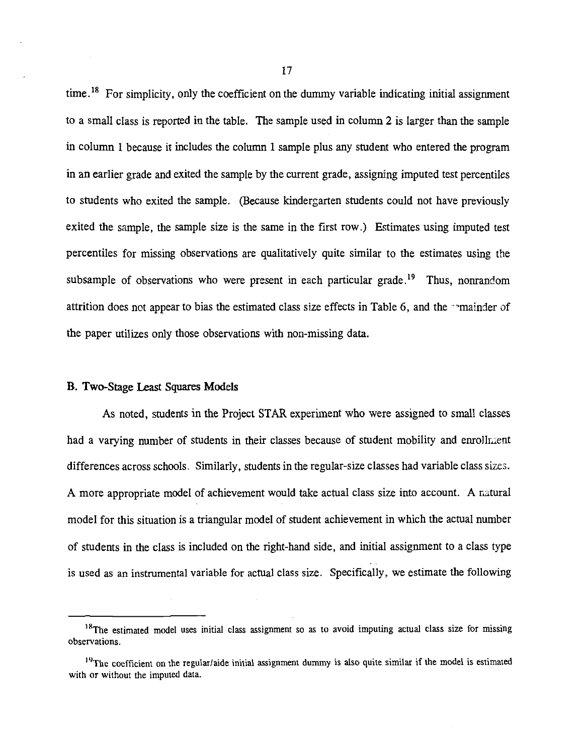time.[18] For simplicity, only the coefficient on the dummy variable indicating initial assignment to a small class is reported in the table. The sample used in column 2 is larger than the sample in column 1 because it includes the column 1 sample plus any student who entered the program in an earlier grade and exited the sample by the current grade, assigning imputed test percentiles to students who exited the sample. (Because kindergarten students could not have previously exited the sample, the sample size is the same in the first row.) Estimates using imputed test percentiles for missing observations are qualitatively quite similar to the estimates using the subsample of observations who were present in each particular grade.[19] Thus, nonrandom attrition does not appear to bias the estimated class size effects in Table 6, and the remainder of the paper utilizes only those observations with non-missing data.

### B. Two-Stage Least Squares Models

As noted, students in the Project STAR experiment who were assigned to small classes had a varying number of students in their classes because of student mobility and enrollment differences across schools. Similarly, students in the regular-size classes had variable class sizes. A more appropriate model of achievement would take actual class size into account. A natural model for this situation is a triangular model of student achievement in which the actual number of students in the class is included on the right-hand side, and initial assignment to a class type is used as an instrumental variable for actual class size. Specifically, we estimate the following

---

[18]The estimated model uses initial class assignment so as to avoid imputing actual class size for missing observations.

[19]The coefficient on the regular/aide initial assignment dummy is also quite similar if the model is estimated with or without the imputed data.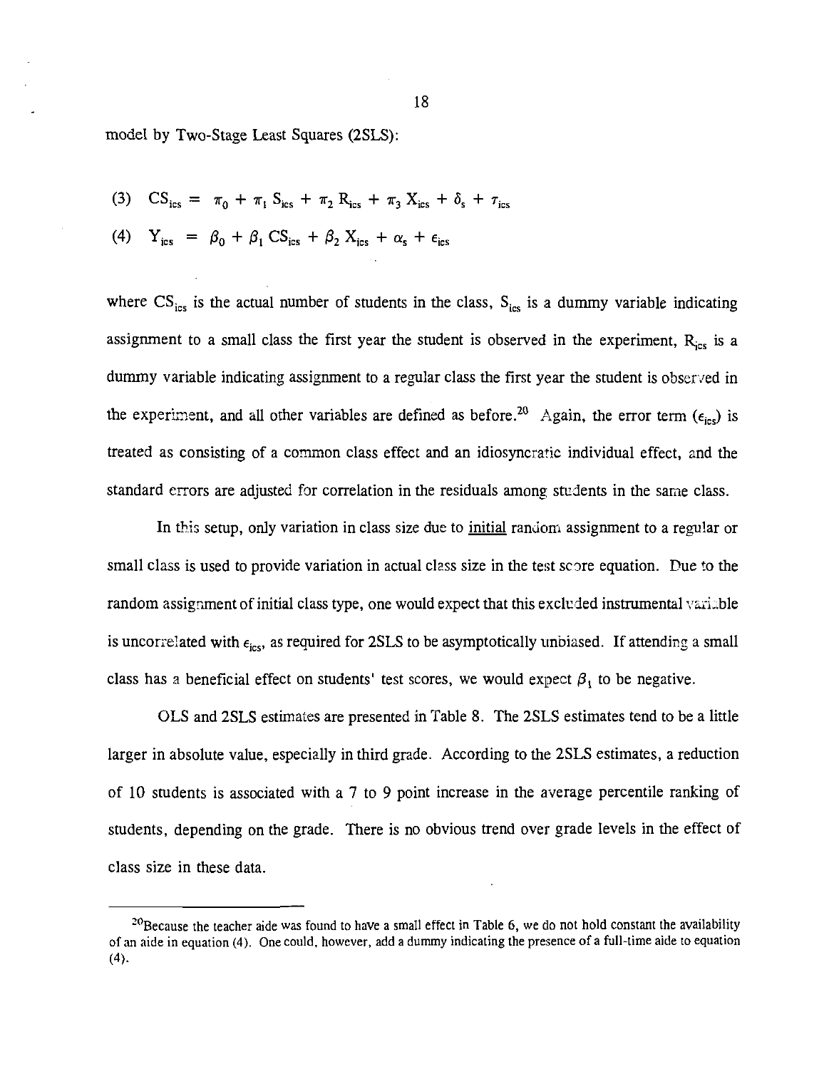model by Two-Stage Least Squares (2SLS):

$$(3) \quad CS_{ics} = \pi_0 + \pi_1 S_{ics} + \pi_2 R_{ics} + \pi_3 X_{ics} + \delta_s + \tau_{ics}$$

$$(4) \quad Y_{ics} = \beta_0 + \beta_1 CS_{ics} + \beta_2 X_{ics} + \alpha_s + \epsilon_{ics}$$

where $CS_{ics}$ is the actual number of students in the class, $S_{ics}$ is a dummy variable indicating assignment to a small class the first year the student is observed in the experiment, $R_{ics}$ is a dummy variable indicating assignment to a regular class the first year the student is observed in the experiment, and all other variables are defined as before.[20] Again, the error term ($\epsilon_{ics}$) is treated as consisting of a common class effect and an idiosyncratic individual effect, and the standard errors are adjusted for correlation in the residuals among students in the same class.

In this setup, only variation in class size due to initial random assignment to a regular or small class is used to provide variation in actual class size in the test score equation. Due to the random assignment of initial class type, one would expect that this excluded instrumental variable is uncorrelated with $\epsilon_{ics}$, as required for 2SLS to be asymptotically unbiased. If attending a small class has a beneficial effect on students' test scores, we would expect $\beta_1$ to be negative.

OLS and 2SLS estimates are presented in Table 8. The 2SLS estimates tend to be a little larger in absolute value, especially in third grade. According to the 2SLS estimates, a reduction of 10 students is associated with a 7 to 9 point increase in the average percentile ranking of students, depending on the grade. There is no obvious trend over grade levels in the effect of class size in these data.

[20]Because the teacher aide was found to have a small effect in Table 6, we do not hold constant the availability of an aide in equation (4). One could, however, add a dummy indicating the presence of a full-time aide to equation (4).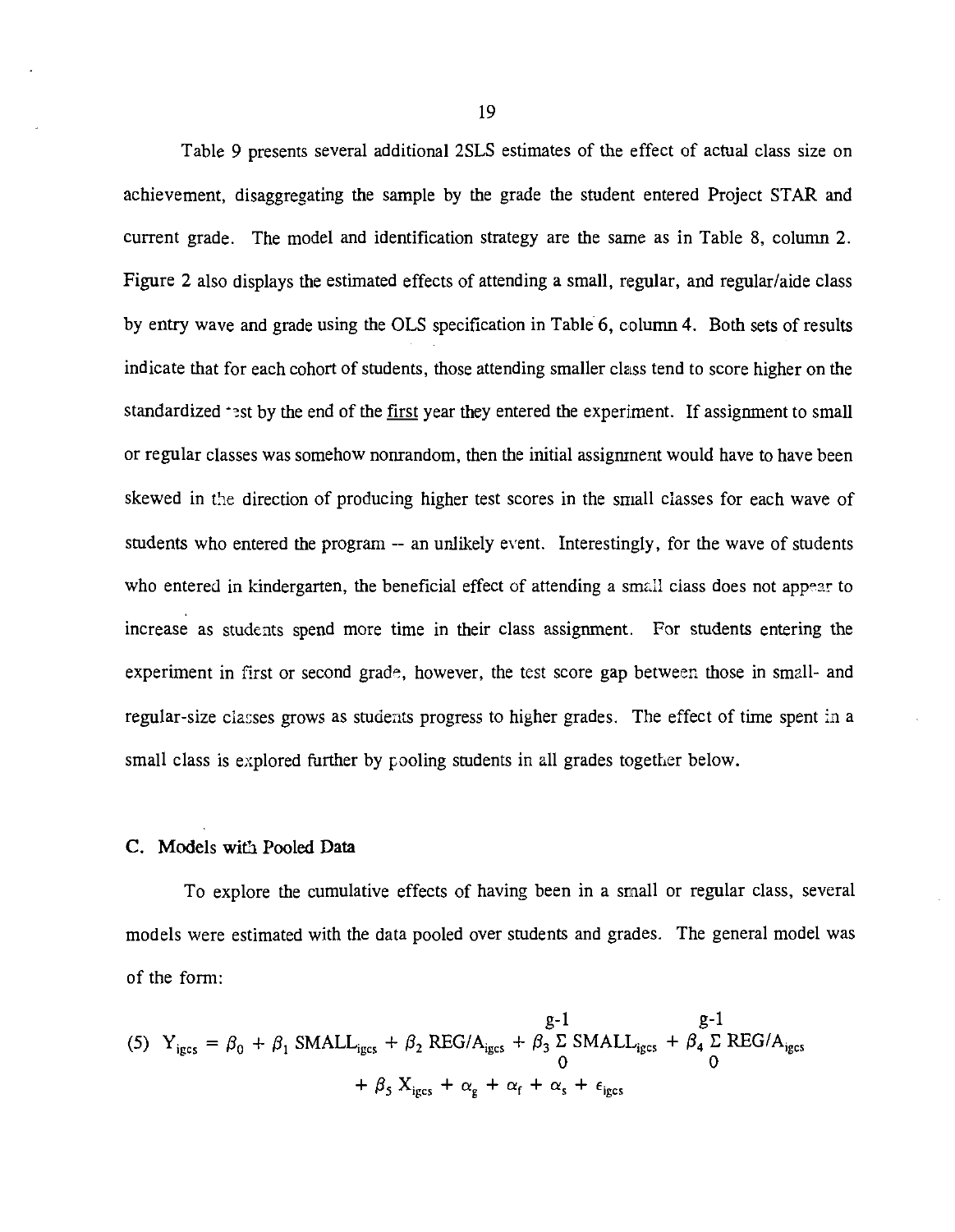Table 9 presents several additional 2SLS estimates of the effect of actual class size on achievement, disaggregating the sample by the grade the student entered Project STAR and current grade. The model and identification strategy are the same as in Table 8, column 2. Figure 2 also displays the estimated effects of attending a small, regular, and regular/aide class by entry wave and grade using the OLS specification in Table 6, column 4. Both sets of results indicate that for each cohort of students, those attending smaller class tend to score higher on the standardized test by the end of the <u>first</u> year they entered the experiment. If assignment to small or regular classes was somehow nonrandom, then the initial assignment would have to have been skewed in the direction of producing higher test scores in the small classes for each wave of students who entered the program -- an unlikely event. Interestingly, for the wave of students who entered in kindergarten, the beneficial effect of attending a small class does not appear to increase as students spend more time in their class assignment. For students entering the experiment in first or second grade, however, the test score gap between those in small- and regular-size classes grows as students progress to higher grades. The effect of time spent in a small class is explored further by pooling students in all grades together below.

## C. Models with Pooled Data

To explore the cumulative effects of having been in a small or regular class, several models were estimated with the data pooled over students and grades. The general model was of the form:

$$(5)\quad Y_{igcs} = \beta_0 + \beta_1\, SMALL_{igcs} + \beta_2\, REG/A_{igcs} + \beta_3 \sum_{0}^{g-1} SMALL_{igcs} + \beta_4 \sum_{0}^{g-1} REG/A_{igcs} + \beta_5\, X_{igcs} + \alpha_g + \alpha_f + \alpha_s + \epsilon_{igcs}$$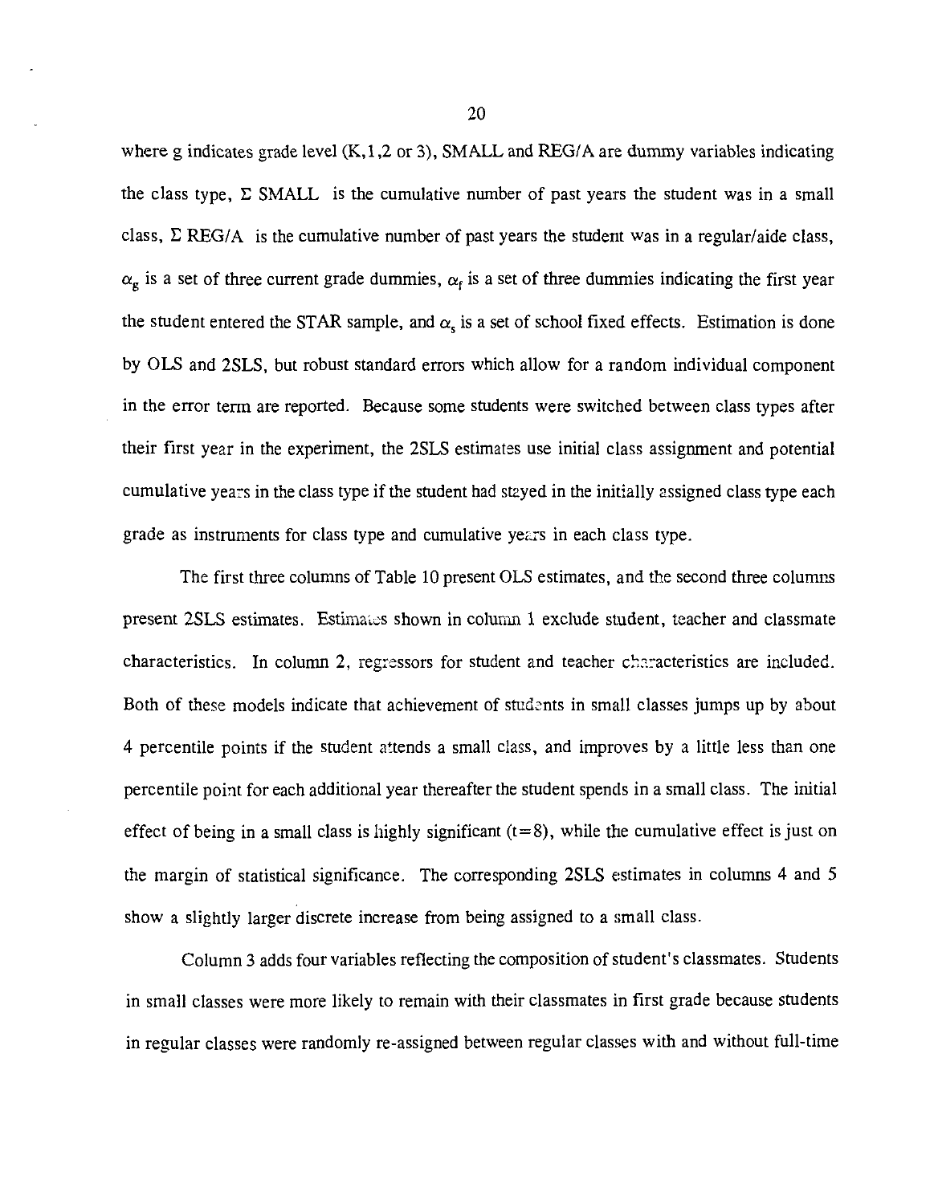where g indicates grade level (K,1,2 or 3), SMALL and REG/A are dummy variables indicating the class type, $\Sigma$ SMALL is the cumulative number of past years the student was in a small class, $\Sigma$ REG/A is the cumulative number of past years the student was in a regular/aide class, $\alpha_g$ is a set of three current grade dummies, $\alpha_f$ is a set of three dummies indicating the first year the student entered the STAR sample, and $\alpha_s$ is a set of school fixed effects. Estimation is done by OLS and 2SLS, but robust standard errors which allow for a random individual component in the error term are reported. Because some students were switched between class types after their first year in the experiment, the 2SLS estimates use initial class assignment and potential cumulative years in the class type if the student had stayed in the initially assigned class type each grade as instruments for class type and cumulative years in each class type.

The first three columns of Table 10 present OLS estimates, and the second three columns present 2SLS estimates. Estimates shown in column 1 exclude student, teacher and classmate characteristics. In column 2, regressors for student and teacher characteristics are included. Both of these models indicate that achievement of students in small classes jumps up by about 4 percentile points if the student attends a small class, and improves by a little less than one percentile point for each additional year thereafter the student spends in a small class. The initial effect of being in a small class is highly significant ($t=8$), while the cumulative effect is just on the margin of statistical significance. The corresponding 2SLS estimates in columns 4 and 5 show a slightly larger discrete increase from being assigned to a small class.

Column 3 adds four variables reflecting the composition of student's classmates. Students in small classes were more likely to remain with their classmates in first grade because students in regular classes were randomly re-assigned between regular classes with and without full-time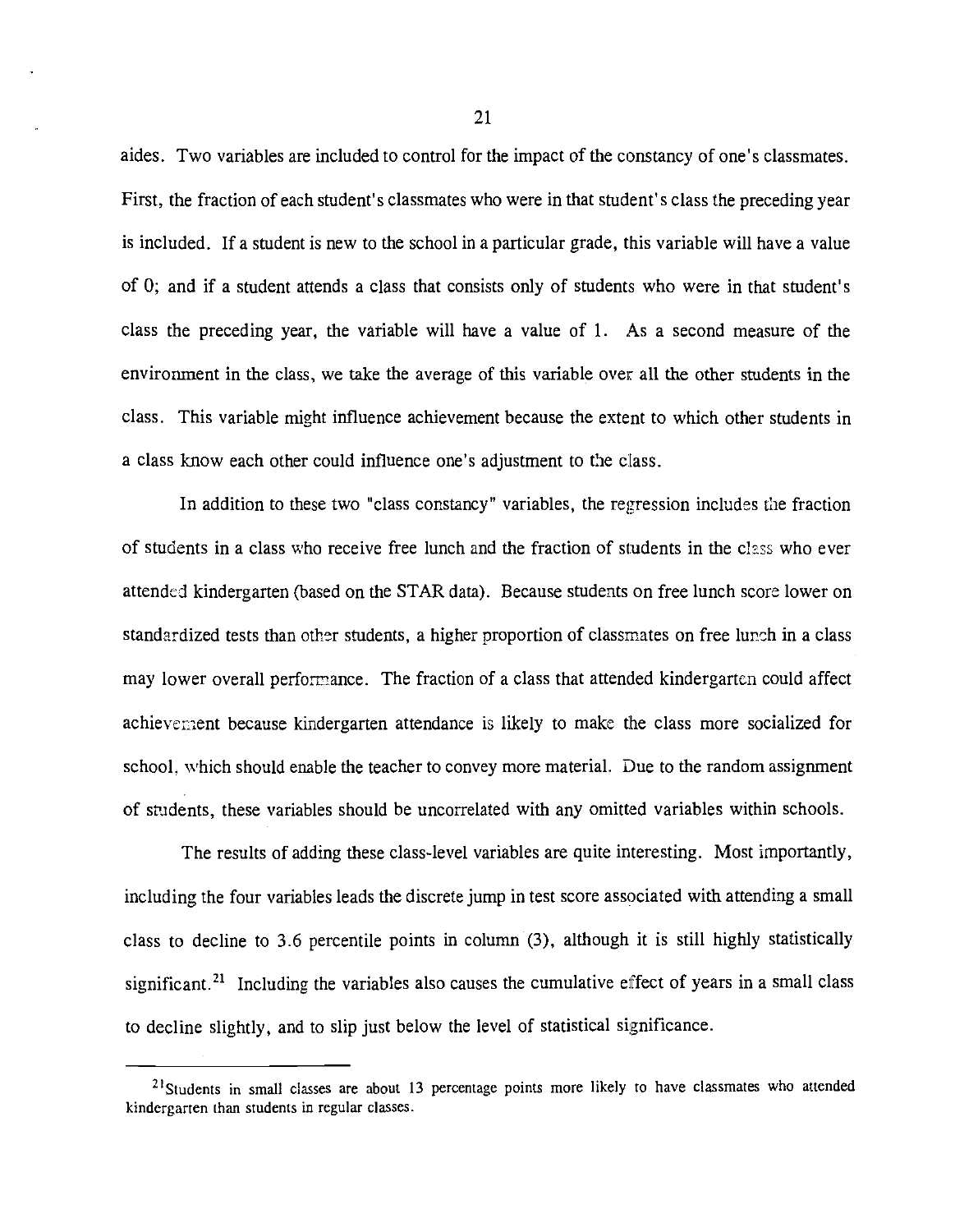aides. Two variables are included to control for the impact of the constancy of one's classmates. First, the fraction of each student's classmates who were in that student's class the preceding year is included. If a student is new to the school in a particular grade, this variable will have a value of 0; and if a student attends a class that consists only of students who were in that student's class the preceding year, the variable will have a value of 1. As a second measure of the environment in the class, we take the average of this variable over all the other students in the class. This variable might influence achievement because the extent to which other students in a class know each other could influence one's adjustment to the class.

In addition to these two "class constancy" variables, the regression includes the fraction of students in a class who receive free lunch and the fraction of students in the class who ever attended kindergarten (based on the STAR data). Because students on free lunch score lower on standardized tests than other students, a higher proportion of classmates on free lunch in a class may lower overall performance. The fraction of a class that attended kindergarten could affect achievement because kindergarten attendance is likely to make the class more socialized for school, which should enable the teacher to convey more material. Due to the random assignment of students, these variables should be uncorrelated with any omitted variables within schools.

The results of adding these class-level variables are quite interesting. Most importantly, including the four variables leads the discrete jump in test score associated with attending a small class to decline to 3.6 percentile points in column (3), although it is still highly statistically significant.[21] Including the variables also causes the cumulative effect of years in a small class to decline slightly, and to slip just below the level of statistical significance.

---

[21] Students in small classes are about 13 percentage points more likely to have classmates who attended kindergarten than students in regular classes.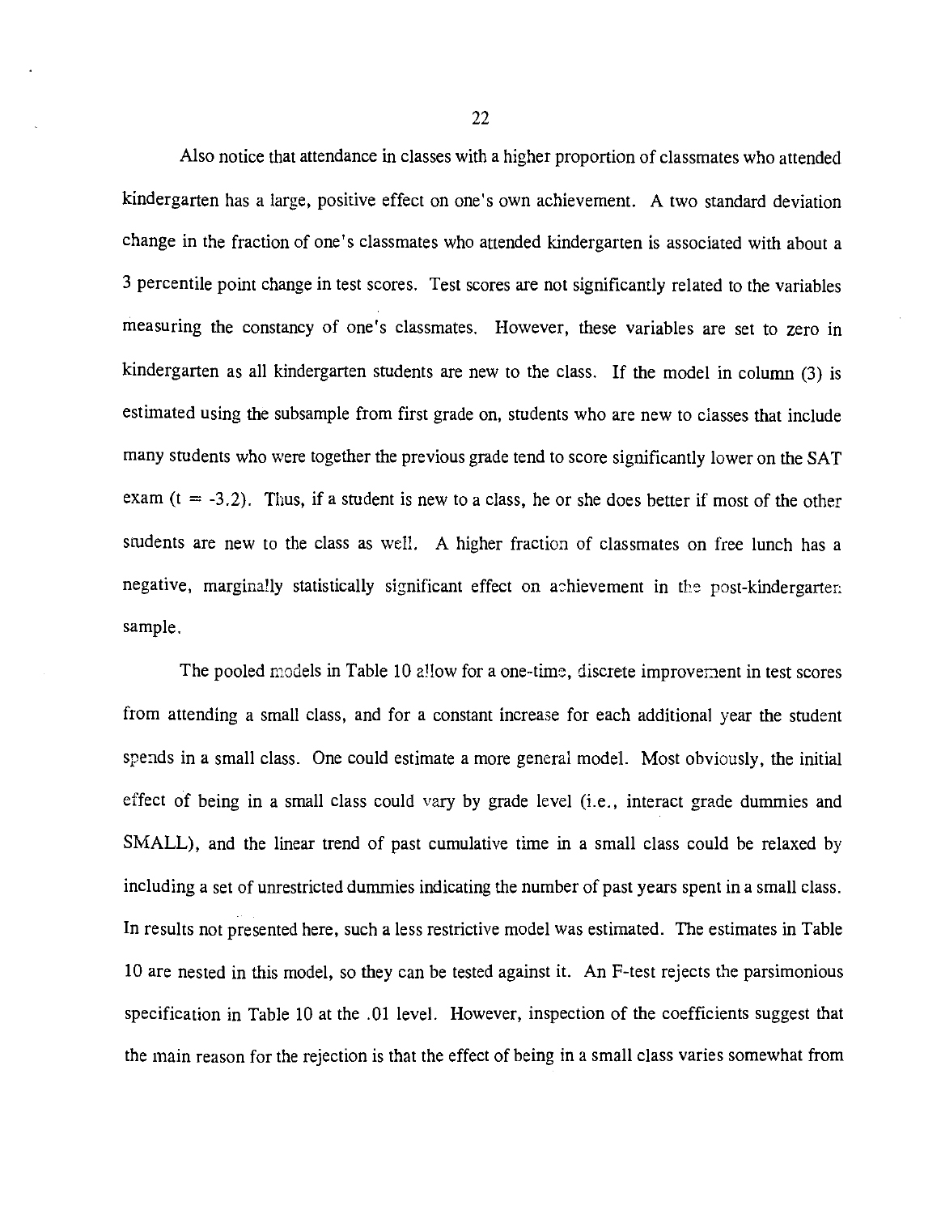Also notice that attendance in classes with a higher proportion of classmates who attended kindergarten has a large, positive effect on one's own achievement. A two standard deviation change in the fraction of one's classmates who attended kindergarten is associated with about a 3 percentile point change in test scores. Test scores are not significantly related to the variables measuring the constancy of one's classmates. However, these variables are set to zero in kindergarten as all kindergarten students are new to the class. If the model in column (3) is estimated using the subsample from first grade on, students who are new to classes that include many students who were together the previous grade tend to score significantly lower on the SAT exam ($t = -3.2$). Thus, if a student is new to a class, he or she does better if most of the other students are new to the class as well. A higher fraction of classmates on free lunch has a negative, marginally statistically significant effect on achievement in the post-kindergarten sample.

The pooled models in Table 10 allow for a one-time, discrete improvement in test scores from attending a small class, and for a constant increase for each additional year the student spends in a small class. One could estimate a more general model. Most obviously, the initial effect of being in a small class could vary by grade level (i.e., interact grade dummies and SMALL), and the linear trend of past cumulative time in a small class could be relaxed by including a set of unrestricted dummies indicating the number of past years spent in a small class. In results not presented here, such a less restrictive model was estimated. The estimates in Table 10 are nested in this model, so they can be tested against it. An F-test rejects the parsimonious specification in Table 10 at the .01 level. However, inspection of the coefficients suggest that the main reason for the rejection is that the effect of being in a small class varies somewhat from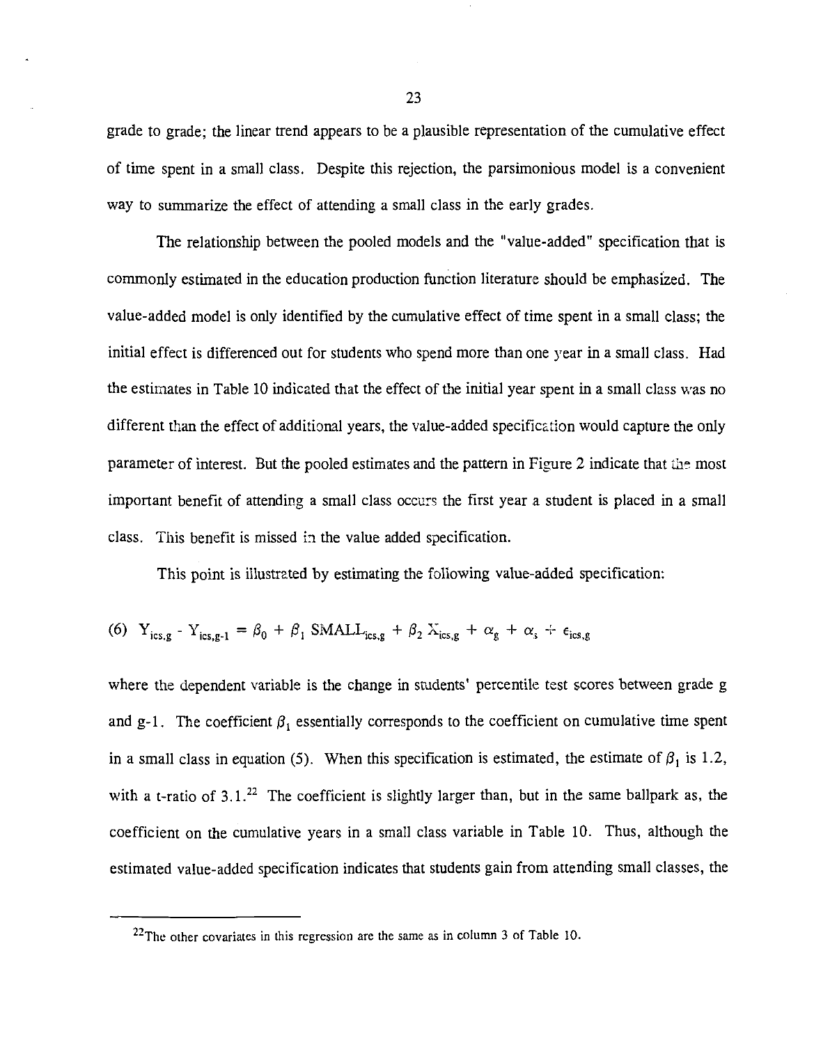grade to grade; the linear trend appears to be a plausible representation of the cumulative effect of time spent in a small class. Despite this rejection, the parsimonious model is a convenient way to summarize the effect of attending a small class in the early grades.

The relationship between the pooled models and the "value-added" specification that is commonly estimated in the education production function literature should be emphasized. The value-added model is only identified by the cumulative effect of time spent in a small class; the initial effect is differenced out for students who spend more than one year in a small class. Had the estimates in Table 10 indicated that the effect of the initial year spent in a small class was no different than the effect of additional years, the value-added specification would capture the only parameter of interest. But the pooled estimates and the pattern in Figure 2 indicate that the most important benefit of attending a small class occurs the first year a student is placed in a small class. This benefit is missed in the value added specification.

This point is illustrated by estimating the following value-added specification:

$$(6)\quad Y_{ics,g} - Y_{ics,g-1} = \beta_0 + \beta_1 \, SMALL_{ics,g} + \beta_2 X_{ics,g} + \alpha_g + \alpha_s + \epsilon_{ics,g}$$

where the dependent variable is the change in students' percentile test scores between grade g and g-1. The coefficient $\beta_1$ essentially corresponds to the coefficient on cumulative time spent in a small class in equation (5). When this specification is estimated, the estimate of $\beta_1$ is 1.2, with a t-ratio of 3.1.[22] The coefficient is slightly larger than, but in the same ballpark as, the coefficient on the cumulative years in a small class variable in Table 10. Thus, although the estimated value-added specification indicates that students gain from attending small classes, the

[22]The other covariates in this regression are the same as in column 3 of Table 10.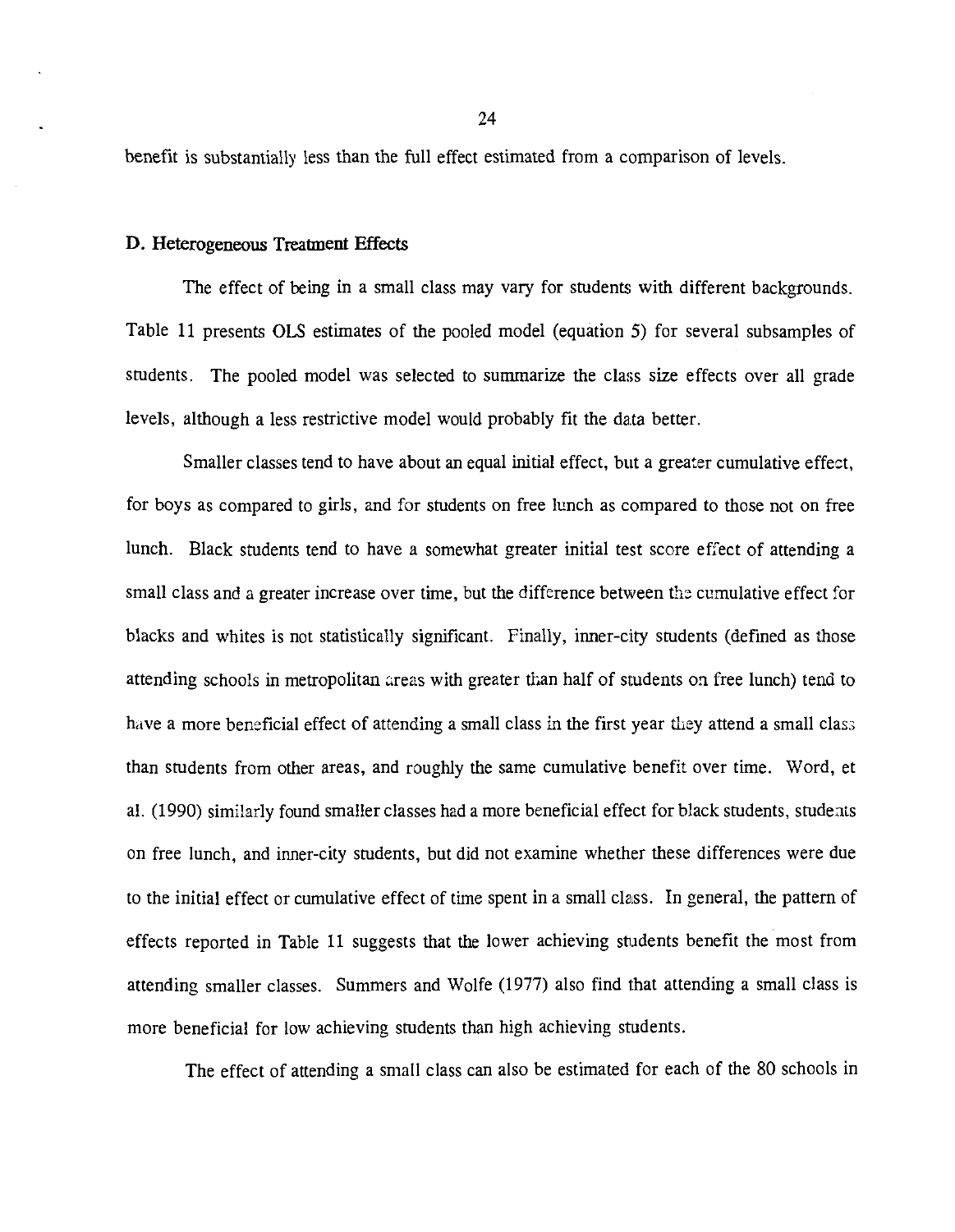benefit is substantially less than the full effect estimated from a comparison of levels.

### D. Heterogeneous Treatment Effects

The effect of being in a small class may vary for students with different backgrounds. Table 11 presents OLS estimates of the pooled model (equation 5) for several subsamples of students. The pooled model was selected to summarize the class size effects over all grade levels, although a less restrictive model would probably fit the data better.

Smaller classes tend to have about an equal initial effect, but a greater cumulative effect, for boys as compared to girls, and for students on free lunch as compared to those not on free lunch. Black students tend to have a somewhat greater initial test score effect of attending a small class and a greater increase over time, but the difference between the cumulative effect for blacks and whites is not statistically significant. Finally, inner-city students (defined as those attending schools in metropolitan areas with greater than half of students on free lunch) tend to have a more beneficial effect of attending a small class in the first year they attend a small class than students from other areas, and roughly the same cumulative benefit over time. Word, et al. (1990) similarly found smaller classes had a more beneficial effect for black students, students on free lunch, and inner-city students, but did not examine whether these differences were due to the initial effect or cumulative effect of time spent in a small class. In general, the pattern of effects reported in Table 11 suggests that the lower achieving students benefit the most from attending smaller classes. Summers and Wolfe (1977) also find that attending a small class is more beneficial for low achieving students than high achieving students.

The effect of attending a small class can also be estimated for each of the 80 schools in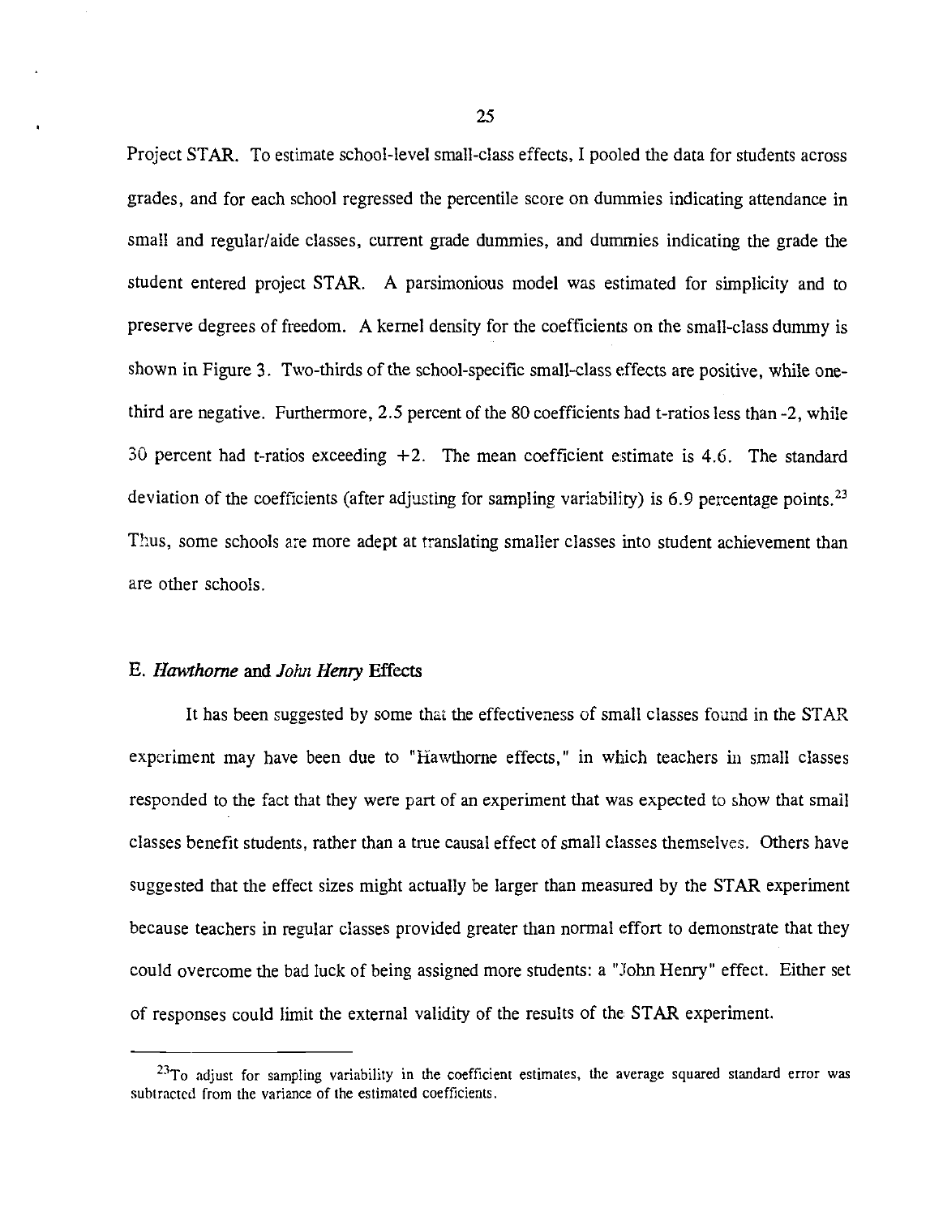Project STAR. To estimate school-level small-class effects, I pooled the data for students across grades, and for each school regressed the percentile score on dummies indicating attendance in small and regular/aide classes, current grade dummies, and dummies indicating the grade the student entered project STAR. A parsimonious model was estimated for simplicity and to preserve degrees of freedom. A kernel density for the coefficients on the small-class dummy is shown in Figure 3. Two-thirds of the school-specific small-class effects are positive, while one-third are negative. Furthermore, 2.5 percent of the 80 coefficients had t-ratios less than -2, while 30 percent had t-ratios exceeding +2. The mean coefficient estimate is 4.6. The standard deviation of the coefficients (after adjusting for sampling variability) is 6.9 percentage points.[23] Thus, some schools are more adept at translating smaller classes into student achievement than are other schools.

## E. *Hawthorne* and *John Henry* Effects

It has been suggested by some that the effectiveness of small classes found in the STAR experiment may have been due to "Hawthorne effects," in which teachers in small classes responded to the fact that they were part of an experiment that was expected to show that small classes benefit students, rather than a true causal effect of small classes themselves. Others have suggested that the effect sizes might actually be larger than measured by the STAR experiment because teachers in regular classes provided greater than normal effort to demonstrate that they could overcome the bad luck of being assigned more students: a "John Henry" effect. Either set of responses could limit the external validity of the results of the STAR experiment.

---

[23] To adjust for sampling variability in the coefficient estimates, the average squared standard error was subtracted from the variance of the estimated coefficients.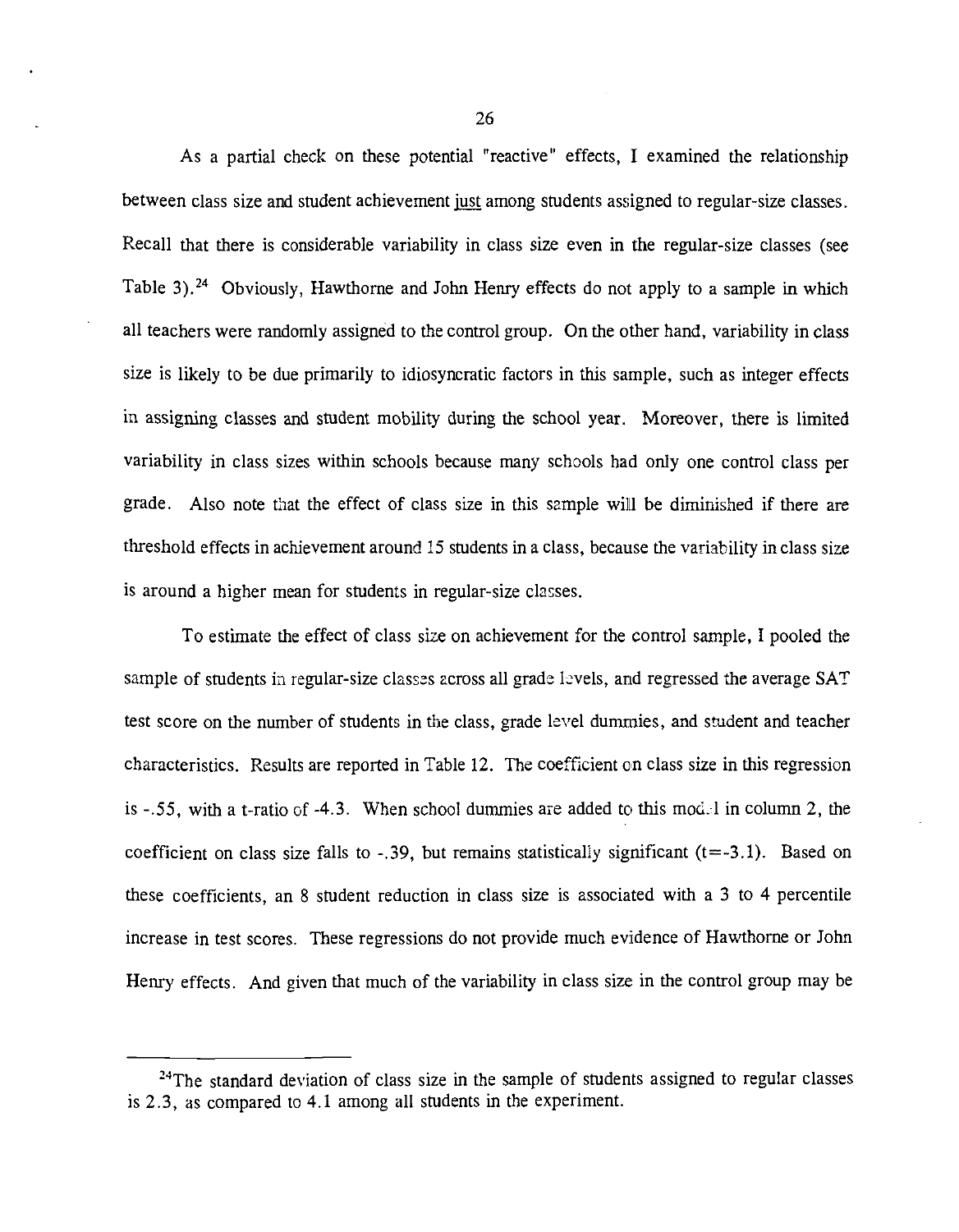As a partial check on these potential "reactive" effects, I examined the relationship between class size and student achievement just among students assigned to regular-size classes. Recall that there is considerable variability in class size even in the regular-size classes (see Table 3).[24] Obviously, Hawthorne and John Henry effects do not apply to a sample in which all teachers were randomly assigned to the control group. On the other hand, variability in class size is likely to be due primarily to idiosyncratic factors in this sample, such as integer effects in assigning classes and student mobility during the school year. Moreover, there is limited variability in class sizes within schools because many schools had only one control class per grade. Also note that the effect of class size in this sample will be diminished if there are threshold effects in achievement around 15 students in a class, because the variability in class size is around a higher mean for students in regular-size classes.

To estimate the effect of class size on achievement for the control sample, I pooled the sample of students in regular-size classes across all grade levels, and regressed the average SAT test score on the number of students in the class, grade level dummies, and student and teacher characteristics. Results are reported in Table 12. The coefficient on class size in this regression is -.55, with a t-ratio of -4.3. When school dummies are added to this model in column 2, the coefficient on class size falls to -.39, but remains statistically significant (t=-3.1). Based on these coefficients, an 8 student reduction in class size is associated with a 3 to 4 percentile increase in test scores. These regressions do not provide much evidence of Hawthorne or John Henry effects. And given that much of the variability in class size in the control group may be

[24] The standard deviation of class size in the sample of students assigned to regular classes is 2.3, as compared to 4.1 among all students in the experiment.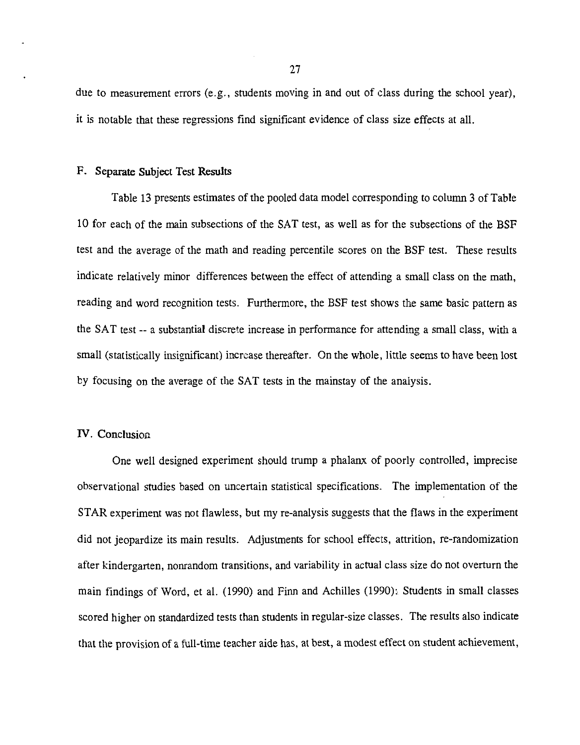due to measurement errors (e.g., students moving in and out of class during the school year), it is notable that these regressions find significant evidence of class size effects at all.

### F. Separate Subject Test Results

Table 13 presents estimates of the pooled data model corresponding to column 3 of Table 10 for each of the main subsections of the SAT test, as well as for the subsections of the BSF test and the average of the math and reading percentile scores on the BSF test. These results indicate relatively minor differences between the effect of attending a small class on the math, reading and word recognition tests. Furthermore, the BSF test shows the same basic pattern as the SAT test -- a substantial discrete increase in performance for attending a small class, with a small (statistically insignificant) increase thereafter. On the whole, little seems to have been lost by focusing on the average of the SAT tests in the mainstay of the analysis.

## IV. Conclusion

One well designed experiment should trump a phalanx of poorly controlled, imprecise observational studies based on uncertain statistical specifications. The implementation of the STAR experiment was not flawless, but my re-analysis suggests that the flaws in the experiment did not jeopardize its main results. Adjustments for school effects, attrition, re-randomization after kindergarten, nonrandom transitions, and variability in actual class size do not overturn the main findings of Word, et al. (1990) and Finn and Achilles (1990): Students in small classes scored higher on standardized tests than students in regular-size classes. The results also indicate that the provision of a full-time teacher aide has, at best, a modest effect on student achievement,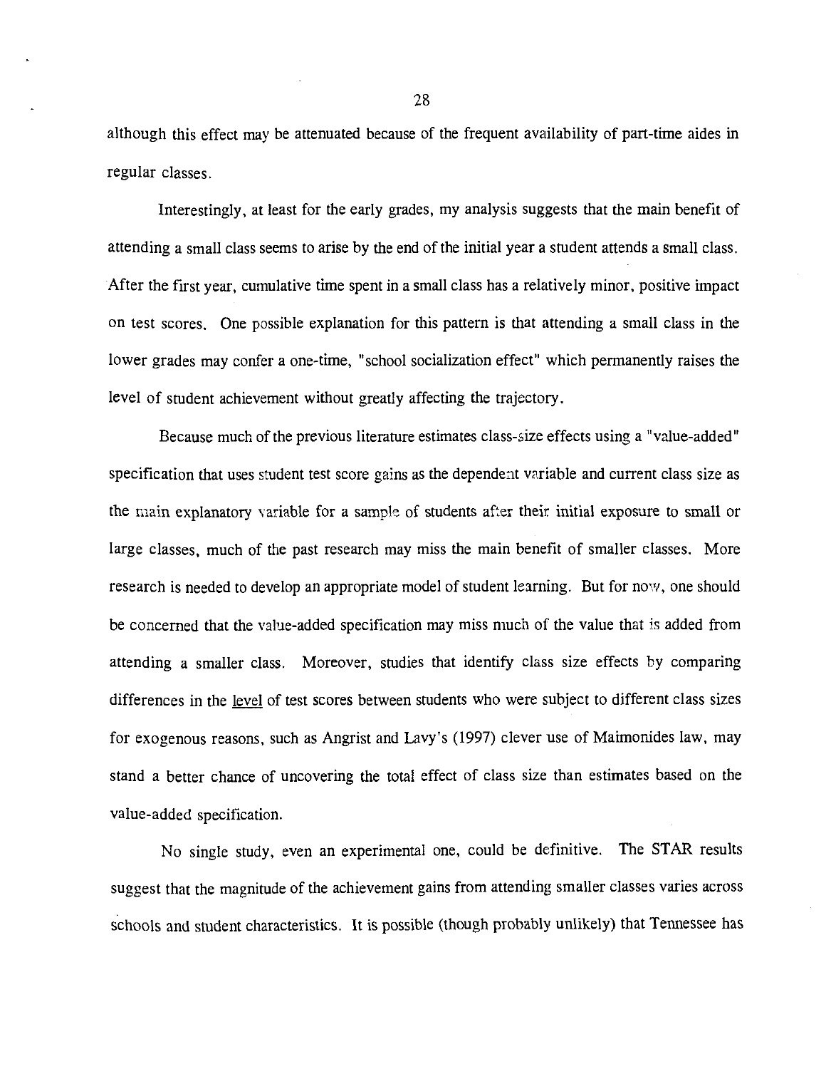although this effect may be attenuated because of the frequent availability of part-time aides in regular classes.

Interestingly, at least for the early grades, my analysis suggests that the main benefit of attending a small class seems to arise by the end of the initial year a student attends a small class. After the first year, cumulative time spent in a small class has a relatively minor, positive impact on test scores. One possible explanation for this pattern is that attending a small class in the lower grades may confer a one-time, "school socialization effect" which permanently raises the level of student achievement without greatly affecting the trajectory.

Because much of the previous literature estimates class-size effects using a "value-added" specification that uses student test score gains as the dependent variable and current class size as the main explanatory variable for a sample of students after their initial exposure to small or large classes, much of the past research may miss the main benefit of smaller classes. More research is needed to develop an appropriate model of student learning. But for now, one should be concerned that the value-added specification may miss much of the value that is added from attending a smaller class. Moreover, studies that identify class size effects by comparing differences in the <u>level</u> of test scores between students who were subject to different class sizes for exogenous reasons, such as Angrist and Lavy's (1997) clever use of Maimonides law, may stand a better chance of uncovering the total effect of class size than estimates based on the value-added specification.

No single study, even an experimental one, could be definitive. The STAR results suggest that the magnitude of the achievement gains from attending smaller classes varies across schools and student characteristics. It is possible (though probably unlikely) that Tennessee has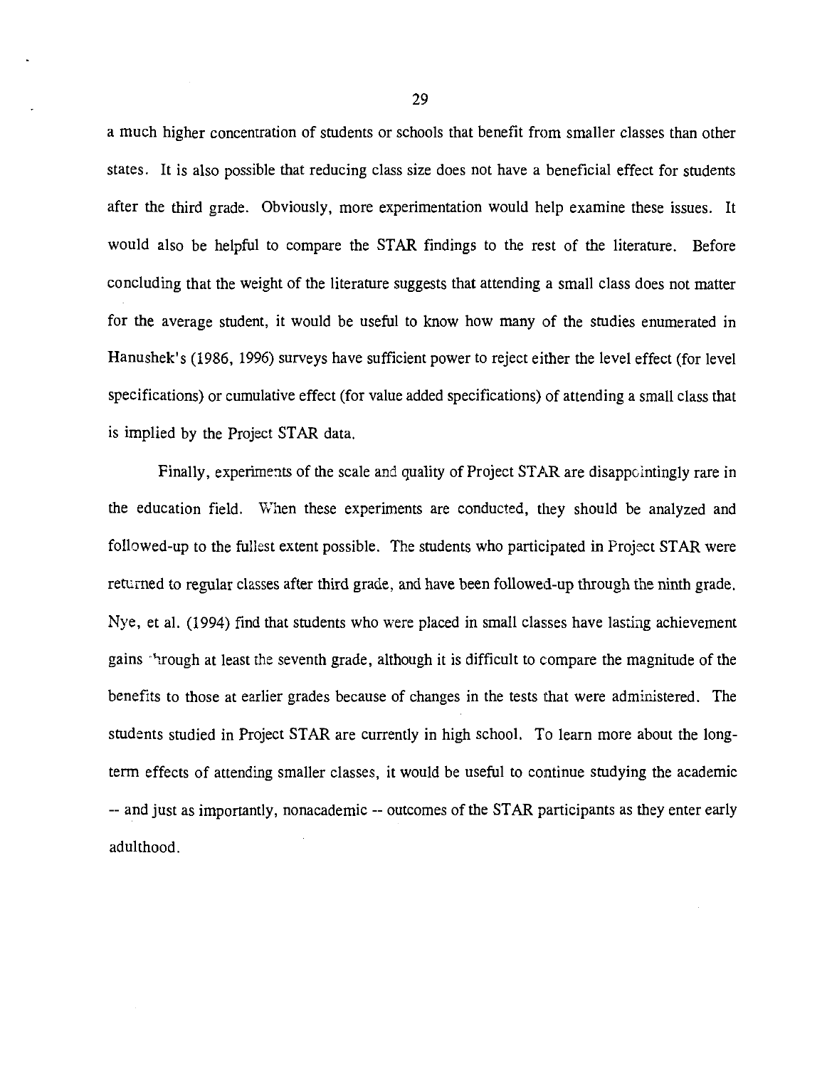a much higher concentration of students or schools that benefit from smaller classes than other states. It is also possible that reducing class size does not have a beneficial effect for students after the third grade. Obviously, more experimentation would help examine these issues. It would also be helpful to compare the STAR findings to the rest of the literature. Before concluding that the weight of the literature suggests that attending a small class does not matter for the average student, it would be useful to know how many of the studies enumerated in Hanushek's (1986, 1996) surveys have sufficient power to reject either the level effect (for level specifications) or cumulative effect (for value added specifications) of attending a small class that is implied by the Project STAR data.

Finally, experiments of the scale and quality of Project STAR are disappointingly rare in the education field. When these experiments are conducted, they should be analyzed and followed-up to the fullest extent possible. The students who participated in Project STAR were returned to regular classes after third grade, and have been followed-up through the ninth grade. Nye, et al. (1994) find that students who were placed in small classes have lasting achievement gains through at least the seventh grade, although it is difficult to compare the magnitude of the benefits to those at earlier grades because of changes in the tests that were administered. The students studied in Project STAR are currently in high school. To learn more about the long-term effects of attending smaller classes, it would be useful to continue studying the academic -- and just as importantly, nonacademic -- outcomes of the STAR participants as they enter early adulthood.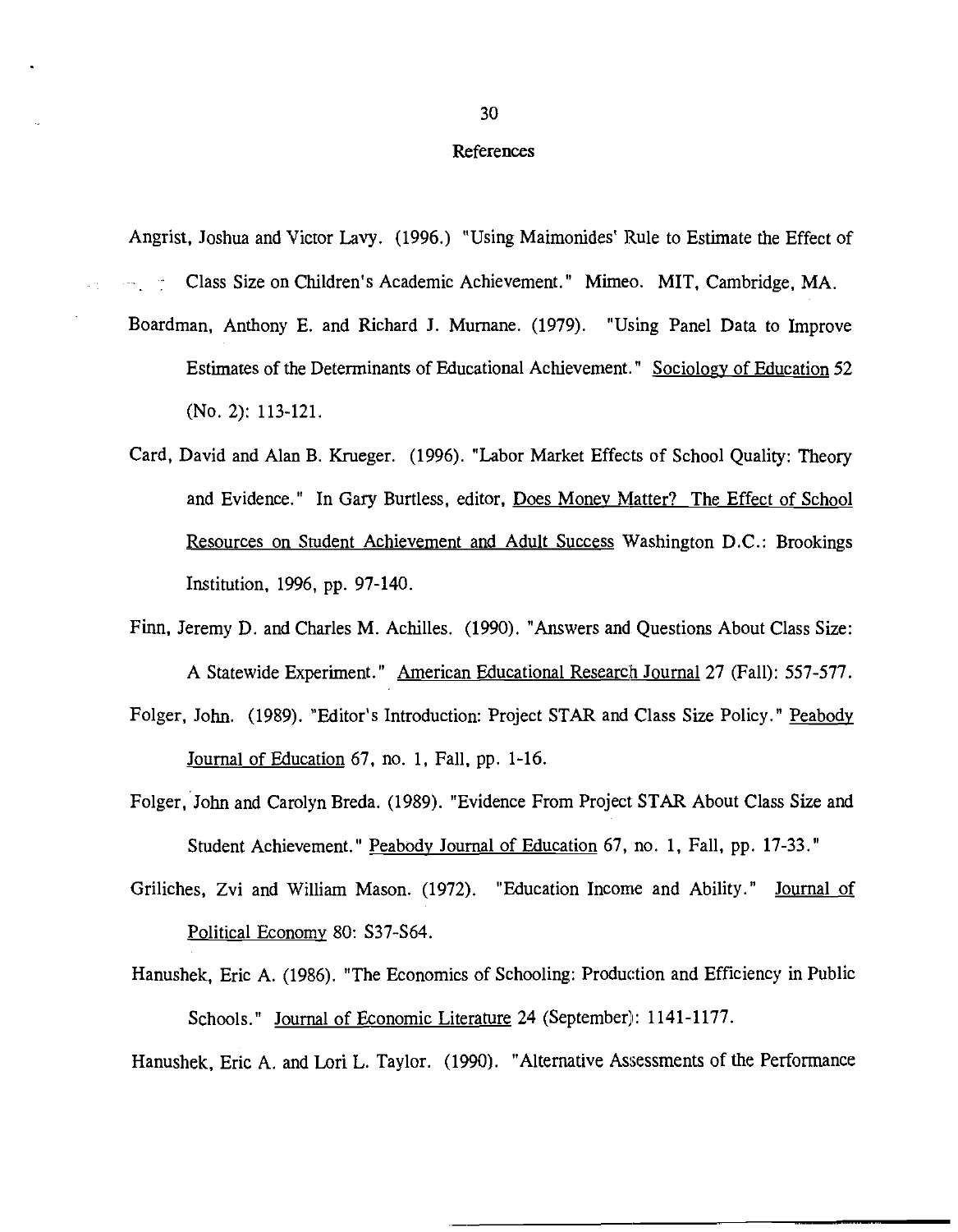# References

Angrist, Joshua and Victor Lavy. (1996.) "Using Maimonides' Rule to Estimate the Effect of Class Size on Children's Academic Achievement." Mimeo. MIT, Cambridge, MA.

Boardman, Anthony E. and Richard J. Murnane. (1979). "Using Panel Data to Improve Estimates of the Determinants of Educational Achievement." Sociology of Education 52 (No. 2): 113-121.

Card, David and Alan B. Krueger. (1996). "Labor Market Effects of School Quality: Theory and Evidence." In Gary Burtless, editor, Does Money Matter? The Effect of School Resources on Student Achievement and Adult Success Washington D.C.: Brookings Institution, 1996, pp. 97-140.

Finn, Jeremy D. and Charles M. Achilles. (1990). "Answers and Questions About Class Size: A Statewide Experiment." American Educational Research Journal 27 (Fall): 557-577.

Folger, John. (1989). "Editor's Introduction: Project STAR and Class Size Policy." Peabody Journal of Education 67, no. 1, Fall, pp. 1-16.

Folger, John and Carolyn Breda. (1989). "Evidence From Project STAR About Class Size and Student Achievement." Peabody Journal of Education 67, no. 1, Fall, pp. 17-33."

Griliches, Zvi and William Mason. (1972). "Education Income and Ability." Journal of Political Economy 80: S37-S64.

Hanushek, Eric A. (1986). "The Economics of Schooling: Production and Efficiency in Public Schools." Journal of Economic Literature 24 (September): 1141-1177.

Hanushek, Eric A. and Lori L. Taylor. (1990). "Alternative Assessments of the Performance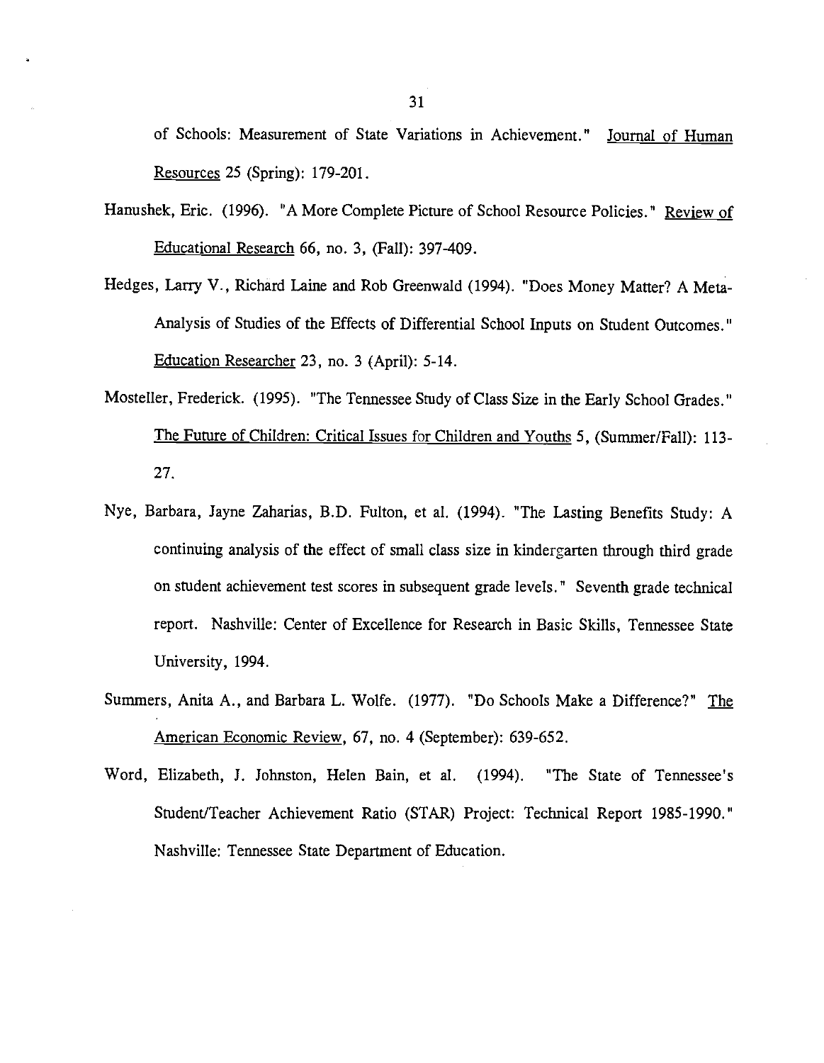of Schools: Measurement of State Variations in Achievement." Journal of Human Resources 25 (Spring): 179-201.

Hanushek, Eric. (1996). "A More Complete Picture of School Resource Policies." Review of Educational Research 66, no. 3, (Fall): 397-409.

Hedges, Larry V., Richard Laine and Rob Greenwald (1994). "Does Money Matter? A Meta-Analysis of Studies of the Effects of Differential School Inputs on Student Outcomes." Education Researcher 23, no. 3 (April): 5-14.

Mosteller, Frederick. (1995). "The Tennessee Study of Class Size in the Early School Grades." The Future of Children: Critical Issues for Children and Youths 5, (Summer/Fall): 113-27.

Nye, Barbara, Jayne Zaharias, B.D. Fulton, et al. (1994). "The Lasting Benefits Study: A continuing analysis of the effect of small class size in kindergarten through third grade on student achievement test scores in subsequent grade levels." Seventh grade technical report. Nashville: Center of Excellence for Research in Basic Skills, Tennessee State University, 1994.

Summers, Anita A., and Barbara L. Wolfe. (1977). "Do Schools Make a Difference?" The American Economic Review, 67, no. 4 (September): 639-652.

Word, Elizabeth, J. Johnston, Helen Bain, et al. (1994). "The State of Tennessee's Student/Teacher Achievement Ratio (STAR) Project: Technical Report 1985-1990." Nashville: Tennessee State Department of Education.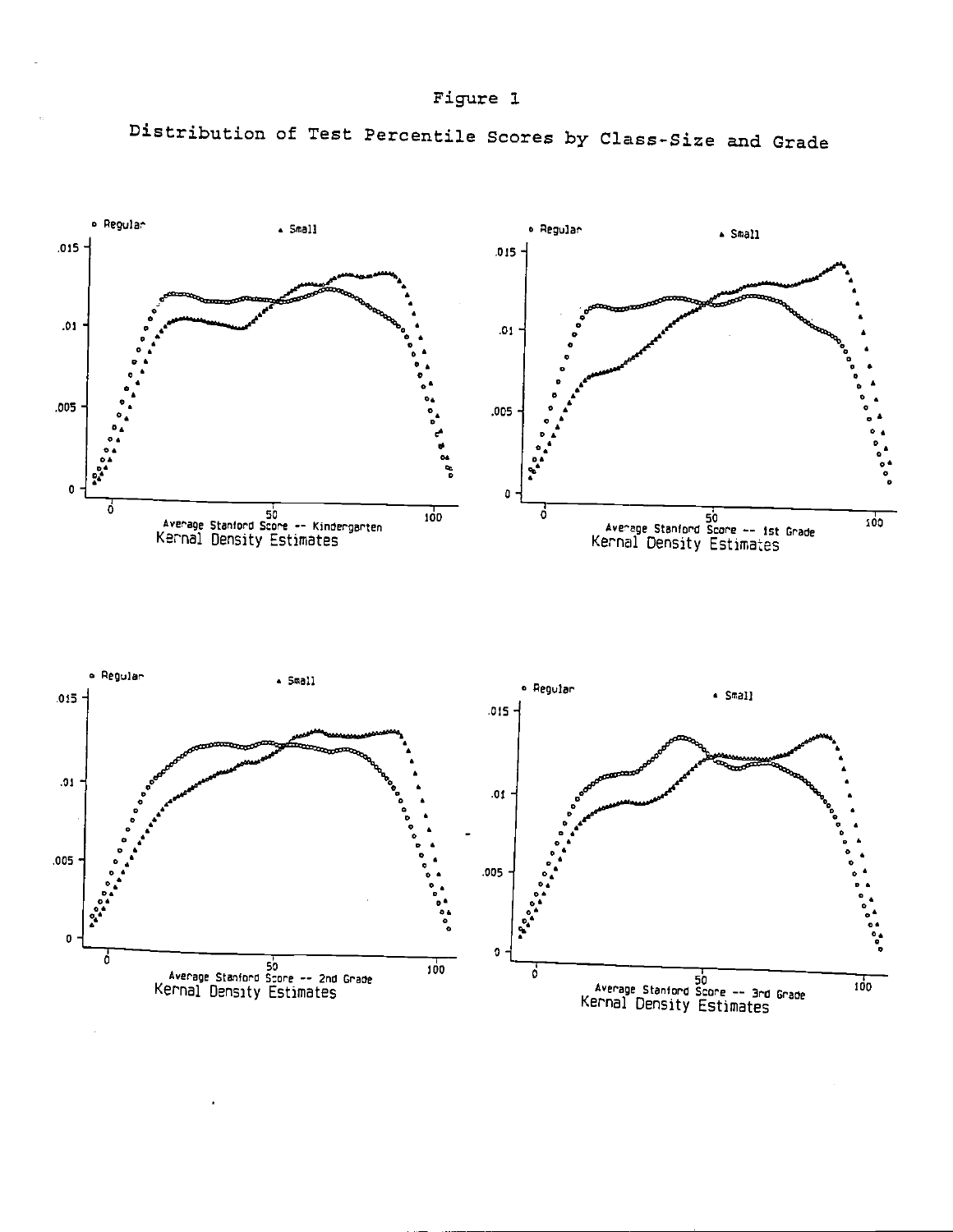Figure 1

Distribution of Test Percentile Scores by Class-Size and Grade

Regular
Small
.015
.01
.005
0
0
50
100
Average Stanford Score -- Kindergarten
Kernal Density Estimates

Regular
Small
.015
.01
.005
0
0
50
100
Average Stanford Score -- 1st Grade
Kernal Density Estimates

Regular
Small
.015
.01
.005
0
0
50
100
Average Stanford Score -- 2nd Grade
Kernal Density Estimates

Regular
Small
.015
.01
.005
0
0
50
100
Average Stanford Score -- 3rd Grade
Kernal Density Estimates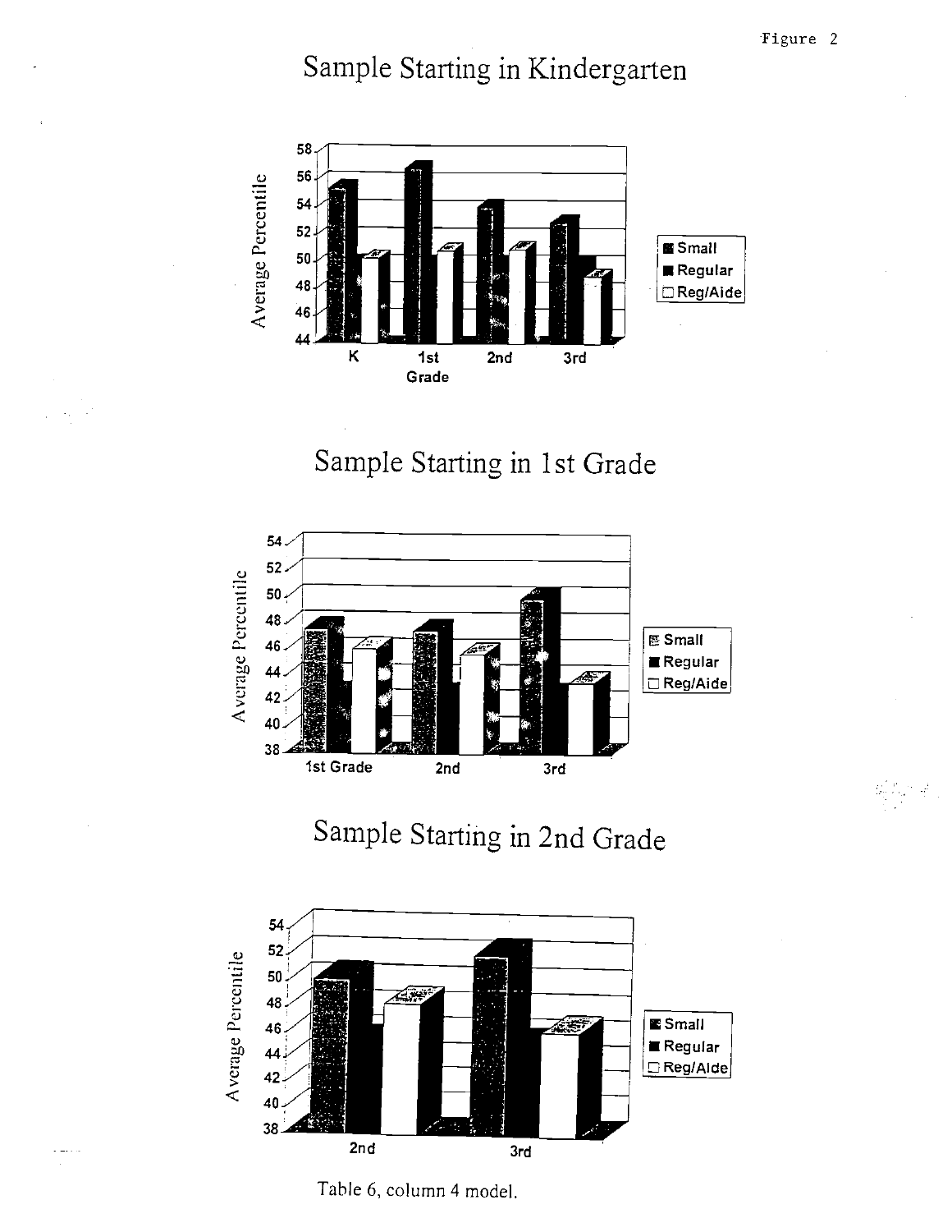Figure 2

## Sample Starting in Kindergarten

Average Percentile

58
56
54
52
50
48
46
44

K
1st
2nd
3rd

Grade

Small
Regular
Reg/Aide

## Sample Starting in 1st Grade

Average Percentile

54
52
50
48
46
44
42
40
38

1st Grade
2nd
3rd

Small
Regular
Reg/Aide

## Sample Starting in 2nd Grade

Average Percentile

54
52
50
48
46
44
42
40
38

2nd
3rd

Small
Regular
Reg/Aide

Table 6, column 4 model.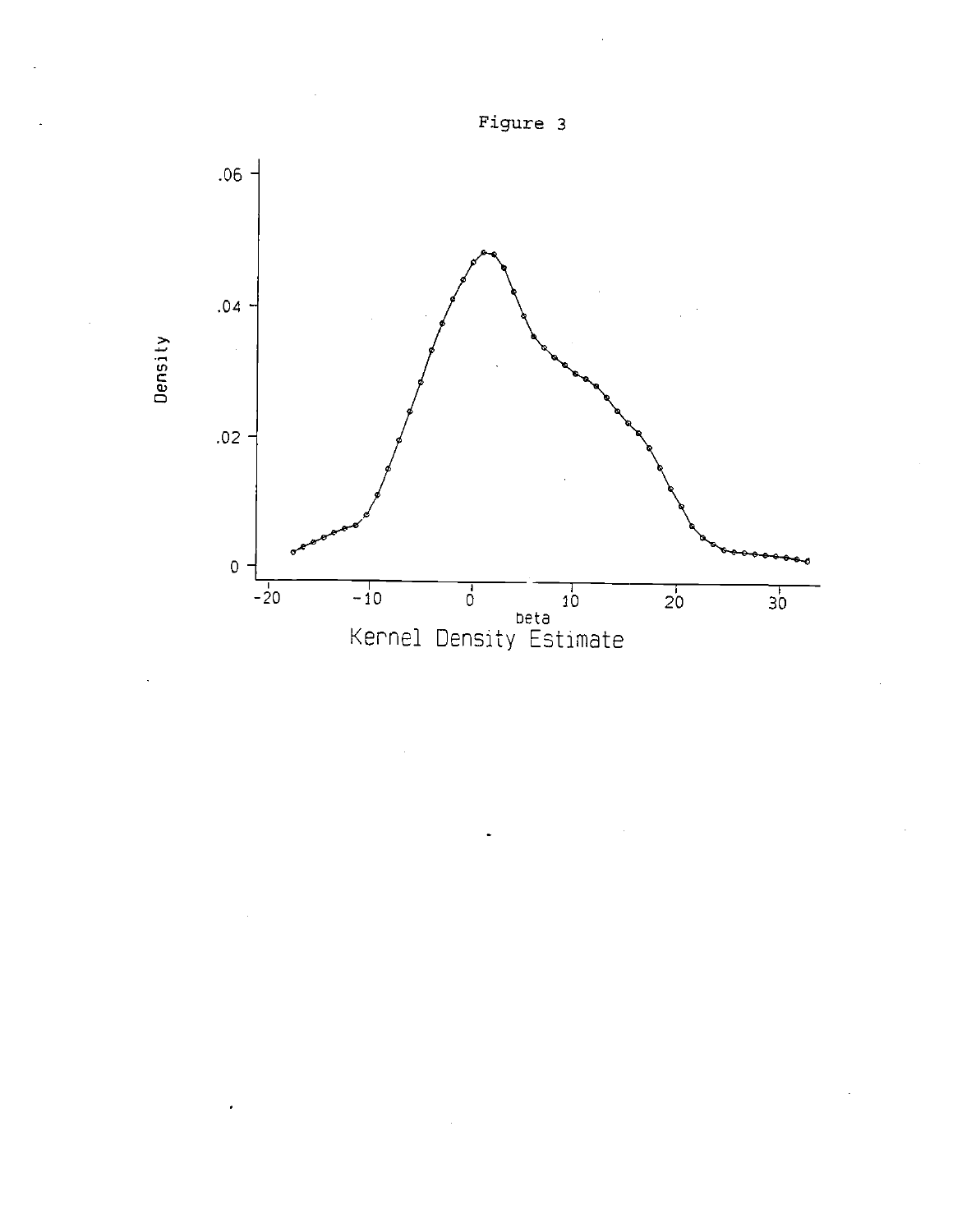Figure 3

Density

.06

.04

.02

0

-20

-10

0

10

20

30

beta

Kernel Density Estimate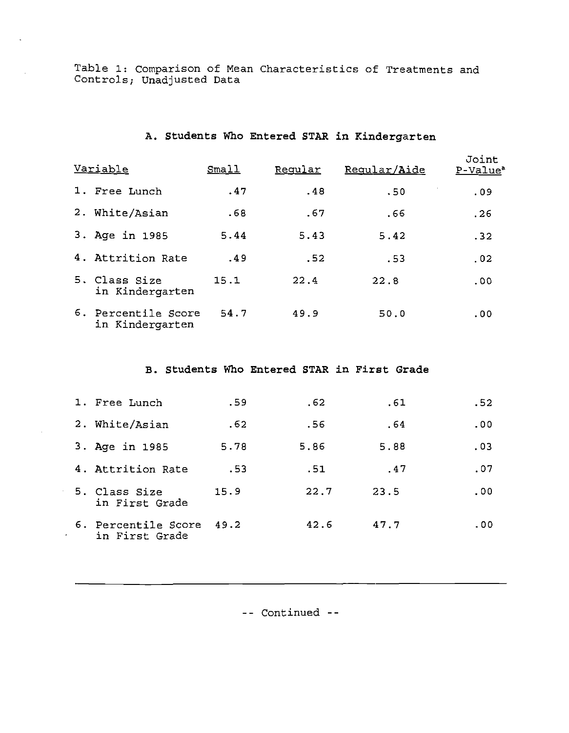Table 1: Comparison of Mean Characteristics of Treatments and Controls; Unadjusted Data

### A. Students Who Entered STAR in Kindergarten

| Variable | Small | Regular | Regular/Aide | Joint P-Value[a] |
|---|---|---|---|---|
| 1. Free Lunch | .47 | .48 | .50 | .09 |
| 2. White/Asian | .68 | .67 | .66 | .26 |
| 3. Age in 1985 | 5.44 | 5.43 | 5.42 | .32 |
| 4. Attrition Rate | .49 | .52 | .53 | .02 |
| 5. Class Size in Kindergarten | 15.1 | 22.4 | 22.8 | .00 |
| 6. Percentile Score in Kindergarten | 54.7 | 49.9 | 50.0 | .00 |

### B. Students Who Entered STAR in First Grade

| Variable | Small | Regular | Regular/Aide | Joint P-Value[a] |
|---|---|---|---|---|
| 1. Free Lunch | .59 | .62 | .61 | .52 |
| 2. White/Asian | .62 | .56 | .64 | .00 |
| 3. Age in 1985 | 5.78 | 5.86 | 5.88 | .03 |
| 4. Attrition Rate | .53 | .51 | .47 | .07 |
| 5. Class Size in First Grade | 15.9 | 22.7 | 23.5 | .00 |
| 6. Percentile Score in First Grade | 49.2 | 42.6 | 47.7 | .00 |

-- Continued --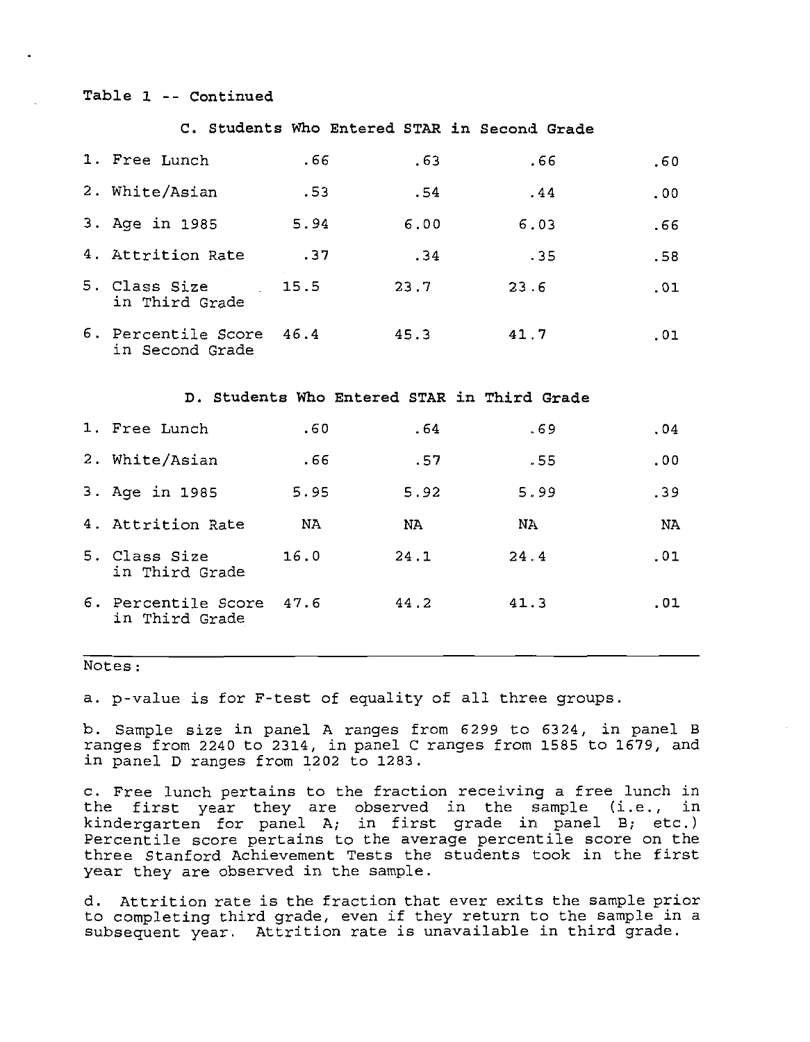Table 1 -- Continued

| | | | | |
|---|---|---|---|---|
| **C. Students Who Entered STAR in Second Grade** | | | | |
| 1. Free Lunch | .66 | .63 | .66 | .60 |
| 2. White/Asian | .53 | .54 | .44 | .00 |
| 3. Age in 1985 | 5.94 | 6.00 | 6.03 | .66 |
| 4. Attrition Rate | .37 | .34 | .35 | .58 |
| 5. Class Size in Third Grade | 15.5 | 23.7 | 23.6 | .01 |
| 6. Percentile Score in Second Grade | 46.4 | 45.3 | 41.7 | .01 |
| **D. Students Who Entered STAR in Third Grade** | | | | |
| 1. Free Lunch | .60 | .64 | .69 | .04 |
| 2. White/Asian | .66 | .57 | .55 | .00 |
| 3. Age in 1985 | 5.95 | 5.92 | 5.99 | .39 |
| 4. Attrition Rate | NA | NA | NA | NA |
| 5. Class Size in Third Grade | 16.0 | 24.1 | 24.4 | .01 |
| 6. Percentile Score in Third Grade | 47.6 | 44.2 | 41.3 | .01 |

Notes:

a. p-value is for F-test of equality of all three groups.

b. Sample size in panel A ranges from 6299 to 6324, in panel B ranges from 2240 to 2314, in panel C ranges from 1585 to 1679, and in panel D ranges from 1202 to 1283.

c. Free lunch pertains to the fraction receiving a free lunch in the first year they are observed in the sample (i.e., in kindergarten for panel A; in first grade in panel B; etc.) Percentile score pertains to the average percentile score on the three Stanford Achievement Tests the students took in the first year they are observed in the sample.

d. Attrition rate is the fraction that ever exits the sample prior to completing third grade, even if they return to the sample in a subsequent year. Attrition rate is unavailable in third grade.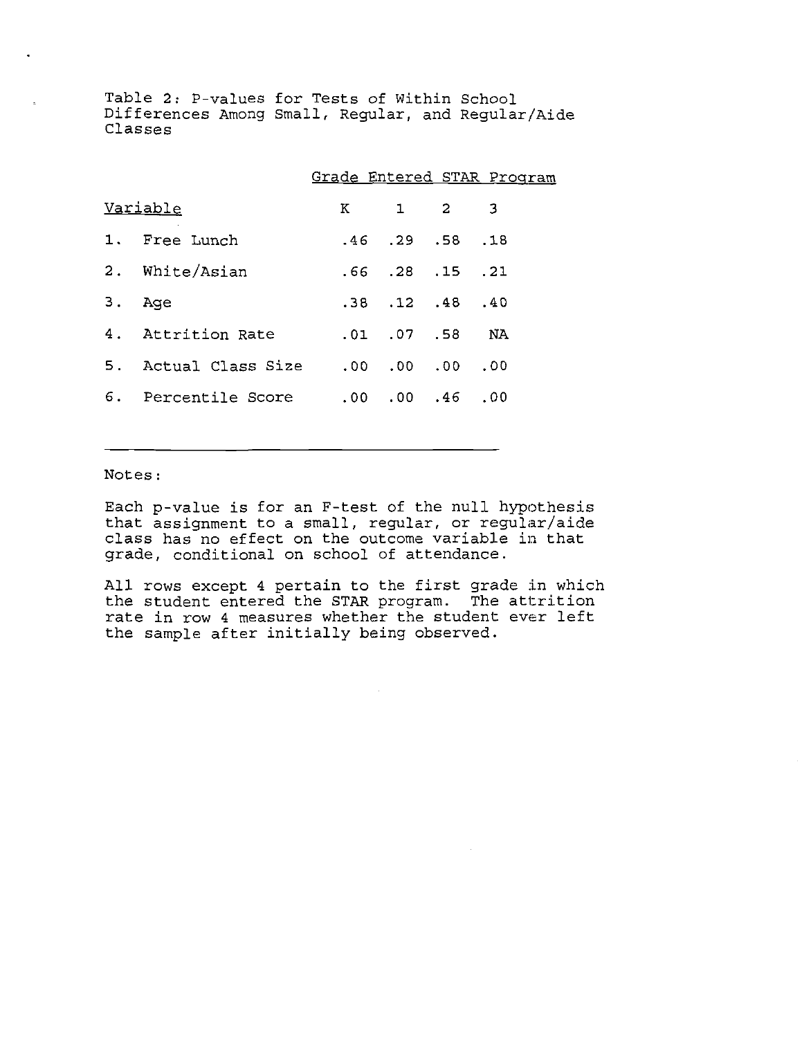Table 2: P-values for Tests of Within School Differences Among Small, Regular, and Regular/Aide Classes

| | Grade Entered STAR Program | | | |
|---|---|---|---|---|
| Variable | K | 1 | 2 | 3 |
| 1. Free Lunch | .46 | .29 | .58 | .18 |
| 2. White/Asian | .66 | .28 | .15 | .21 |
| 3. Age | .38 | .12 | .48 | .40 |
| 4. Attrition Rate | .01 | .07 | .58 | NA |
| 5. Actual Class Size | .00 | .00 | .00 | .00 |
| 6. Percentile Score | .00 | .00 | .46 | .00 |

Notes:

Each p-value is for an F-test of the null hypothesis that assignment to a small, regular, or regular/aide class has no effect on the outcome variable in that grade, conditional on school of attendance.

All rows except 4 pertain to the first grade in which the student entered the STAR program. The attrition rate in row 4 measures whether the student ever left the sample after initially being observed.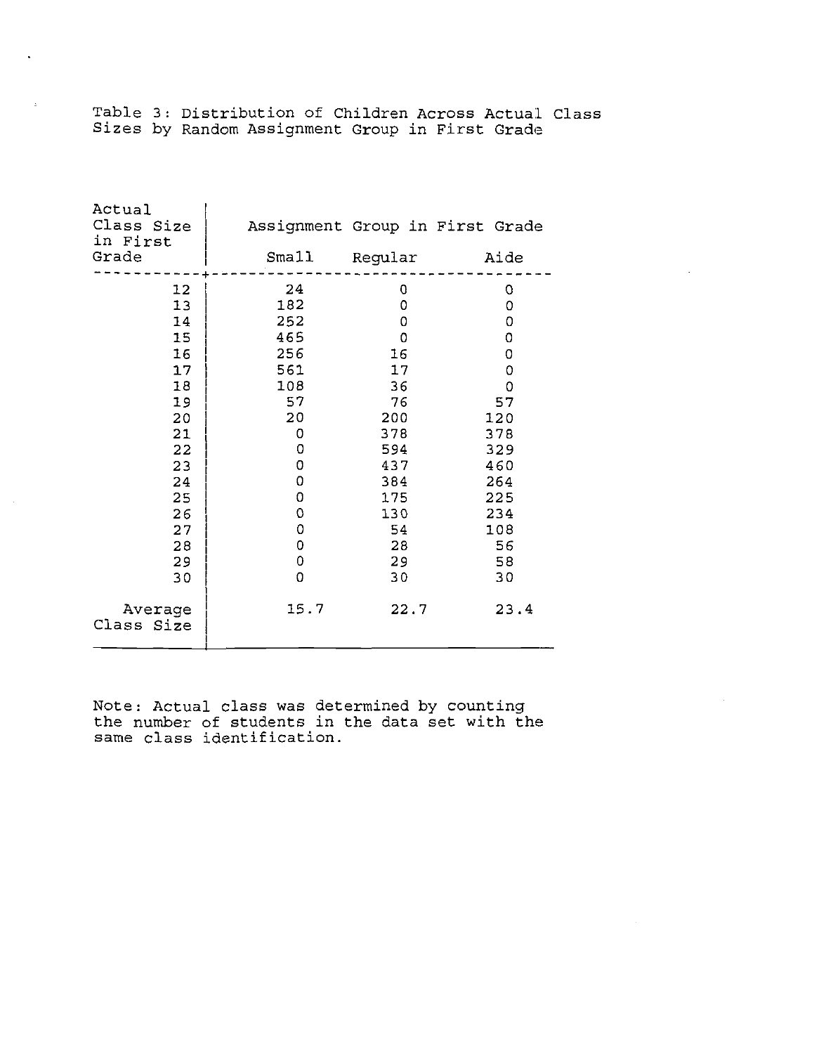Table 3: Distribution of Children Across Actual Class Sizes by Random Assignment Group in First Grade

| Actual Class Size in First Grade | Assignment Group in First Grade | | |
|---|---|---|---|
| | Small | Regular | Aide |
| 12 | 24 | 0 | 0 |
| 13 | 182 | 0 | 0 |
| 14 | 252 | 0 | 0 |
| 15 | 465 | 0 | 0 |
| 16 | 256 | 16 | 0 |
| 17 | 561 | 17 | 0 |
| 18 | 108 | 36 | 0 |
| 19 | 57 | 76 | 57 |
| 20 | 20 | 200 | 120 |
| 21 | 0 | 378 | 378 |
| 22 | 0 | 594 | 329 |
| 23 | 0 | 437 | 460 |
| 24 | 0 | 384 | 264 |
| 25 | 0 | 175 | 225 |
| 26 | 0 | 130 | 234 |
| 27 | 0 | 54 | 108 |
| 28 | 0 | 28 | 56 |
| 29 | 0 | 29 | 58 |
| 30 | 0 | 30 | 30 |
| Average Class Size | 15.7 | 22.7 | 23.4 |

Note: Actual class was determined by counting the number of students in the data set with the same class identification.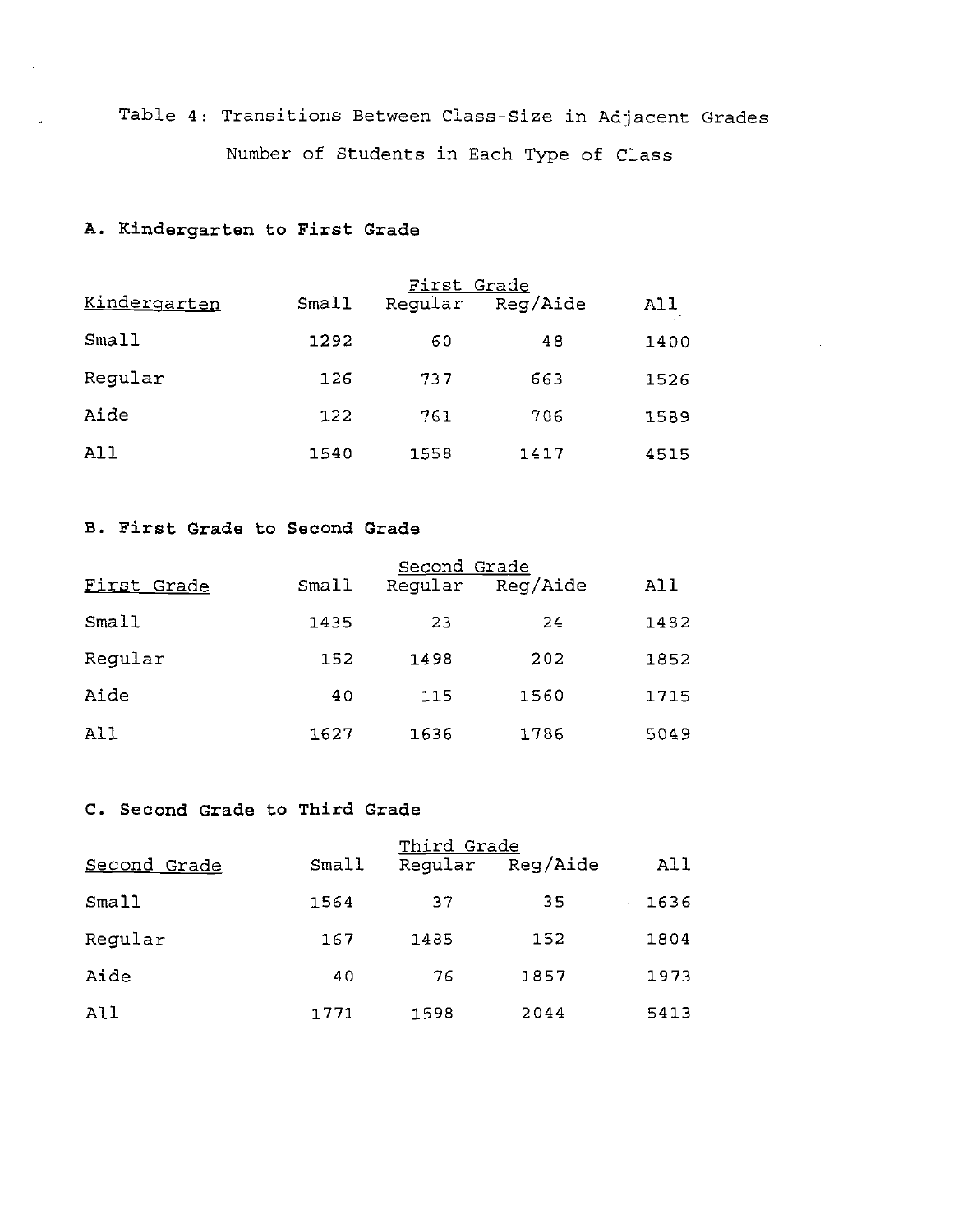Table 4: Transitions Between Class-Size in Adjacent Grades

Number of Students in Each Type of Class

**A. Kindergarten to First Grade**

| | First Grade | | | |
|---|---|---|---|---|
| Kindergarten | Small | Regular | Reg/Aide | All |
| Small | 1292 | 60 | 48 | 1400 |
| Regular | 126 | 737 | 663 | 1526 |
| Aide | 122 | 761 | 706 | 1589 |
| All | 1540 | 1558 | 1417 | 4515 |

**B. First Grade to Second Grade**

| | Second Grade | | | |
|---|---|---|---|---|
| First Grade | Small | Regular | Reg/Aide | All |
| Small | 1435 | 23 | 24 | 1482 |
| Regular | 152 | 1498 | 202 | 1852 |
| Aide | 40 | 115 | 1560 | 1715 |
| All | 1627 | 1636 | 1786 | 5049 |

**C. Second Grade to Third Grade**

| | Third Grade | | | |
|---|---|---|---|---|
| Second Grade | Small | Regular | Reg/Aide | All |
| Small | 1564 | 37 | 35 | 1636 |
| Regular | 167 | 1485 | 152 | 1804 |
| Aide | 40 | 76 | 1857 | 1973 |
| All | 1771 | 1598 | 2044 | 5413 |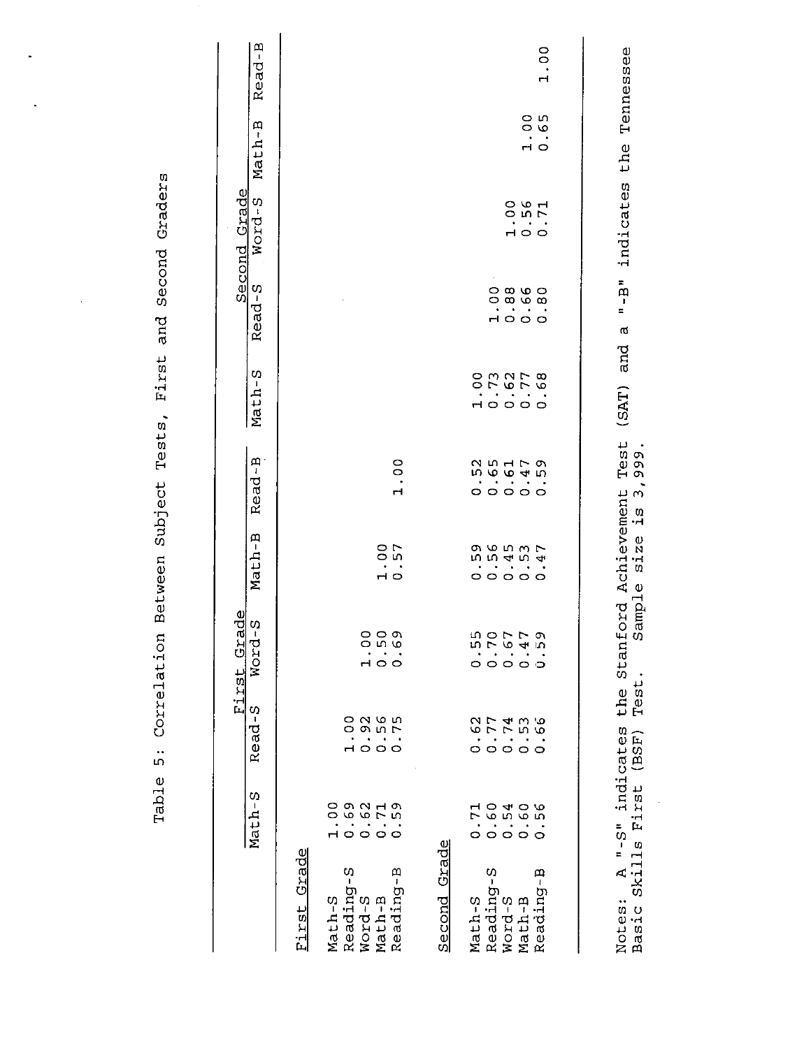Table 5: Correlation Between Subject Tests, First and Second Graders

| | First Grade | | | | | Second Grade | | | | |
|---|---|---|---|---|---|---|---|---|---|---|
| | Math-S | Read-S | Word-S | Math-B | Read-B | Math-S | Read-S | Word-S | Math-B | Read-B |
| First Grade | | | | | | | | | | |
| Math-S | 1.00 | | | | | | | | | |
| Reading-S | 0.69 | 1.00 | | | | | | | | |
| Word-S | 0.62 | 0.92 | 1.00 | | | | | | | |
| Math-B | 0.71 | 0.56 | 0.50 | 1.00 | | | | | | |
| Reading-B | 0.59 | 0.75 | 0.69 | 0.57 | 1.00 | | | | | |
| Second Grade | | | | | | | | | | |
| Math-S | 0.71 | 0.62 | 0.55 | 0.59 | 0.52 | 1.00 | | | | |
| Reading-S | 0.60 | 0.77 | 0.70 | 0.56 | 0.65 | 0.73 | 1.00 | | | |
| Word-S | 0.54 | 0.74 | 0.67 | 0.45 | 0.61 | 0.62 | 0.88 | 1.00 | | |
| Math-B | 0.60 | 0.53 | 0.47 | 0.53 | 0.47 | 0.77 | 0.66 | 0.56 | 1.00 | |
| Reading-B | 0.56 | 0.66 | 0.59 | 0.47 | 0.59 | 0.68 | 0.80 | 0.71 | 0.65 | 1.00 |

Notes: A "-S" indicates the Stanford Achievement Test (SAT) and a "-B" indicates the Tennessee Basic Skills First (BSF) Test. Sample size is 3,999.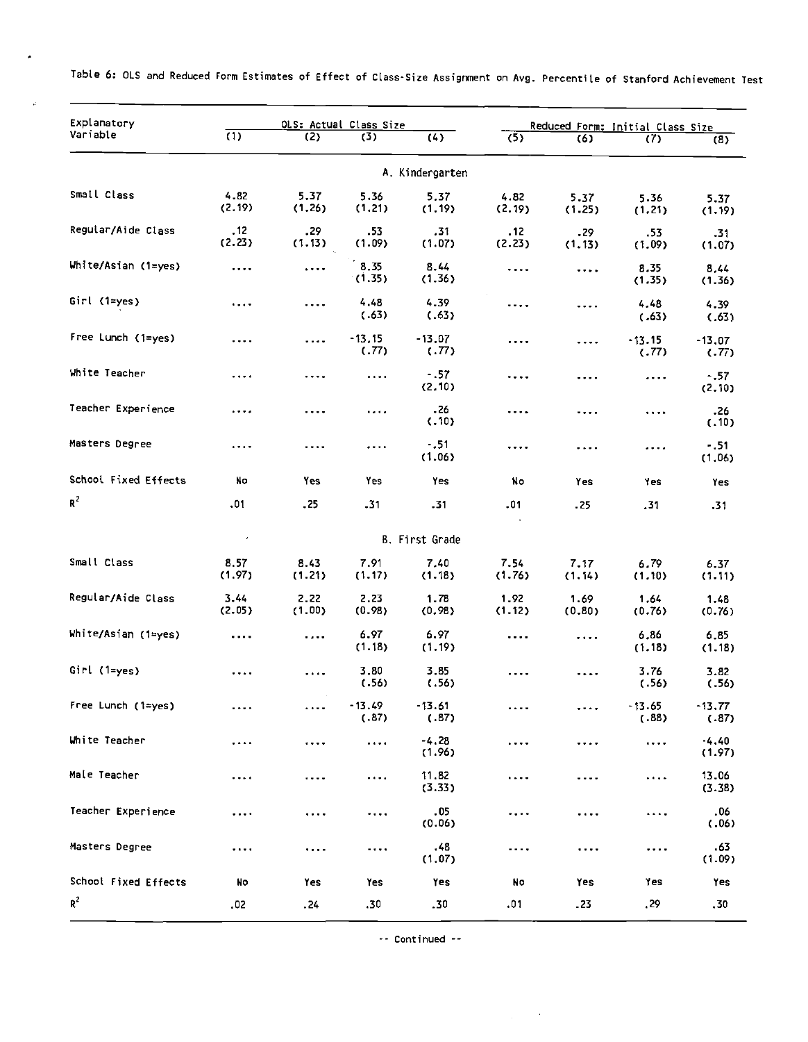Table 6: OLS and Reduced Form Estimates of Effect of Class-Size Assignment on Avg. Percentile of Stanford Achievement Test

| Explanatory Variable | OLS: Actual Class Size | | | | Reduced Form: Initial Class Size | | | |
|---|---|---|---|---|---|---|---|---|
| | (1) | (2) | (3) | (4) | (5) | (6) | (7) | (8) |
| **A. Kindergarten** | | | | | | | | |
| Small Class | 4.82 (2.19) | 5.37 (1.26) | 5.36 (1.21) | 5.37 (1.19) | 4.82 (2.19) | 5.37 (1.25) | 5.36 (1.21) | 5.37 (1.19) |
| Regular/Aide Class | .12 (2.23) | .29 (1.13) | .53 (1.09) | .31 (1.07) | .12 (2.23) | .29 (1.13) | .53 (1.09) | .31 (1.07) |
| White/Asian (1=yes) | .... | .... | 8.35 (1.35) | 8.44 (1.36) | .... | .... | 8.35 (1.35) | 8.44 (1.36) |
| Girl (1=yes) | .... | .... | 4.48 (.63) | 4.39 (.63) | .... | .... | 4.48 (.63) | 4.39 (.63) |
| Free Lunch (1=yes) | .... | .... | -13.15 (.77) | -13.07 (.77) | .... | .... | -13.15 (.77) | -13.07 (.77) |
| White Teacher | .... | .... | .... | -.57 (2.10) | .... | .... | .... | -.57 (2.10) |
| Teacher Experience | .... | .... | .... | .26 (.10) | .... | .... | .... | .26 (.10) |
| Masters Degree | .... | .... | .... | -.51 (1.06) | .... | .... | .... | -.51 (1.06) |
| School Fixed Effects | No | Yes | Yes | Yes | No | Yes | Yes | Yes |
| $R^2$ | .01 | .25 | .31 | .31 | .01 | .25 | .31 | .31 |
| **B. First Grade** | | | | | | | | |
| Small Class | 8.57 (1.97) | 8.43 (1.21) | 7.91 (1.17) | 7.40 (1.18) | 7.54 (1.76) | 7.17 (1.14) | 6.79 (1.10) | 6.37 (1.11) |
| Regular/Aide Class | 3.44 (2.05) | 2.22 (1.00) | 2.23 (0.98) | 1.78 (0.98) | 1.92 (1.12) | 1.69 (0.80) | 1.64 (0.76) | 1.48 (0.76) |
| White/Asian (1=yes) | .... | .... | 6.97 (1.18) | 6.97 (1.19) | .... | .... | 6.86 (1.18) | 6.85 (1.18) |
| Girl (1=yes) | .... | .... | 3.80 (.56) | 3.85 (.56) | .... | .... | 3.76 (.56) | 3.82 (.56) |
| Free Lunch (1=yes) | .... | .... | -13.49 (.87) | -13.61 (.87) | .... | .... | -13.65 (.88) | -13.77 (.87) |
| White Teacher | .... | .... | .... | -4.28 (1.96) | .... | .... | .... | -4.40 (1.97) |
| Male Teacher | .... | .... | .... | 11.82 (3.33) | .... | .... | .... | 13.06 (3.38) |
| Teacher Experience | .... | .... | .... | .05 (0.06) | .... | .... | .... | .06 (.06) |
| Masters Degree | .... | .... | .... | .48 (1.07) | .... | .... | .... | .63 (1.09) |
| School Fixed Effects | No | Yes | Yes | Yes | No | Yes | Yes | Yes |
| $R^2$ | .02 | .24 | .30 | .30 | .01 | .23 | .29 | .30 |

-- Continued --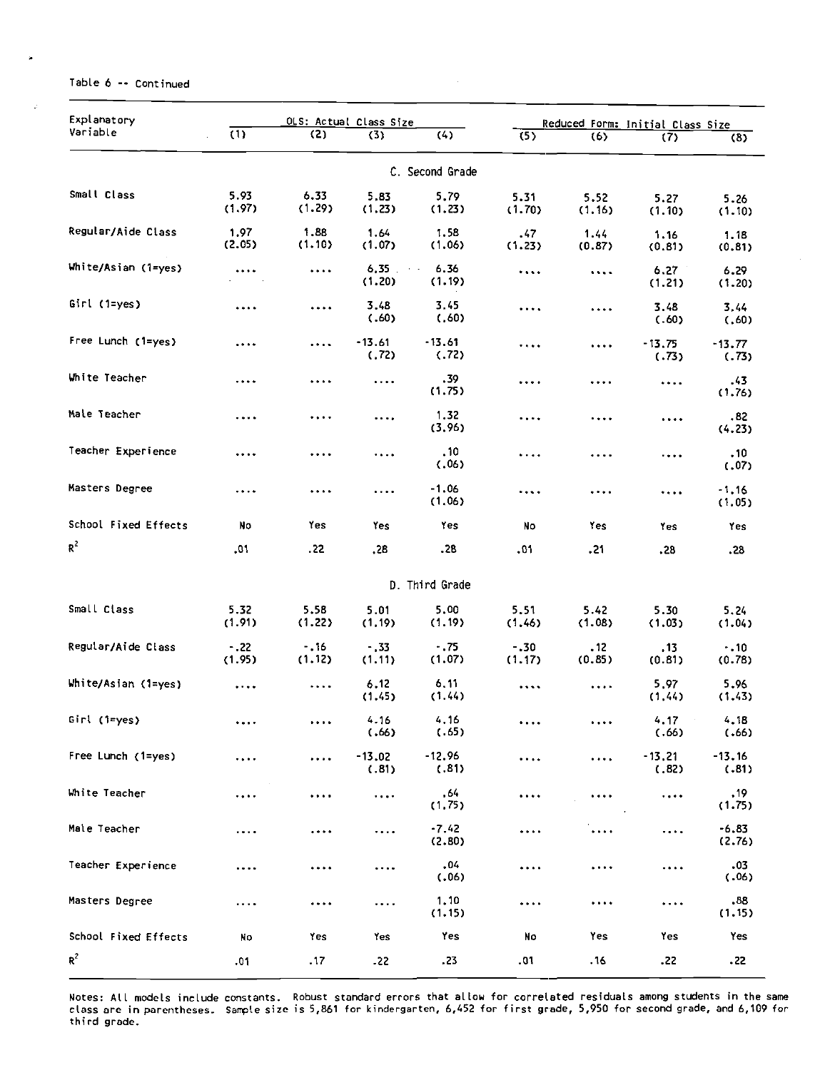Table 6 -- Continued

| Explanatory Variable | OLS: Actual Class Size | | | | Reduced Form: Initial Class Size | | | |
|---|---|---|---|---|---|---|---|---|
| | (1) | (2) | (3) | (4) | (5) | (6) | (7) | (8) |
| | | | | C. Second Grade | | | | |
| Small Class | 5.93 (1.97) | 6.33 (1.29) | 5.83 (1.23) | 5.79 (1.23) | 5.31 (1.70) | 5.52 (1.16) | 5.27 (1.10) | 5.26 (1.10) |
| Regular/Aide Class | 1.97 (2.05) | 1.88 (1.10) | 1.64 (1.07) | 1.58 (1.06) | .47 (1.23) | 1.44 (0.87) | 1.16 (0.81) | 1.18 (0.81) |
| White/Asian (1=yes) | .... | .... | 6.35 (1.20) | 6.36 (1.19) | .... | .... | 6.27 (1.21) | 6.29 (1.20) |
| Girl (1=yes) | .... | .... | 3.48 (.60) | 3.45 (.60) | .... | .... | 3.48 (.60) | 3.44 (.60) |
| Free Lunch (1=yes) | .... | .... | -13.61 (.72) | -13.61 (.72) | .... | .... | -13.75 (.73) | -13.77 (.73) |
| White Teacher | .... | .... | .... | .39 (1.75) | .... | .... | .... | .43 (1.76) |
| Male Teacher | .... | .... | .... | 1.32 (3.96) | .... | .... | .... | .82 (4.23) |
| Teacher Experience | .... | .... | .... | .10 (.06) | .... | .... | .... | .10 (.07) |
| Masters Degree | .... | .... | .... | -1.06 (1.06) | .... | .... | .... | -1.16 (1.05) |
| School Fixed Effects | No | Yes | Yes | Yes | No | Yes | Yes | Yes |
| $R^2$ | .01 | .22 | .28 | .28 | .01 | .21 | .28 | .28 |
| | | | | D. Third Grade | | | | |
| Small Class | 5.32 (1.91) | 5.58 (1.22) | 5.01 (1.19) | 5.00 (1.19) | 5.51 (1.46) | 5.42 (1.08) | 5.30 (1.03) | 5.24 (1.04) |
| Regular/Aide Class | -.22 (1.95) | -.16 (1.12) | -.33 (1.11) | -.75 (1.07) | -.30 (1.17) | .12 (0.85) | .13 (0.81) | -.10 (0.78) |
| White/Asian (1=yes) | .... | .... | 6.12 (1.45) | 6.11 (1.44) | .... | .... | 5.97 (1.44) | 5.96 (1.43) |
| Girl (1=yes) | .... | .... | 4.16 (.66) | 4.16 (.65) | .... | .... | 4.17 (.66) | 4.18 (.66) |
| Free Lunch (1=yes) | .... | .... | -13.02 (.81) | -12.96 (.81) | .... | .... | -13.21 (.82) | -13.16 (.81) |
| White Teacher | .... | .... | .... | .64 (1.75) | .... | .... | .... | .19 (1.75) |
| Male Teacher | .... | .... | .... | -7.42 (2.80) | .... | .... | .... | -6.83 (2.76) |
| Teacher Experience | .... | .... | .... | .04 (.06) | .... | .... | .... | .03 (.06) |
| Masters Degree | .... | .... | .... | 1.10 (1.15) | .... | .... | .... | .88 (1.15) |
| School Fixed Effects | No | Yes | Yes | Yes | No | Yes | Yes | Yes |
| $R^2$ | .01 | .17 | .22 | .23 | .01 | .16 | .22 | .22 |

Notes: All models include constants. Robust standard errors that allow for correlated residuals among students in the same class are in parentheses. Sample size is 5,861 for kindergarten, 6,452 for first grade, 5,950 for second grade, and 6,109 for third grade.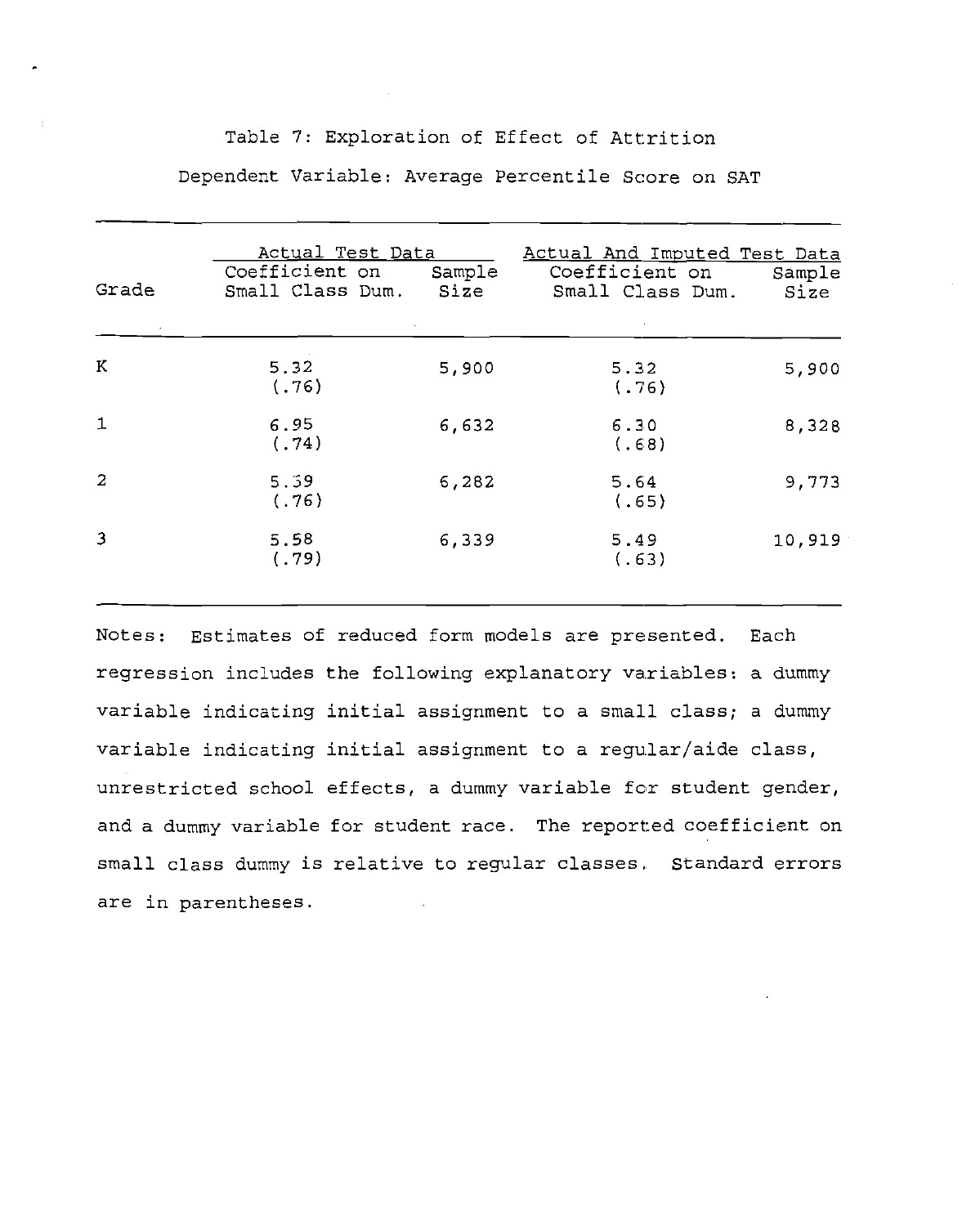Table 7: Exploration of Effect of Attrition

Dependent Variable: Average Percentile Score on SAT

| Grade | Actual Test Data | | Actual And Imputed Test Data | |
|---|---|---|---|---|
| | Coefficient on Small Class Dum. | Sample Size | Coefficient on Small Class Dum. | Sample Size |
| K | 5.32 (.76) | 5,900 | 5.32 (.76) | 5,900 |
| 1 | 6.95 (.74) | 6,632 | 6.30 (.68) | 8,328 |
| 2 | 5.59 (.76) | 6,282 | 5.64 (.65) | 9,773 |
| 3 | 5.58 (.79) | 6,339 | 5.49 (.63) | 10,919 |

Notes: Estimates of reduced form models are presented. Each regression includes the following explanatory variables: a dummy variable indicating initial assignment to a small class; a dummy variable indicating initial assignment to a regular/aide class, unrestricted school effects, a dummy variable for student gender, and a dummy variable for student race. The reported coefficient on small class dummy is relative to regular classes. Standard errors are in parentheses.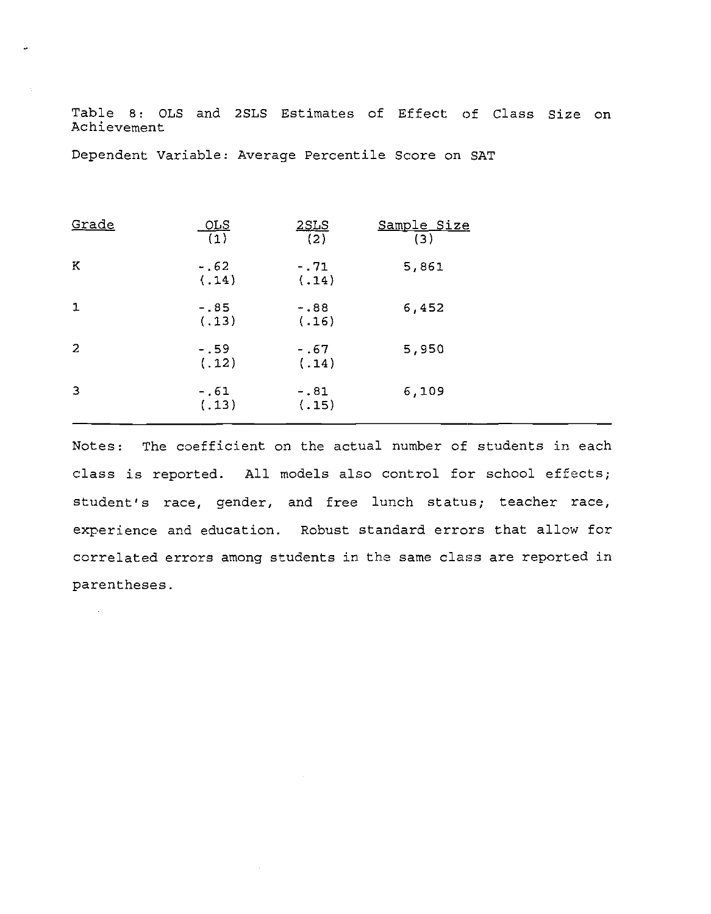Table 8: OLS and 2SLS Estimates of Effect of Class Size on Achievement

Dependent Variable: Average Percentile Score on SAT

| Grade | OLS (1) | 2SLS (2) | Sample Size (3) |
|---|---|---|---|
| K | -.62 (.14) | -.71 (.14) | 5,861 |
| 1 | -.85 (.13) | -.88 (.16) | 6,452 |
| 2 | -.59 (.12) | -.67 (.14) | 5,950 |
| 3 | -.61 (.13) | -.81 (.15) | 6,109 |

Notes: The coefficient on the actual number of students in each class is reported. All models also control for school effects; student's race, gender, and free lunch status; teacher race, experience and education. Robust standard errors that allow for correlated errors among students in the same class are reported in parentheses.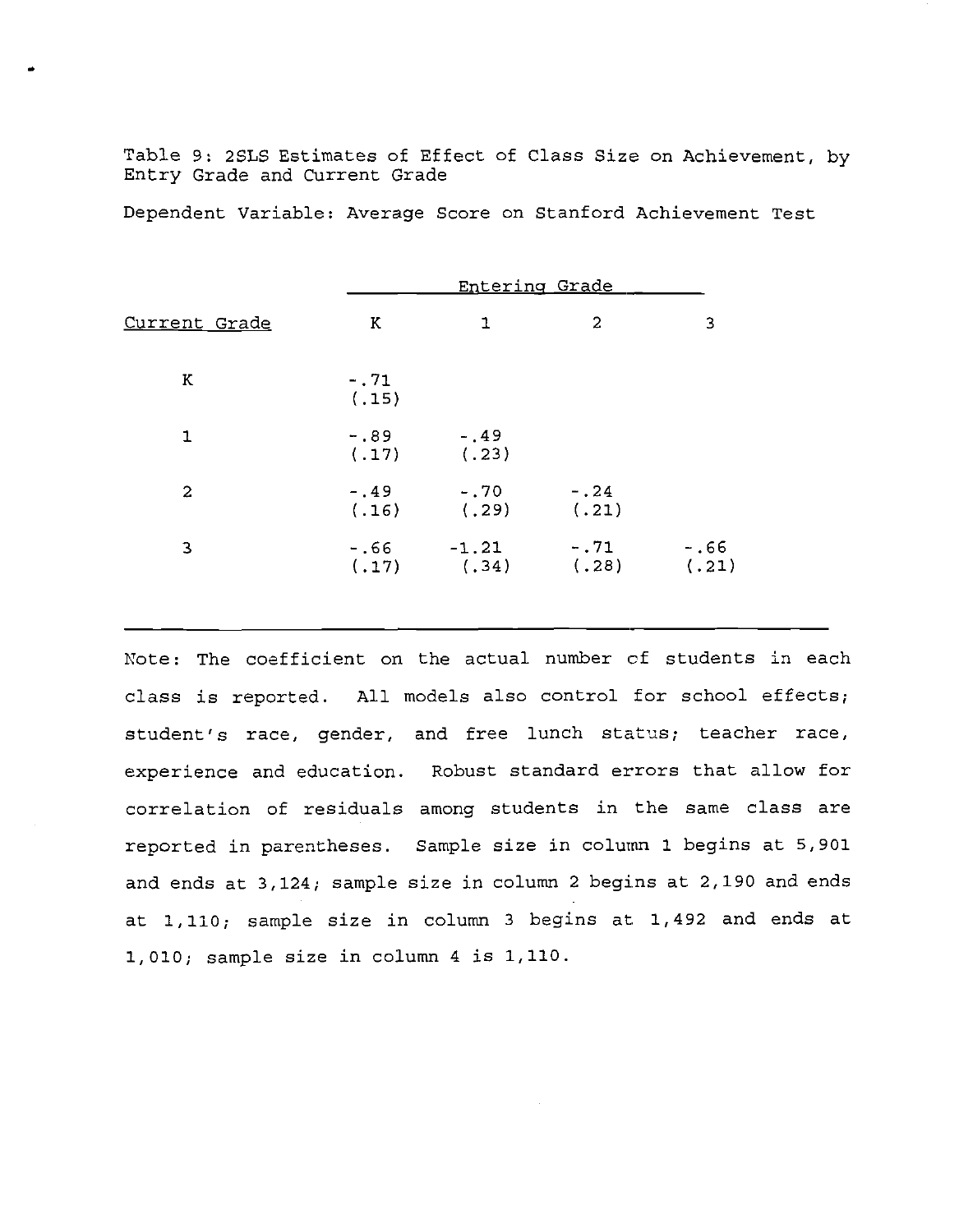Table 9: 2SLS Estimates of Effect of Class Size on Achievement, by Entry Grade and Current Grade

Dependent Variable: Average Score on Stanford Achievement Test

| | Entering Grade | | | |
|---|---|---|---|---|
| Current Grade | K | 1 | 2 | 3 |
| K | -.71 (.15) | | | |
| 1 | -.89 (.17) | -.49 (.23) | | |
| 2 | -.49 (.16) | -.70 (.29) | -.24 (.21) | |
| 3 | -.66 (.17) | -1.21 (.34) | -.71 (.28) | -.66 (.21) |

Note: The coefficient on the actual number of students in each class is reported. All models also control for school effects; student's race, gender, and free lunch status; teacher race, experience and education. Robust standard errors that allow for correlation of residuals among students in the same class are reported in parentheses. Sample size in column 1 begins at 5,901 and ends at 3,124; sample size in column 2 begins at 2,190 and ends at 1,110; sample size in column 3 begins at 1,492 and ends at 1,010; sample size in column 4 is 1,110.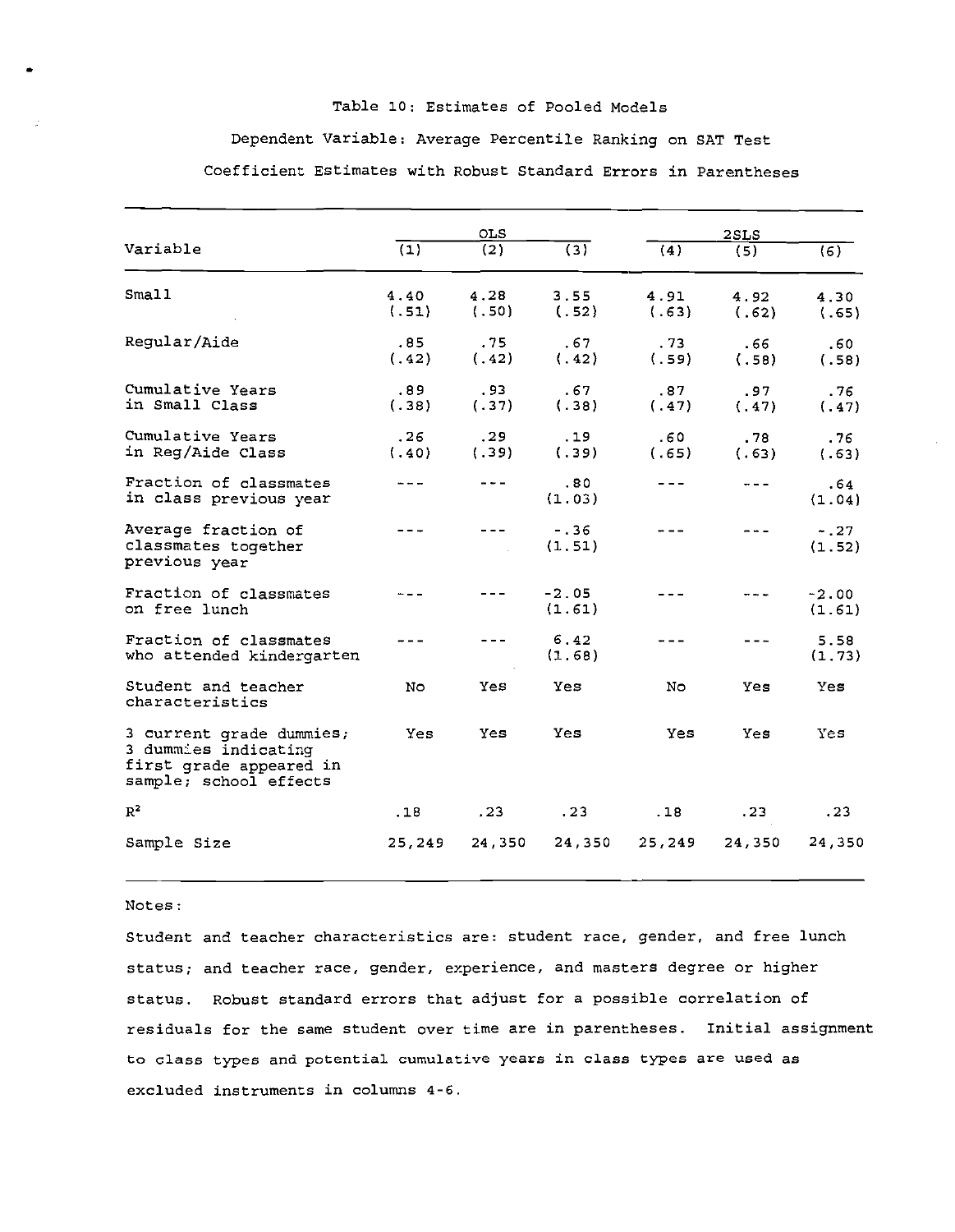Table 10: Estimates of Pooled Models

Dependent Variable: Average Percentile Ranking on SAT Test

Coefficient Estimates with Robust Standard Errors in Parentheses

| Variable | OLS (1) | OLS (2) | OLS (3) | 2SLS (4) | 2SLS (5) | 2SLS (6) |
|---|---|---|---|---|---|---|
| Small | 4.40 (.51) | 4.28 (.50) | 3.55 (.52) | 4.91 (.63) | 4.92 (.62) | 4.30 (.65) |
| Regular/Aide | .85 (.42) | .75 (.42) | .67 (.42) | .73 (.59) | .66 (.58) | .60 (.58) |
| Cumulative Years in Small Class | .89 (.38) | .93 (.37) | .67 (.38) | .87 (.47) | .97 (.47) | .76 (.47) |
| Cumulative Years in Reg/Aide Class | .26 (.40) | .29 (.39) | .19 (.39) | .60 (.65) | .78 (.63) | .76 (.63) |
| Fraction of classmates in class previous year | --- | --- | .80 (1.03) | --- | --- | .64 (1.04) |
| Average fraction of classmates together previous year | --- | --- | -.36 (1.51) | --- | --- | -.27 (1.52) |
| Fraction of classmates on free lunch | --- | --- | -2.05 (1.61) | --- | --- | -2.00 (1.61) |
| Fraction of classmates who attended kindergarten | --- | --- | 6.42 (1.68) | --- | --- | 5.58 (1.73) |
| Student and teacher characteristics | No | Yes | Yes | No | Yes | Yes |
| 3 current grade dummies; 3 dummies indicating first grade appeared in sample; school effects | Yes | Yes | Yes | Yes | Yes | Yes |
| $R^2$ | .18 | .23 | .23 | .18 | .23 | .23 |
| Sample Size | 25,249 | 24,350 | 24,350 | 25,249 | 24,350 | 24,350 |

Notes:

Student and teacher characteristics are: student race, gender, and free lunch status; and teacher race, gender, experience, and masters degree or higher status. Robust standard errors that adjust for a possible correlation of residuals for the same student over time are in parentheses. Initial assignment to class types and potential cumulative years in class types are used as excluded instruments in columns 4-6.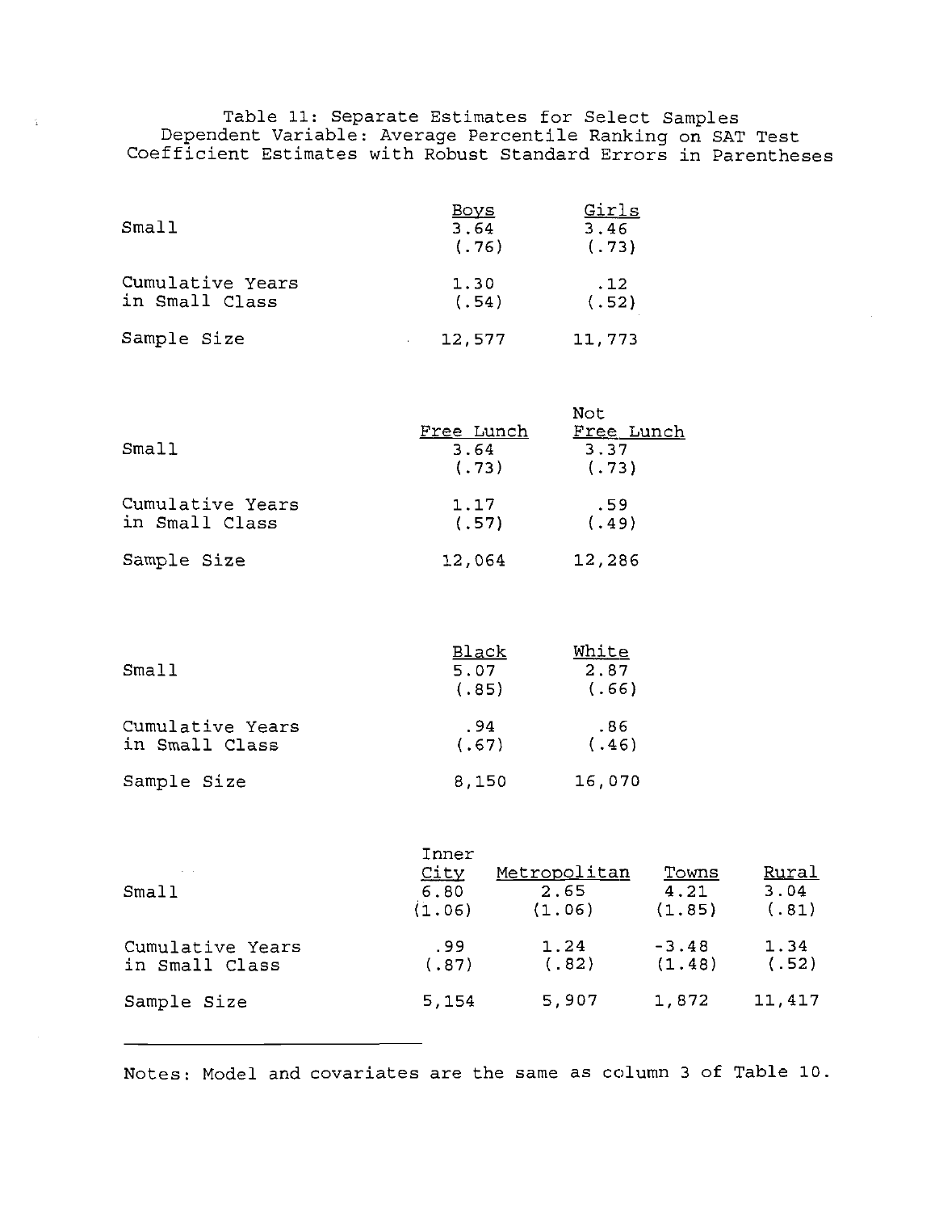Table 11: Separate Estimates for Select Samples
Dependent Variable: Average Percentile Ranking on SAT Test
Coefficient Estimates with Robust Standard Errors in Parentheses

| | Boys | Girls |
|---|---|---|
| Small | 3.64<br>(.76) | 3.46<br>(.73) |
| Cumulative Years in Small Class | 1.30<br>(.54) | .12<br>(.52) |
| Sample Size | 12,577 | 11,773 |

| | Free Lunch | Not Free Lunch |
|---|---|---|
| Small | 3.64<br>(.73) | 3.37<br>(.73) |
| Cumulative Years in Small Class | 1.17<br>(.57) | .59<br>(.49) |
| Sample Size | 12,064 | 12,286 |

| | Black | White |
|---|---|---|
| Small | 5.07<br>(.85) | 2.87<br>(.66) |
| Cumulative Years in Small Class | .94<br>(.67) | .86<br>(.46) |
| Sample Size | 8,150 | 16,070 |

| | Inner City | Metropolitan | Towns | Rural |
|---|---|---|---|---|
| Small | 6.80<br>(1.06) | 2.65<br>(1.06) | 4.21<br>(1.85) | 3.04<br>(.81) |
| Cumulative Years in Small Class | .99<br>(.87) | 1.24<br>(.82) | -3.48<br>(1.48) | 1.34<br>(.52) |
| Sample Size | 5,154 | 5,907 | 1,872 | 11,417 |

Notes: Model and covariates are the same as column 3 of Table 10.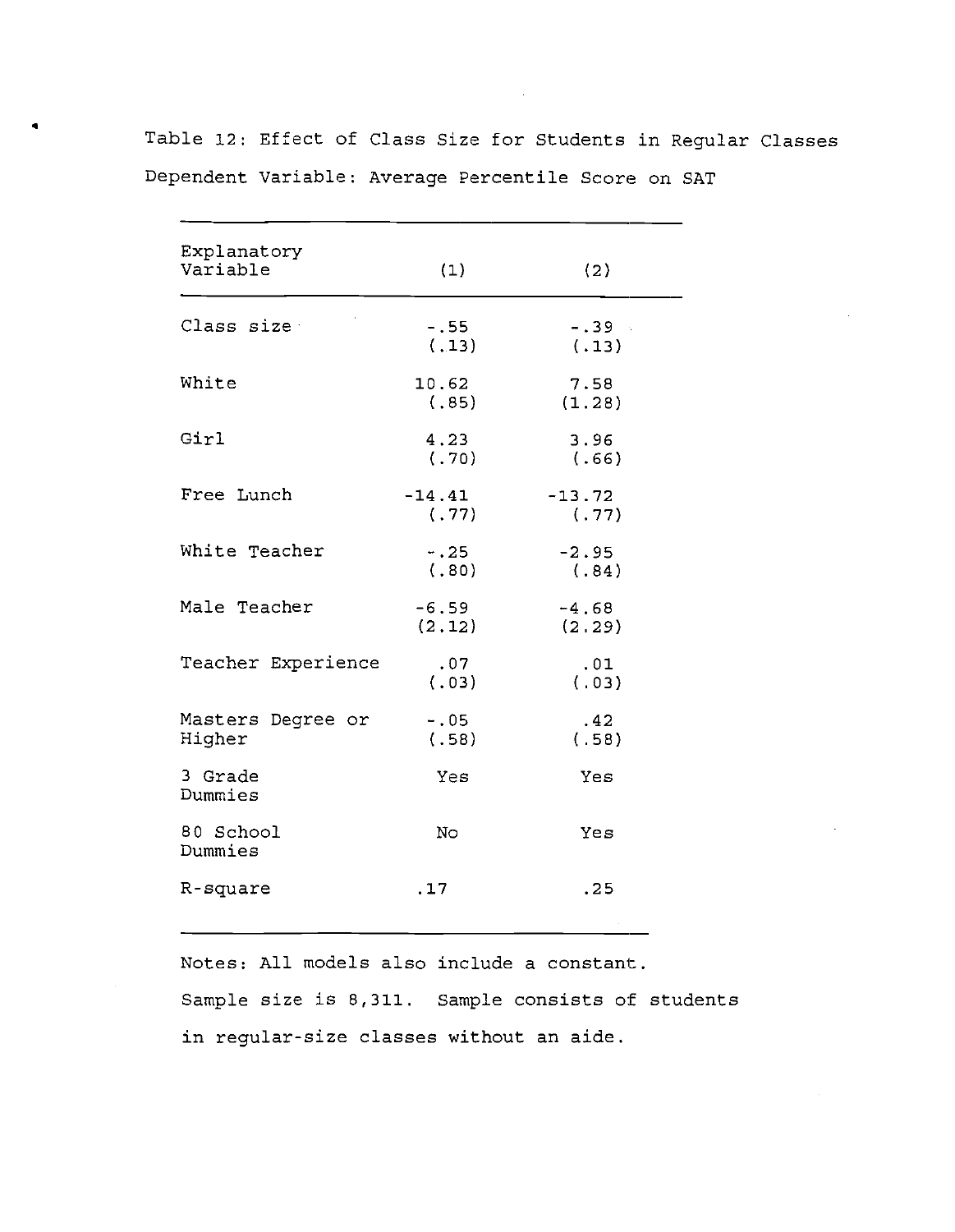Table 12: Effect of Class Size for Students in Regular Classes

Dependent Variable: Average Percentile Score on SAT

| Explanatory Variable | (1) | (2) |
|---|---|---|
| Class size | -.55<br>(.13) | -.39<br>(.13) |
| White | 10.62<br>(.85) | 7.58<br>(1.28) |
| Girl | 4.23<br>(.70) | 3.96<br>(.66) |
| Free Lunch | -14.41<br>(.77) | -13.72<br>(.77) |
| White Teacher | -.25<br>(.80) | -2.95<br>(.84) |
| Male Teacher | -6.59<br>(2.12) | -4.68<br>(2.29) |
| Teacher Experience | .07<br>(.03) | .01<br>(.03) |
| Masters Degree or Higher | -.05<br>(.58) | .42<br>(.58) |
| 3 Grade Dummies | Yes | Yes |
| 80 School Dummies | No | Yes |
| R-square | .17 | .25 |

Notes: All models also include a constant.

Sample size is 8,311. Sample consists of students in regular-size classes without an aide.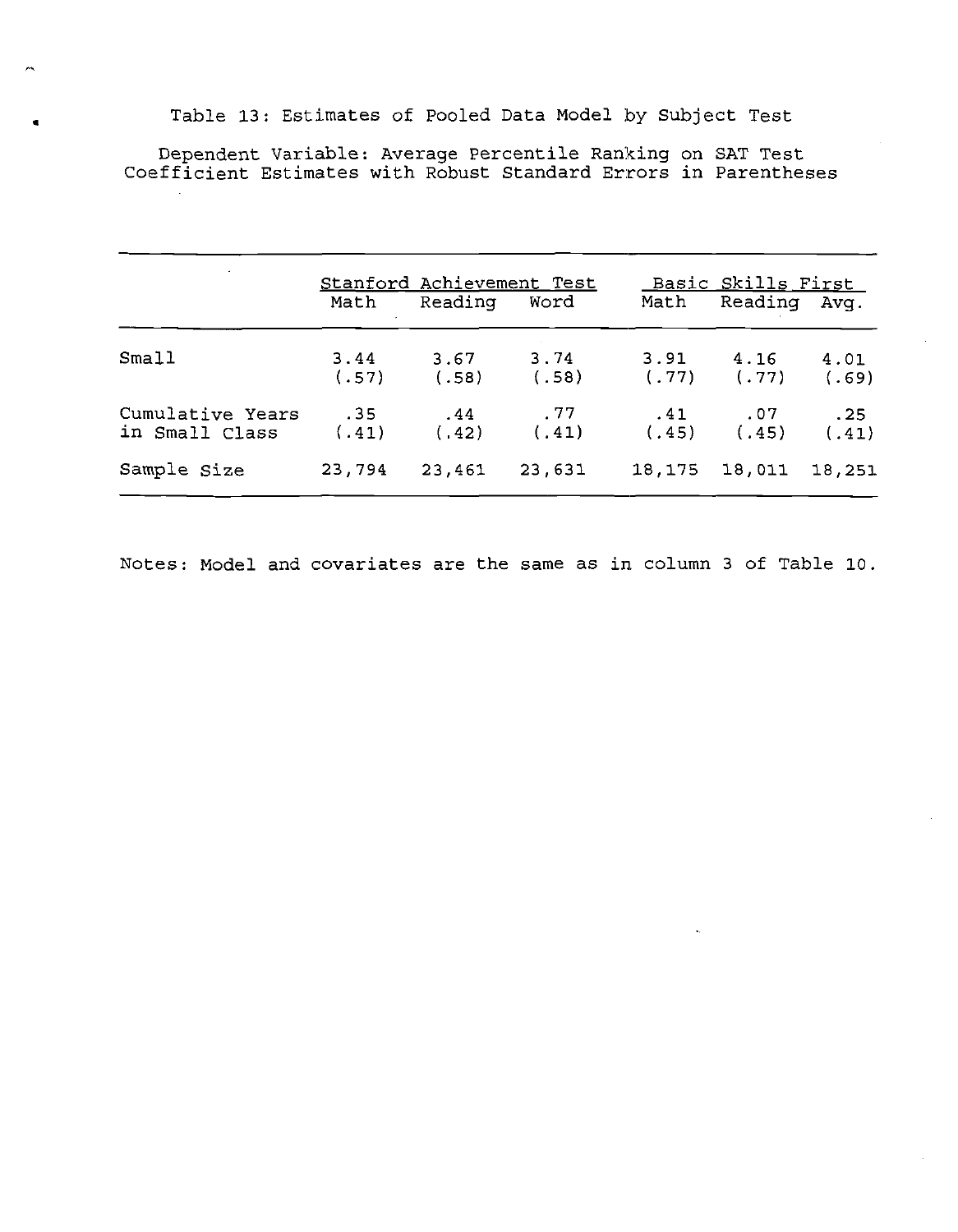Table 13: Estimates of Pooled Data Model by Subject Test

Dependent Variable: Average Percentile Ranking on SAT Test
Coefficient Estimates with Robust Standard Errors in Parentheses

| | Stanford Achievement Test | | | Basic Skills First | | |
|---|---|---|---|---|---|---|
| | Math | Reading | Word | Math | Reading | Avg. |
| Small | 3.44<br>(.57) | 3.67<br>(.58) | 3.74<br>(.58) | 3.91<br>(.77) | 4.16<br>(.77) | 4.01<br>(.69) |
| Cumulative Years in Small Class | .35<br>(.41) | .44<br>(.42) | .77<br>(.41) | .41<br>(.45) | .07<br>(.45) | .25<br>(.41) |
| Sample Size | 23,794 | 23,461 | 23,631 | 18,175 | 18,011 | 18,251 |

Notes: Model and covariates are the same as in column 3 of Table 10.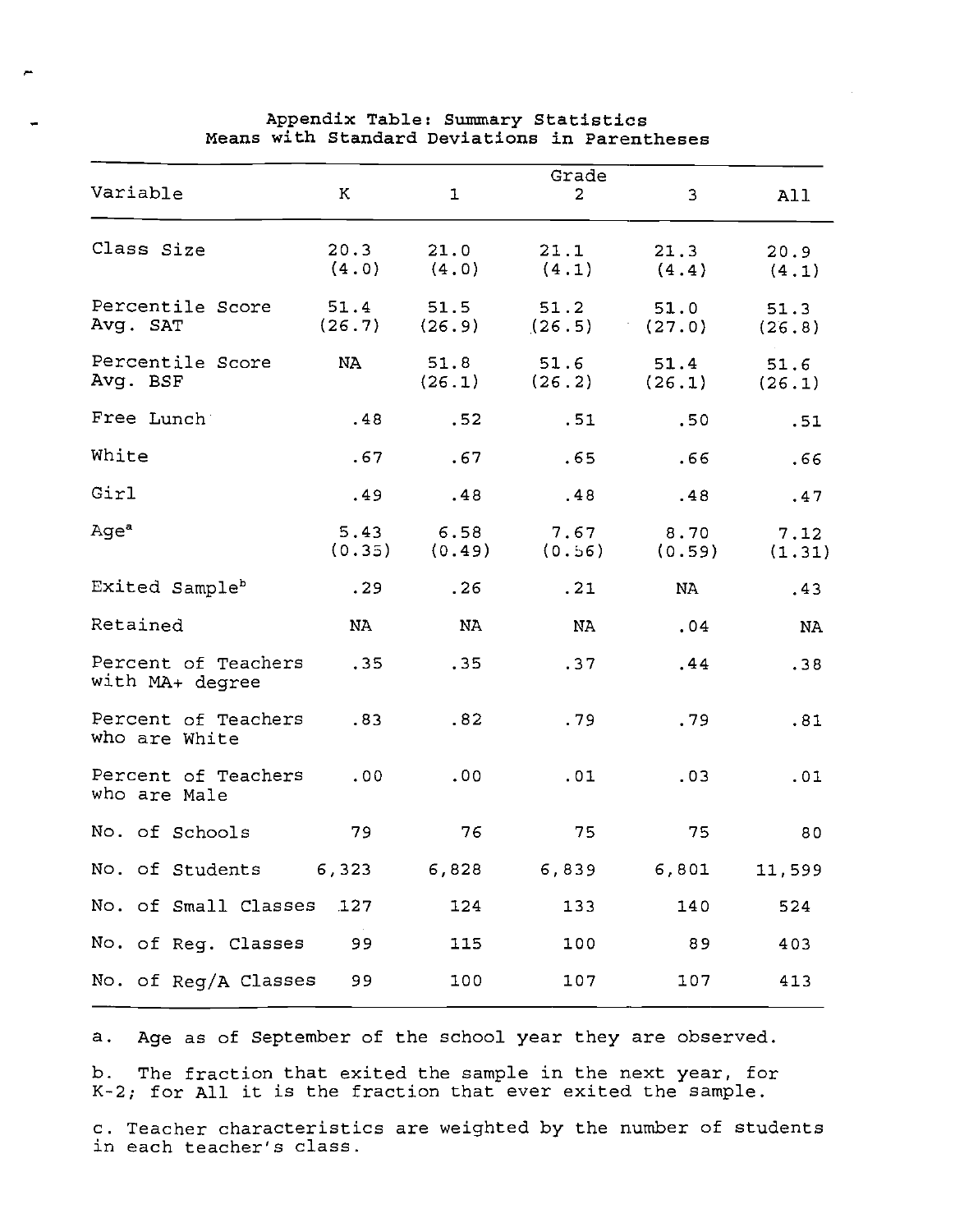Appendix Table: Summary Statistics
Means with Standard Deviations in Parentheses

| Variable | Grade K | 1 | 2 | 3 | All |
|---|---|---|---|---|---|
| Class Size | 20.3 (4.0) | 21.0 (4.0) | 21.1 (4.1) | 21.3 (4.4) | 20.9 (4.1) |
| Percentile Score Avg. SAT | 51.4 (26.7) | 51.5 (26.9) | 51.2 (26.5) | 51.0 (27.0) | 51.3 (26.8) |
| Percentile Score Avg. BSF | NA | 51.8 (26.1) | 51.6 (26.2) | 51.4 (26.1) | 51.6 (26.1) |
| Free Lunch | .48 | .52 | .51 | .50 | .51 |
| White | .67 | .67 | .65 | .66 | .66 |
| Girl | .49 | .48 | .48 | .48 | .47 |
| Age[a] | 5.43 (0.35) | 6.58 (0.49) | 7.67 (0.56) | 8.70 (0.59) | 7.12 (1.31) |
| Exited Sample[b] | .29 | .26 | .21 | NA | .43 |
| Retained | NA | NA | NA | .04 | NA |
| Percent of Teachers with MA+ degree | .35 | .35 | .37 | .44 | .38 |
| Percent of Teachers who are White | .83 | .82 | .79 | .79 | .81 |
| Percent of Teachers who are Male | .00 | .00 | .01 | .03 | .01 |
| No. of Schools | 79 | 76 | 75 | 75 | 80 |
| No. of Students | 6,323 | 6,828 | 6,839 | 6,801 | 11,599 |
| No. of Small Classes | 127 | 124 | 133 | 140 | 524 |
| No. of Reg. Classes | 99 | 115 | 100 | 89 | 403 |
| No. of Reg/A Classes | 99 | 100 | 107 | 107 | 413 |

a. Age as of September of the school year they are observed.

b. The fraction that exited the sample in the next year, for K-2; for All it is the fraction that ever exited the sample.

c. Teacher characteristics are weighted by the number of students in each teacher's class.